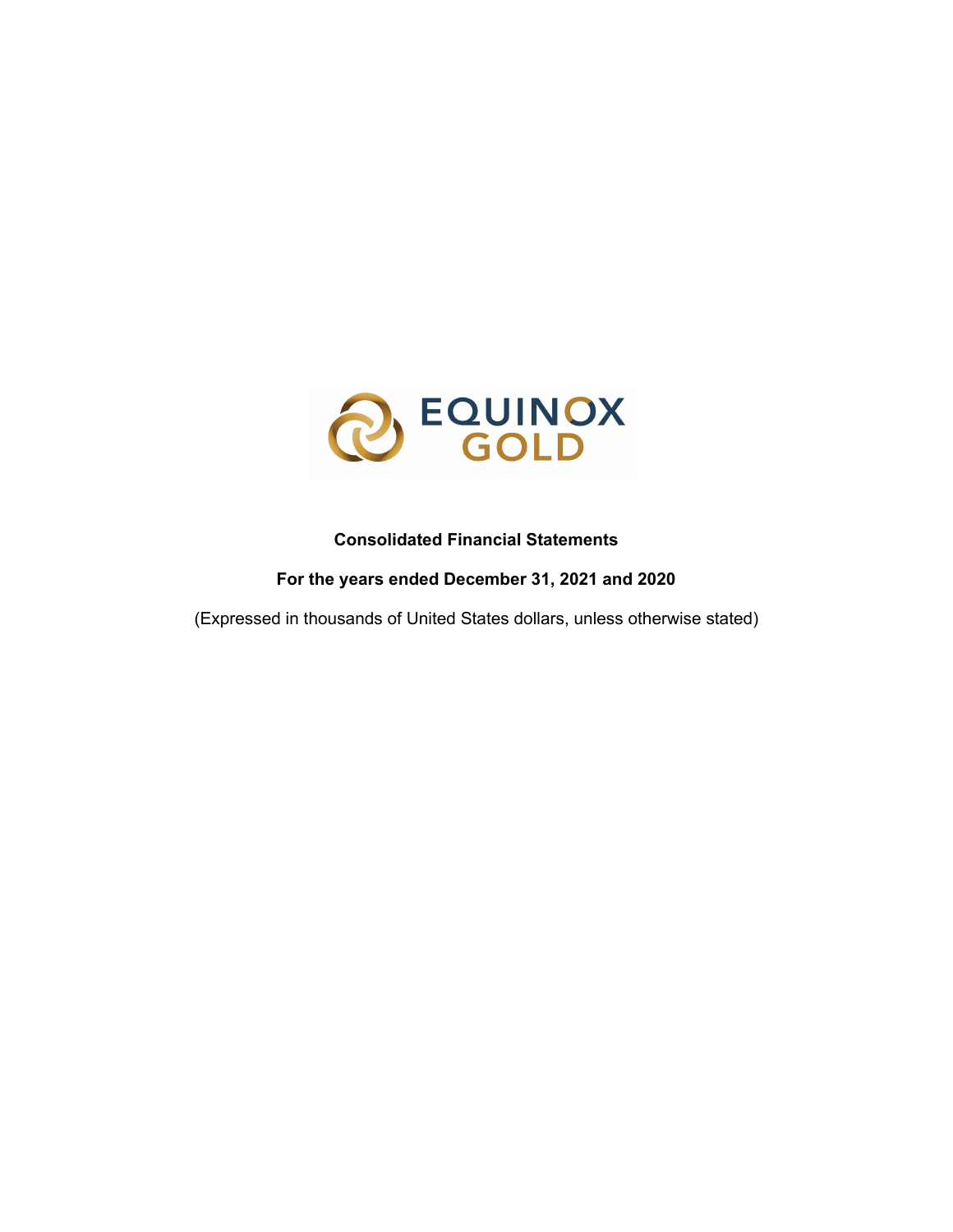EQUINOX GOLD

**Consolidated Financial Statements**

**For the years ended December 31, 2021 and 2020**

(Expressed in thousands of United States dollars, unless otherwise stated)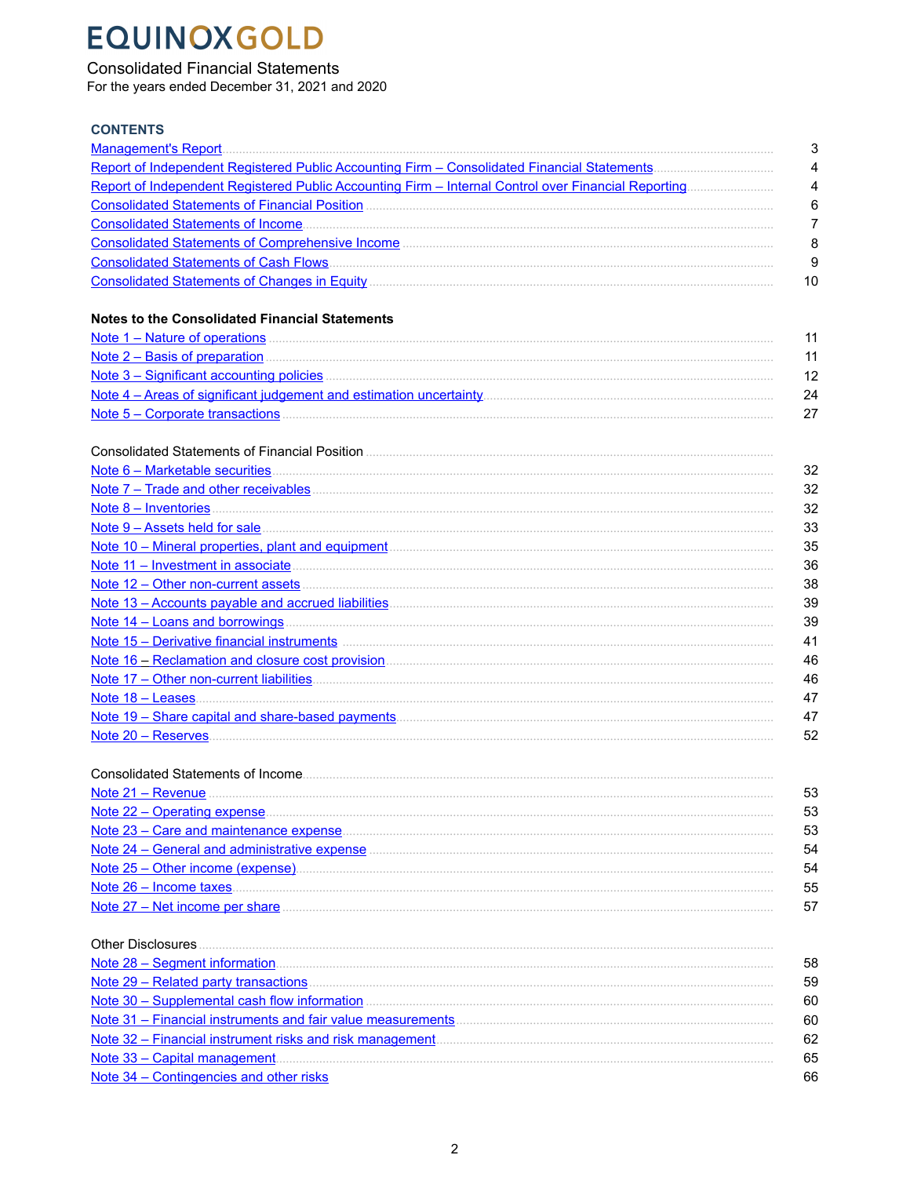# EQUINOX GOLD

Consolidated Financial Statements
For the years ended December 31, 2021 and 2020

## CONTENTS

| | |
|---|---|
| Management's Report | 3 |
| Report of Independent Registered Public Accounting Firm – Consolidated Financial Statements | 4 |
| Report of Independent Registered Public Accounting Firm – Internal Control over Financial Reporting | 4 |
| Consolidated Statements of Financial Position | 6 |
| Consolidated Statements of Income | 7 |
| Consolidated Statements of Comprehensive Income | 8 |
| Consolidated Statements of Cash Flows | 9 |
| Consolidated Statements of Changes in Equity | 10 |

**Notes to the Consolidated Financial Statements**

| | |
|---|---|
| Note 1 – Nature of operations | 11 |
| Note 2 – Basis of preparation | 11 |
| Note 3 – Significant accounting policies | 12 |
| Note 4 – Areas of significant judgement and estimation uncertainty | 24 |
| Note 5 – Corporate transactions | 27 |

Consolidated Statements of Financial Position

| | |
|---|---|
| Note 6 – Marketable securities | 32 |
| Note 7 – Trade and other receivables | 32 |
| Note 8 – Inventories | 32 |
| Note 9 – Assets held for sale | 33 |
| Note 10 – Mineral properties, plant and equipment | 35 |
| Note 11 – Investment in associate | 36 |
| Note 12 – Other non-current assets | 38 |
| Note 13 – Accounts payable and accrued liabilities | 39 |
| Note 14 – Loans and borrowings | 39 |
| Note 15 – Derivative financial instruments | 41 |
| Note 16 – Reclamation and closure cost provision | 46 |
| Note 17 – Other non-current liabilities | 46 |
| Note 18 – Leases | 47 |
| Note 19 – Share capital and share-based payments | 47 |
| Note 20 – Reserves | 52 |

Consolidated Statements of Income

| | |
|---|---|
| Note 21 – Revenue | 53 |
| Note 22 – Operating expense | 53 |
| Note 23 – Care and maintenance expense | 53 |
| Note 24 – General and administrative expense | 54 |
| Note 25 – Other income (expense) | 54 |
| Note 26 – Income taxes | 55 |
| Note 27 – Net income per share | 57 |

Other Disclosures

| | |
|---|---|
| Note 28 – Segment information | 58 |
| Note 29 – Related party transactions | 59 |
| Note 30 – Supplemental cash flow information | 60 |
| Note 31 – Financial instruments and fair value measurements | 60 |
| Note 32 – Financial instrument risks and risk management | 62 |
| Note 33 – Capital management | 65 |
| Note 34 – Contingencies and other risks | 66 |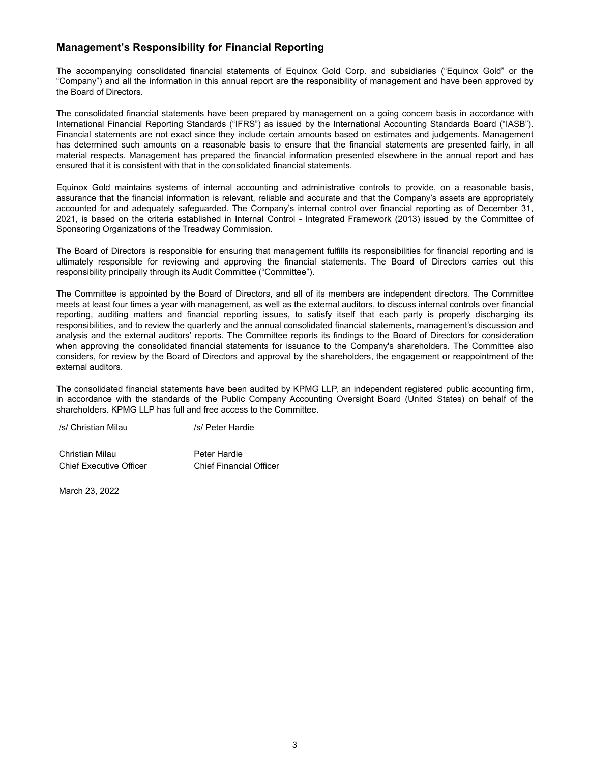## Management's Responsibility for Financial Reporting

The accompanying consolidated financial statements of Equinox Gold Corp. and subsidiaries ("Equinox Gold" or the "Company") and all the information in this annual report are the responsibility of management and have been approved by the Board of Directors.

The consolidated financial statements have been prepared by management on a going concern basis in accordance with International Financial Reporting Standards ("IFRS") as issued by the International Accounting Standards Board ("IASB"). Financial statements are not exact since they include certain amounts based on estimates and judgements. Management has determined such amounts on a reasonable basis to ensure that the financial statements are presented fairly, in all material respects. Management has prepared the financial information presented elsewhere in the annual report and has ensured that it is consistent with that in the consolidated financial statements.

Equinox Gold maintains systems of internal accounting and administrative controls to provide, on a reasonable basis, assurance that the financial information is relevant, reliable and accurate and that the Company's assets are appropriately accounted for and adequately safeguarded. The Company's internal control over financial reporting as of December 31, 2021, is based on the criteria established in Internal Control - Integrated Framework (2013) issued by the Committee of Sponsoring Organizations of the Treadway Commission.

The Board of Directors is responsible for ensuring that management fulfills its responsibilities for financial reporting and is ultimately responsible for reviewing and approving the financial statements. The Board of Directors carries out this responsibility principally through its Audit Committee ("Committee").

The Committee is appointed by the Board of Directors, and all of its members are independent directors. The Committee meets at least four times a year with management, as well as the external auditors, to discuss internal controls over financial reporting, auditing matters and financial reporting issues, to satisfy itself that each party is properly discharging its responsibilities, and to review the quarterly and the annual consolidated financial statements, management's discussion and analysis and the external auditors' reports. The Committee reports its findings to the Board of Directors for consideration when approving the consolidated financial statements for issuance to the Company's shareholders. The Committee also considers, for review by the Board of Directors and approval by the shareholders, the engagement or reappointment of the external auditors.

The consolidated financial statements have been audited by KPMG LLP, an independent registered public accounting firm, in accordance with the standards of the Public Company Accounting Oversight Board (United States) on behalf of the shareholders. KPMG LLP has full and free access to the Committee.

| /s/ Christian Milau | /s/ Peter Hardie |
|---|---|
| Christian Milau | Peter Hardie |
| Chief Executive Officer | Chief Financial Officer |

March 23, 2022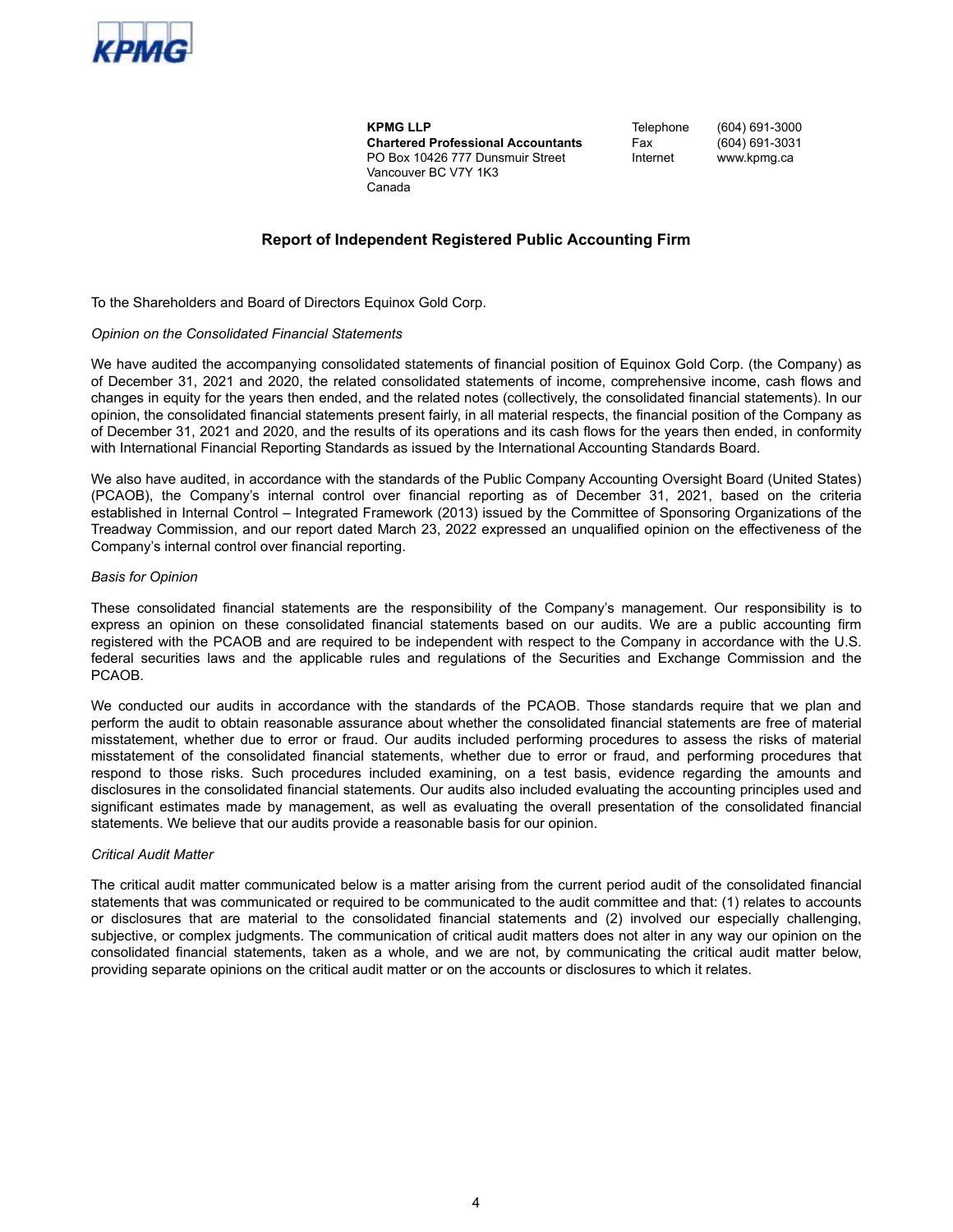KPMG

**KPMG LLP**
**Chartered Professional Accountants**
PO Box 10426 777 Dunsmuir Street
Vancouver BC V7Y 1K3
Canada

Telephone (604) 691-3000
Fax (604) 691-3031
Internet www.kpmg.ca

## Report of Independent Registered Public Accounting Firm

To the Shareholders and Board of Directors Equinox Gold Corp.

*Opinion on the Consolidated Financial Statements*

We have audited the accompanying consolidated statements of financial position of Equinox Gold Corp. (the Company) as of December 31, 2021 and 2020, the related consolidated statements of income, comprehensive income, cash flows and changes in equity for the years then ended, and the related notes (collectively, the consolidated financial statements). In our opinion, the consolidated financial statements present fairly, in all material respects, the financial position of the Company as of December 31, 2021 and 2020, and the results of its operations and its cash flows for the years then ended, in conformity with International Financial Reporting Standards as issued by the International Accounting Standards Board.

We also have audited, in accordance with the standards of the Public Company Accounting Oversight Board (United States) (PCAOB), the Company's internal control over financial reporting as of December 31, 2021, based on the criteria established in Internal Control – Integrated Framework (2013) issued by the Committee of Sponsoring Organizations of the Treadway Commission, and our report dated March 23, 2022 expressed an unqualified opinion on the effectiveness of the Company's internal control over financial reporting.

*Basis for Opinion*

These consolidated financial statements are the responsibility of the Company's management. Our responsibility is to express an opinion on these consolidated financial statements based on our audits. We are a public accounting firm registered with the PCAOB and are required to be independent with respect to the Company in accordance with the U.S. federal securities laws and the applicable rules and regulations of the Securities and Exchange Commission and the PCAOB.

We conducted our audits in accordance with the standards of the PCAOB. Those standards require that we plan and perform the audit to obtain reasonable assurance about whether the consolidated financial statements are free of material misstatement, whether due to error or fraud. Our audits included performing procedures to assess the risks of material misstatement of the consolidated financial statements, whether due to error or fraud, and performing procedures that respond to those risks. Such procedures included examining, on a test basis, evidence regarding the amounts and disclosures in the consolidated financial statements. Our audits also included evaluating the accounting principles used and significant estimates made by management, as well as evaluating the overall presentation of the consolidated financial statements. We believe that our audits provide a reasonable basis for our opinion.

*Critical Audit Matter*

The critical audit matter communicated below is a matter arising from the current period audit of the consolidated financial statements that was communicated or required to be communicated to the audit committee and that: (1) relates to accounts or disclosures that are material to the consolidated financial statements and (2) involved our especially challenging, subjective, or complex judgments. The communication of critical audit matters does not alter in any way our opinion on the consolidated financial statements, taken as a whole, and we are not, by communicating the critical audit matter below, providing separate opinions on the critical audit matter or on the accounts or disclosures to which it relates.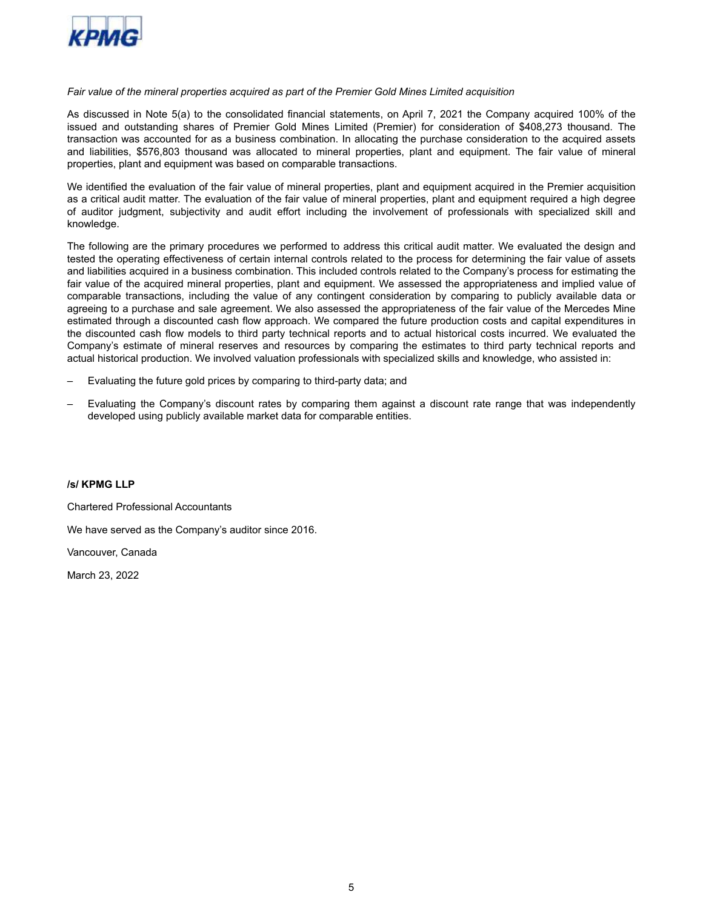*Fair value of the mineral properties acquired as part of the Premier Gold Mines Limited acquisition*

As discussed in Note 5(a) to the consolidated financial statements, on April 7, 2021 the Company acquired 100% of the issued and outstanding shares of Premier Gold Mines Limited (Premier) for consideration of $408,273 thousand. The transaction was accounted for as a business combination. In allocating the purchase consideration to the acquired assets and liabilities, $576,803 thousand was allocated to mineral properties, plant and equipment. The fair value of mineral properties, plant and equipment was based on comparable transactions.

We identified the evaluation of the fair value of mineral properties, plant and equipment acquired in the Premier acquisition as a critical audit matter. The evaluation of the fair value of mineral properties, plant and equipment required a high degree of auditor judgment, subjectivity and audit effort including the involvement of professionals with specialized skill and knowledge.

The following are the primary procedures we performed to address this critical audit matter. We evaluated the design and tested the operating effectiveness of certain internal controls related to the process for determining the fair value of assets and liabilities acquired in a business combination. This included controls related to the Company's process for estimating the fair value of the acquired mineral properties, plant and equipment. We assessed the appropriateness and implied value of comparable transactions, including the value of any contingent consideration by comparing to publicly available data or agreeing to a purchase and sale agreement. We also assessed the appropriateness of the fair value of the Mercedes Mine estimated through a discounted cash flow approach. We compared the future production costs and capital expenditures in the discounted cash flow models to third party technical reports and to actual historical costs incurred. We evaluated the Company's estimate of mineral reserves and resources by comparing the estimates to third party technical reports and actual historical production. We involved valuation professionals with specialized skills and knowledge, who assisted in:

– Evaluating the future gold prices by comparing to third-party data; and

– Evaluating the Company's discount rates by comparing them against a discount rate range that was independently developed using publicly available market data for comparable entities.

**/s/ KPMG LLP**

Chartered Professional Accountants

We have served as the Company's auditor since 2016.

Vancouver, Canada

March 23, 2022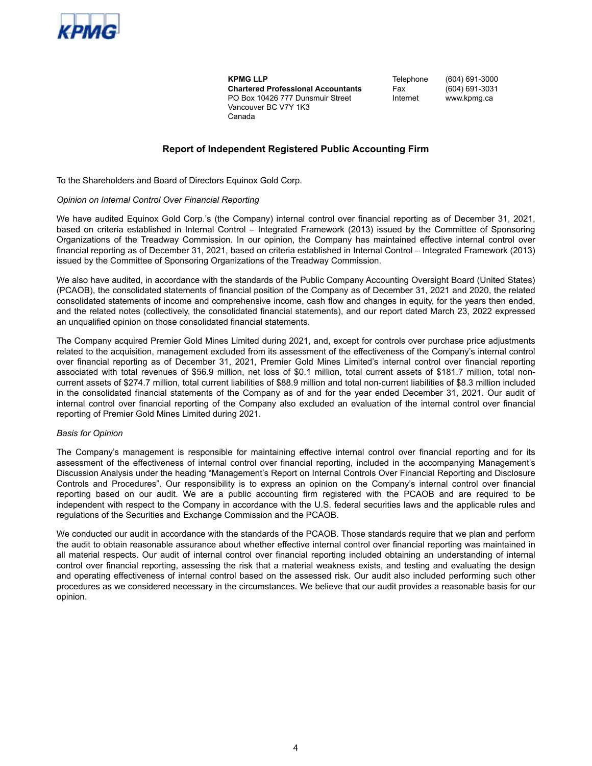KPMG

**KPMG LLP**
**Chartered Professional Accountants**
PO Box 10426 777 Dunsmuir Street
Vancouver BC V7Y 1K3
Canada

Telephone (604) 691-3000
Fax (604) 691-3031
Internet www.kpmg.ca

## Report of Independent Registered Public Accounting Firm

To the Shareholders and Board of Directors Equinox Gold Corp.

*Opinion on Internal Control Over Financial Reporting*

We have audited Equinox Gold Corp.'s (the Company) internal control over financial reporting as of December 31, 2021, based on criteria established in Internal Control – Integrated Framework (2013) issued by the Committee of Sponsoring Organizations of the Treadway Commission. In our opinion, the Company has maintained effective internal control over financial reporting as of December 31, 2021, based on criteria established in Internal Control – Integrated Framework (2013) issued by the Committee of Sponsoring Organizations of the Treadway Commission.

We also have audited, in accordance with the standards of the Public Company Accounting Oversight Board (United States) (PCAOB), the consolidated statements of financial position of the Company as of December 31, 2021 and 2020, the related consolidated statements of income and comprehensive income, cash flow and changes in equity, for the years then ended, and the related notes (collectively, the consolidated financial statements), and our report dated March 23, 2022 expressed an unqualified opinion on those consolidated financial statements.

The Company acquired Premier Gold Mines Limited during 2021, and, except for controls over purchase price adjustments related to the acquisition, management excluded from its assessment of the effectiveness of the Company's internal control over financial reporting as of December 31, 2021, Premier Gold Mines Limited's internal control over financial reporting associated with total revenues of $56.9 million, net loss of $0.1 million, total current assets of $181.7 million, total non-current assets of $274.7 million, total current liabilities of $88.9 million and total non-current liabilities of $8.3 million included in the consolidated financial statements of the Company as of and for the year ended December 31, 2021. Our audit of internal control over financial reporting of the Company also excluded an evaluation of the internal control over financial reporting of Premier Gold Mines Limited during 2021.

*Basis for Opinion*

The Company's management is responsible for maintaining effective internal control over financial reporting and for its assessment of the effectiveness of internal control over financial reporting, included in the accompanying Management's Discussion Analysis under the heading "Management's Report on Internal Controls Over Financial Reporting and Disclosure Controls and Procedures". Our responsibility is to express an opinion on the Company's internal control over financial reporting based on our audit. We are a public accounting firm registered with the PCAOB and are required to be independent with respect to the Company in accordance with the U.S. federal securities laws and the applicable rules and regulations of the Securities and Exchange Commission and the PCAOB.

We conducted our audit in accordance with the standards of the PCAOB. Those standards require that we plan and perform the audit to obtain reasonable assurance about whether effective internal control over financial reporting was maintained in all material respects. Our audit of internal control over financial reporting included obtaining an understanding of internal control over financial reporting, assessing the risk that a material weakness exists, and testing and evaluating the design and operating effectiveness of internal control based on the assessed risk. Our audit also included performing such other procedures as we considered necessary in the circumstances. We believe that our audit provides a reasonable basis for our opinion.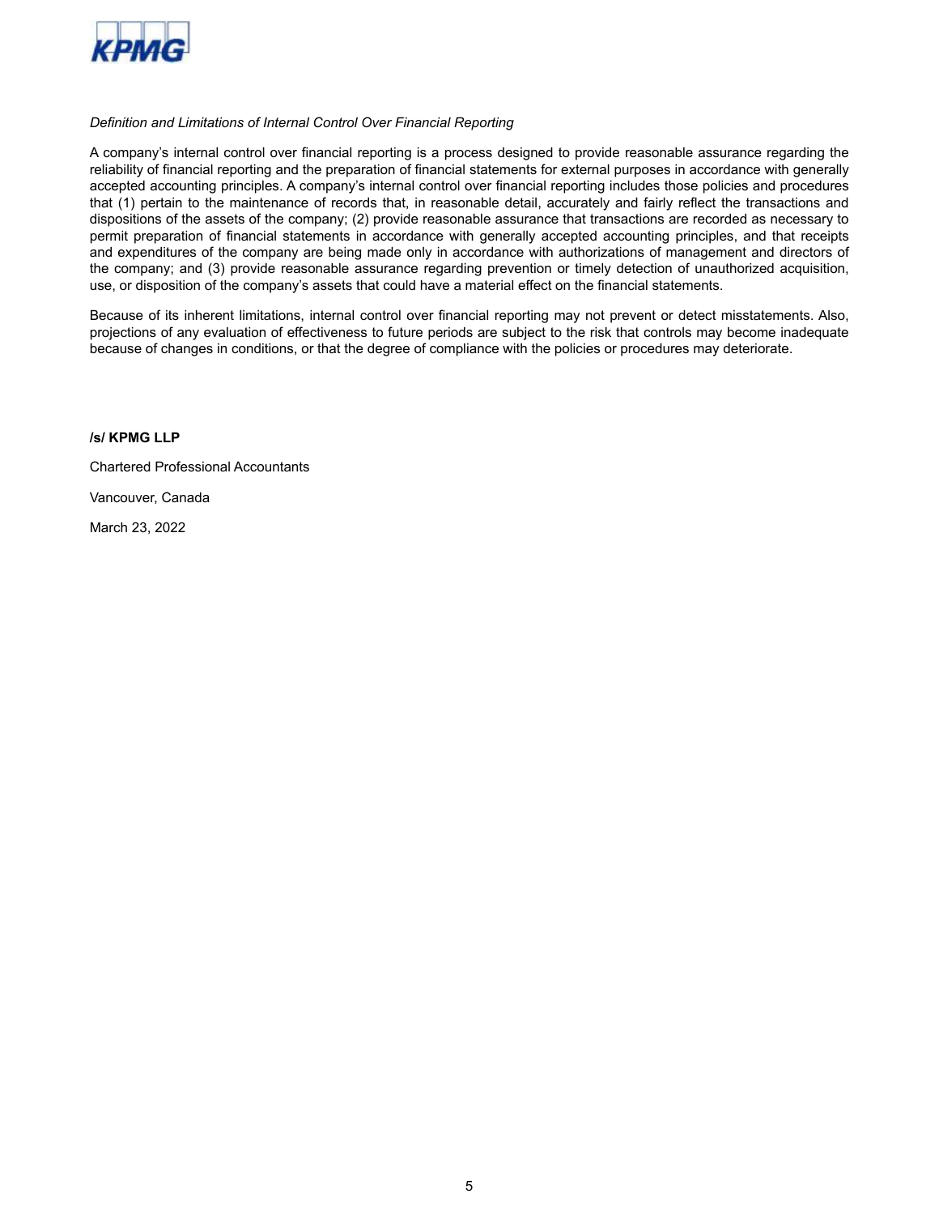*Definition and Limitations of Internal Control Over Financial Reporting*

A company's internal control over financial reporting is a process designed to provide reasonable assurance regarding the reliability of financial reporting and the preparation of financial statements for external purposes in accordance with generally accepted accounting principles. A company's internal control over financial reporting includes those policies and procedures that (1) pertain to the maintenance of records that, in reasonable detail, accurately and fairly reflect the transactions and dispositions of the assets of the company; (2) provide reasonable assurance that transactions are recorded as necessary to permit preparation of financial statements in accordance with generally accepted accounting principles, and that receipts and expenditures of the company are being made only in accordance with authorizations of management and directors of the company; and (3) provide reasonable assurance regarding prevention or timely detection of unauthorized acquisition, use, or disposition of the company's assets that could have a material effect on the financial statements.

Because of its inherent limitations, internal control over financial reporting may not prevent or detect misstatements. Also, projections of any evaluation of effectiveness to future periods are subject to the risk that controls may become inadequate because of changes in conditions, or that the degree of compliance with the policies or procedures may deteriorate.

**/s/ KPMG LLP**

Chartered Professional Accountants

Vancouver, Canada

March 23, 2022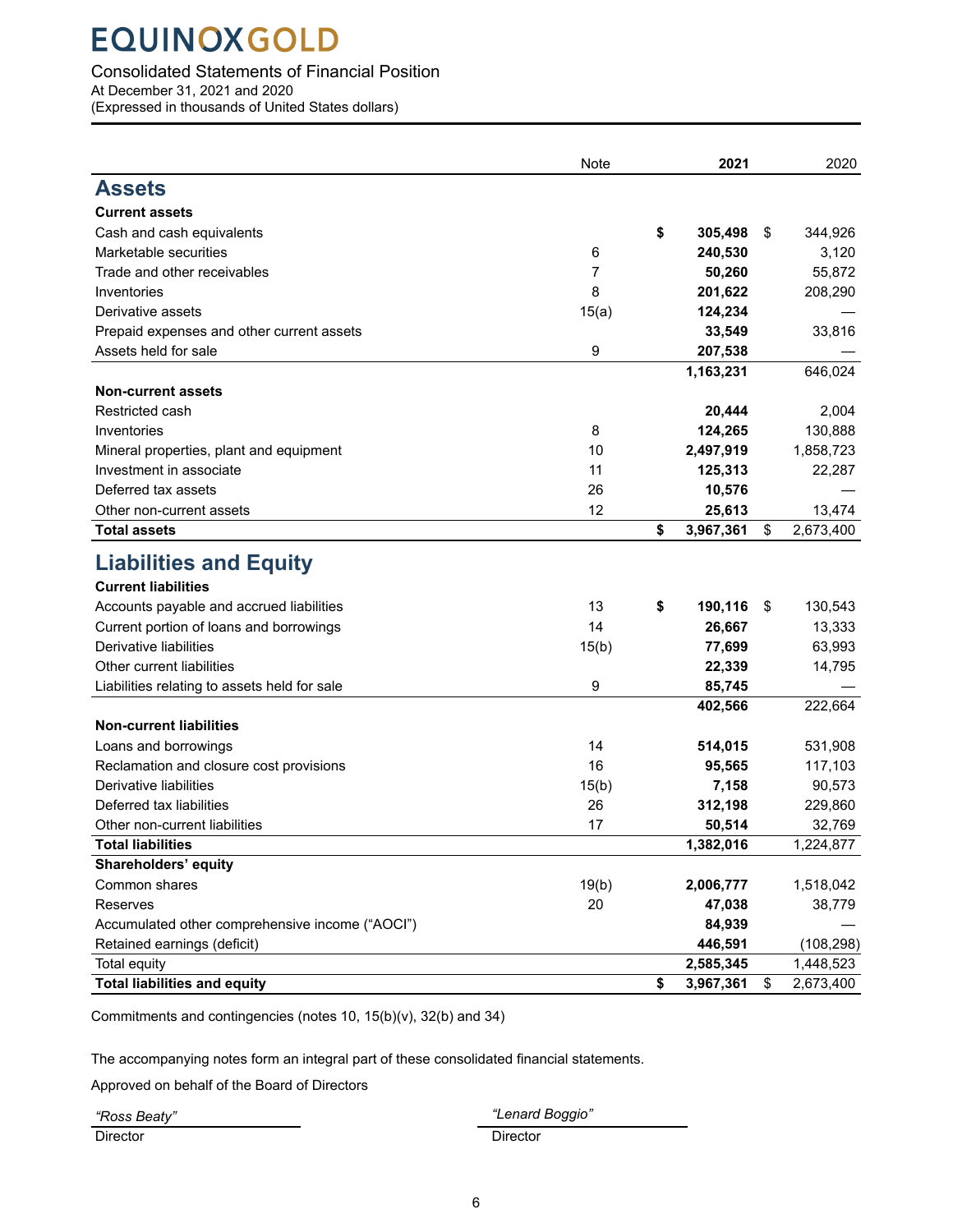# EQUINOX GOLD

Consolidated Statements of Financial Position
At December 31, 2021 and 2020
(Expressed in thousands of United States dollars)

| | Note | 2021 | 2020 |
|---|---|---|---|
| **Assets** | | | |
| **Current assets** | | | |
| Cash and cash equivalents | | **$ 305,498** | $ 344,926 |
| Marketable securities | 6 | **240,530** | 3,120 |
| Trade and other receivables | 7 | **50,260** | 55,872 |
| Inventories | 8 | **201,622** | 208,290 |
| Derivative assets | 15(a) | **124,234** | — |
| Prepaid expenses and other current assets | | **33,549** | 33,816 |
| Assets held for sale | 9 | **207,538** | — |
| | | **1,163,231** | 646,024 |
| **Non-current assets** | | | |
| Restricted cash | | **20,444** | 2,004 |
| Inventories | 8 | **124,265** | 130,888 |
| Mineral properties, plant and equipment | 10 | **2,497,919** | 1,858,723 |
| Investment in associate | 11 | **125,313** | 22,287 |
| Deferred tax assets | 26 | **10,576** | — |
| Other non-current assets | 12 | **25,613** | 13,474 |
| **Total assets** | | **$ 3,967,361** | $ 2,673,400 |
| **Liabilities and Equity** | | | |
| **Current liabilities** | | | |
| Accounts payable and accrued liabilities | 13 | **$ 190,116** | $ 130,543 |
| Current portion of loans and borrowings | 14 | **26,667** | 13,333 |
| Derivative liabilities | 15(b) | **77,699** | 63,993 |
| Other current liabilities | | **22,339** | 14,795 |
| Liabilities relating to assets held for sale | 9 | **85,745** | — |
| | | **402,566** | 222,664 |
| **Non-current liabilities** | | | |
| Loans and borrowings | 14 | **514,015** | 531,908 |
| Reclamation and closure cost provisions | 16 | **95,565** | 117,103 |
| Derivative liabilities | 15(b) | **7,158** | 90,573 |
| Deferred tax liabilities | 26 | **312,198** | 229,860 |
| Other non-current liabilities | 17 | **50,514** | 32,769 |
| **Total liabilities** | | **1,382,016** | 1,224,877 |
| **Shareholders' equity** | | | |
| Common shares | 19(b) | **2,006,777** | 1,518,042 |
| Reserves | 20 | **47,038** | 38,779 |
| Accumulated other comprehensive income ("AOCI") | | **84,939** | — |
| Retained earnings (deficit) | | **446,591** | (108,298) |
| Total equity | | **2,585,345** | 1,448,523 |
| **Total liabilities and equity** | | **$ 3,967,361** | $ 2,673,400 |

Commitments and contingencies (notes 10, 15(b)(v), 32(b) and 34)

The accompanying notes form an integral part of these consolidated financial statements.

Approved on behalf of the Board of Directors

*"Ross Beaty"*
Director

*"Lenard Boggio"*
Director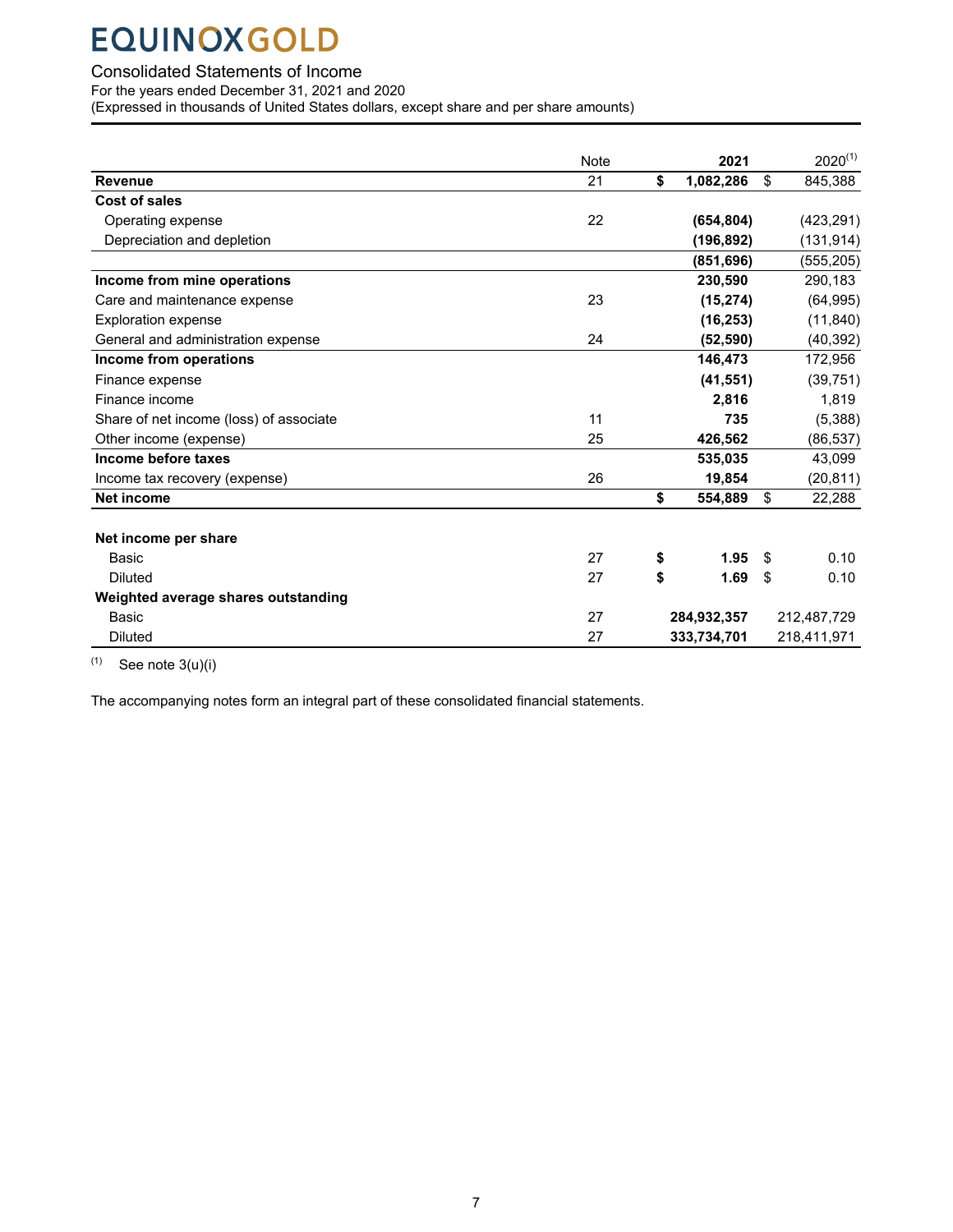# EQUINOX GOLD

Consolidated Statements of Income
For the years ended December 31, 2021 and 2020
(Expressed in thousands of United States dollars, except share and per share amounts)

| | Note | 2021 | 2020[1] |
|---|---|---|---|
| **Revenue** | 21 | **$ 1,082,286** | $ 845,388 |
| **Cost of sales** | | | |
| Operating expense | 22 | **(654,804)** | (423,291) |
| Depreciation and depletion | | **(196,892)** | (131,914) |
| | | **(851,696)** | (555,205) |
| **Income from mine operations** | | **230,590** | 290,183 |
| Care and maintenance expense | 23 | **(15,274)** | (64,995) |
| Exploration expense | | **(16,253)** | (11,840) |
| General and administration expense | 24 | **(52,590)** | (40,392) |
| **Income from operations** | | **146,473** | 172,956 |
| Finance expense | | **(41,551)** | (39,751) |
| Finance income | | **2,816** | 1,819 |
| Share of net income (loss) of associate | 11 | **735** | (5,388) |
| Other income (expense) | 25 | **426,562** | (86,537) |
| **Income before taxes** | | **535,035** | 43,099 |
| Income tax recovery (expense) | 26 | **19,854** | (20,811) |
| **Net income** | | **$ 554,889** | $ 22,288 |
| | | | |
| **Net income per share** | | | |
| Basic | 27 | **$ 1.95** | $ 0.10 |
| Diluted | 27 | **$ 1.69** | $ 0.10 |
| **Weighted average shares outstanding** | | | |
| Basic | 27 | **284,932,357** | 212,487,729 |
| Diluted | 27 | **333,734,701** | 218,411,971 |

[1] See note 3(u)(i)

The accompanying notes form an integral part of these consolidated financial statements.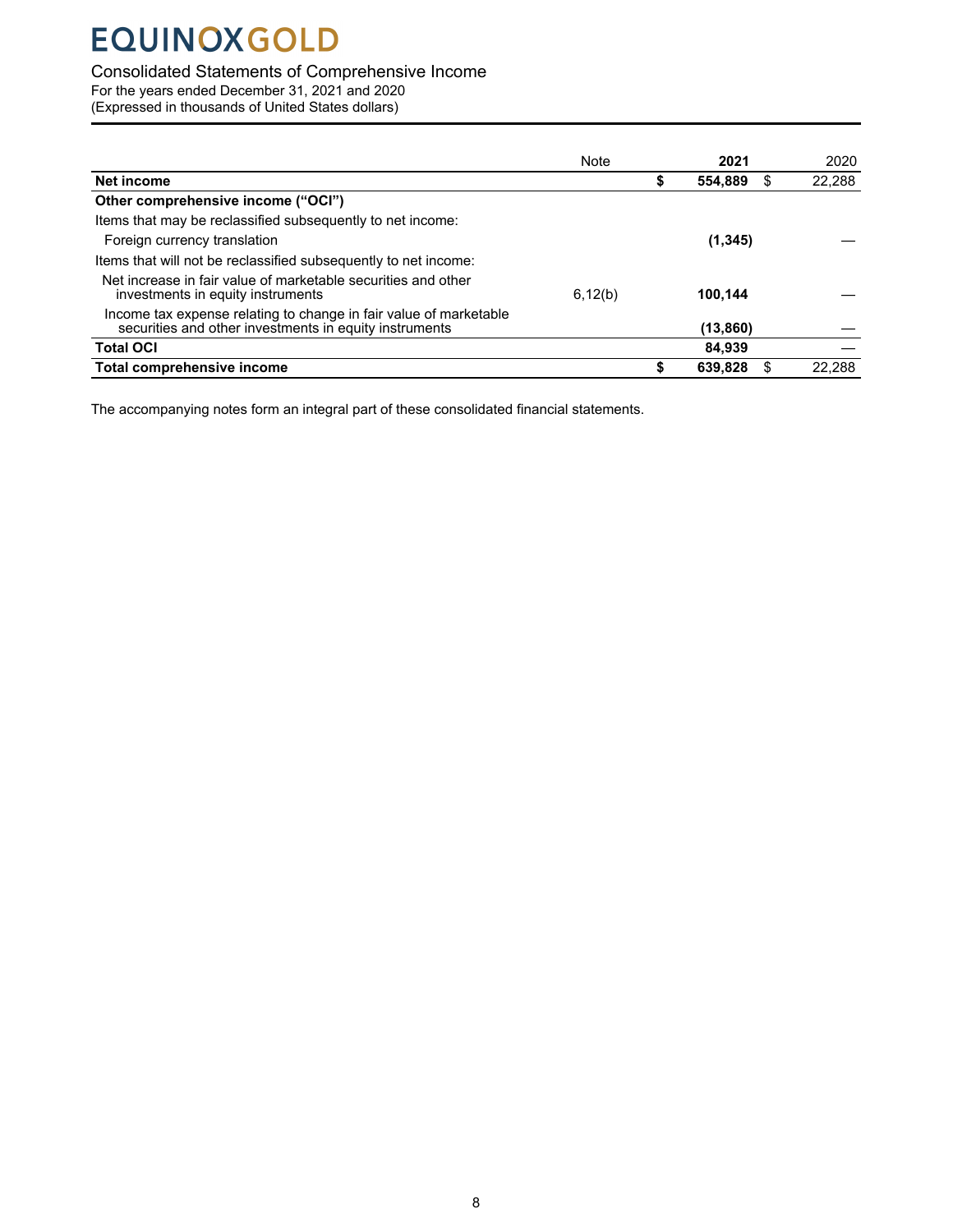# EQUINOX GOLD

Consolidated Statements of Comprehensive Income
For the years ended December 31, 2021 and 2020
(Expressed in thousands of United States dollars)

| | Note | **2021** | 2020 |
|---|---|---|---|
| **Net income** | | **$ 554,889** | $ 22,288 |
| **Other comprehensive income (“OCI”)** | | | |
| Items that may be reclassified subsequently to net income: | | | |
| Foreign currency translation | | **(1,345)** | — |
| Items that will not be reclassified subsequently to net income: | | | |
| Net increase in fair value of marketable securities and other investments in equity instruments | 6,12(b) | **100,144** | — |
| Income tax expense relating to change in fair value of marketable securities and other investments in equity instruments | | **(13,860)** | — |
| **Total OCI** | | **84,939** | — |
| **Total comprehensive income** | | **$ 639,828** | $ 22,288 |

The accompanying notes form an integral part of these consolidated financial statements.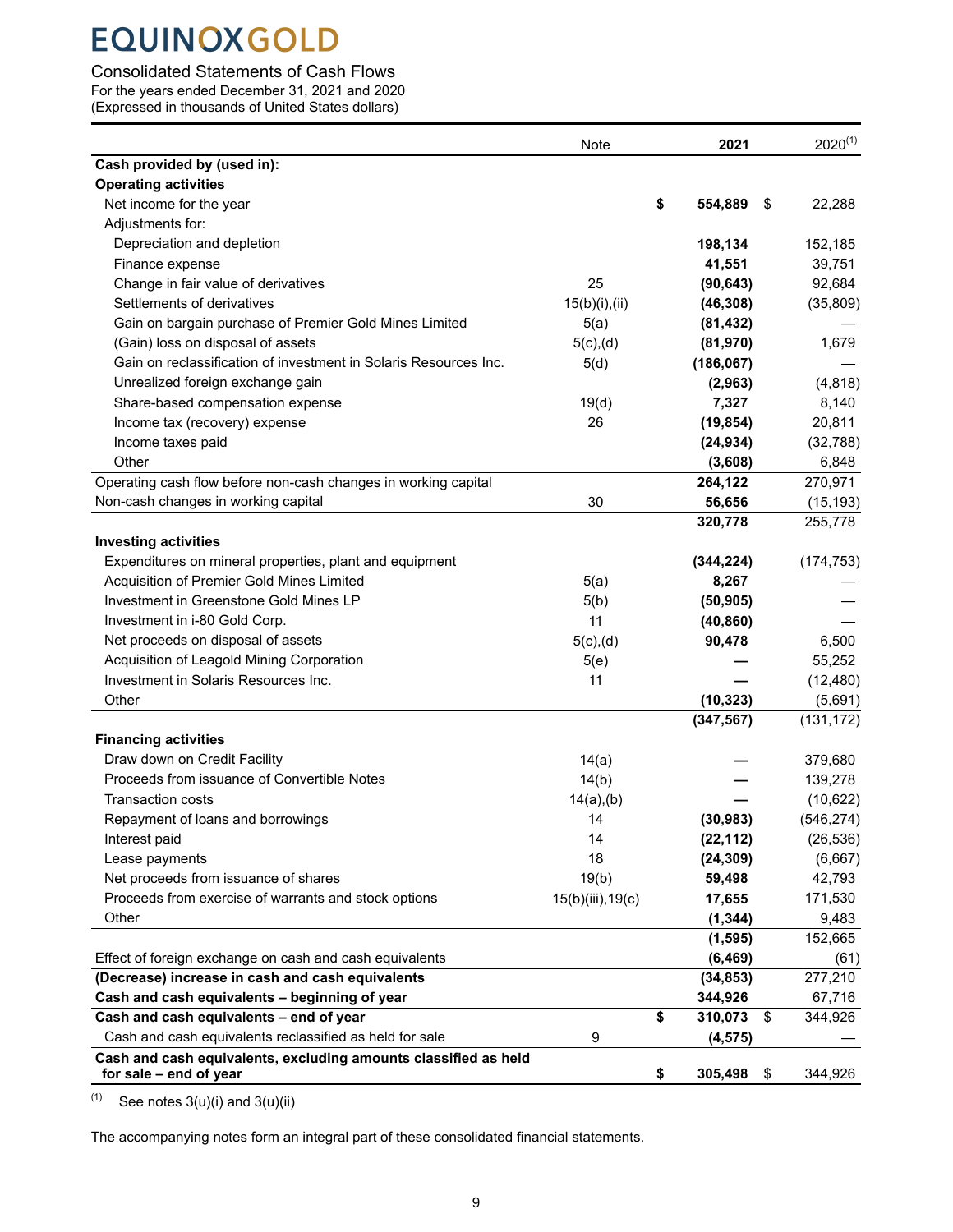# EQUINOXGOLD

Consolidated Statements of Cash Flows
For the years ended December 31, 2021 and 2020
(Expressed in thousands of United States dollars)

| | Note | 2021 | 2020[(1)] |
|---|---|---|---|
| **Cash provided by (used in):** | | | |
| **Operating activities** | | | |
| Net income for the year | | **$ 554,889** | $ 22,288 |
| Adjustments for: | | | |
| Depreciation and depletion | | **198,134** | 152,185 |
| Finance expense | | **41,551** | 39,751 |
| Change in fair value of derivatives | 25 | **(90,643)** | 92,684 |
| Settlements of derivatives | 15(b)(i),(ii) | **(46,308)** | (35,809) |
| Gain on bargain purchase of Premier Gold Mines Limited | 5(a) | **(81,432)** | — |
| (Gain) loss on disposal of assets | 5(c),(d) | **(81,970)** | 1,679 |
| Gain on reclassification of investment in Solaris Resources Inc. | 5(d) | **(186,067)** | — |
| Unrealized foreign exchange gain | | **(2,963)** | (4,818) |
| Share-based compensation expense | 19(d) | **7,327** | 8,140 |
| Income tax (recovery) expense | 26 | **(19,854)** | 20,811 |
| Income taxes paid | | **(24,934)** | (32,788) |
| Other | | **(3,608)** | 6,848 |
| Operating cash flow before non-cash changes in working capital | | **264,122** | 270,971 |
| Non-cash changes in working capital | 30 | **56,656** | (15,193) |
| | | **320,778** | 255,778 |
| **Investing activities** | | | |
| Expenditures on mineral properties, plant and equipment | | **(344,224)** | (174,753) |
| Acquisition of Premier Gold Mines Limited | 5(a) | **8,267** | — |
| Investment in Greenstone Gold Mines LP | 5(b) | **(50,905)** | — |
| Investment in i-80 Gold Corp. | 11 | **(40,860)** | — |
| Net proceeds on disposal of assets | 5(c),(d) | **90,478** | 6,500 |
| Acquisition of Leagold Mining Corporation | 5(e) | **—** | 55,252 |
| Investment in Solaris Resources Inc. | 11 | **—** | (12,480) |
| Other | | **(10,323)** | (5,691) |
| | | **(347,567)** | (131,172) |
| **Financing activities** | | | |
| Draw down on Credit Facility | 14(a) | **—** | 379,680 |
| Proceeds from issuance of Convertible Notes | 14(b) | **—** | 139,278 |
| Transaction costs | 14(a),(b) | **—** | (10,622) |
| Repayment of loans and borrowings | 14 | **(30,983)** | (546,274) |
| Interest paid | 14 | **(22,112)** | (26,536) |
| Lease payments | 18 | **(24,309)** | (6,667) |
| Net proceeds from issuance of shares | 19(b) | **59,498** | 42,793 |
| Proceeds from exercise of warrants and stock options | 15(b)(iii),19(c) | **17,655** | 171,530 |
| Other | | **(1,344)** | 9,483 |
| | | **(1,595)** | 152,665 |
| Effect of foreign exchange on cash and cash equivalents | | **(6,469)** | (61) |
| **(Decrease) increase in cash and cash equivalents** | | **(34,853)** | 277,210 |
| **Cash and cash equivalents – beginning of year** | | **344,926** | 67,716 |
| **Cash and cash equivalents – end of year** | | **$ 310,073** | $ 344,926 |
| Cash and cash equivalents reclassified as held for sale | 9 | **(4,575)** | — |
| **Cash and cash equivalents, excluding amounts classified as held for sale – end of year** | | **$ 305,498** | $ 344,926 |

(1) See notes 3(u)(i) and 3(u)(ii)

The accompanying notes form an integral part of these consolidated financial statements.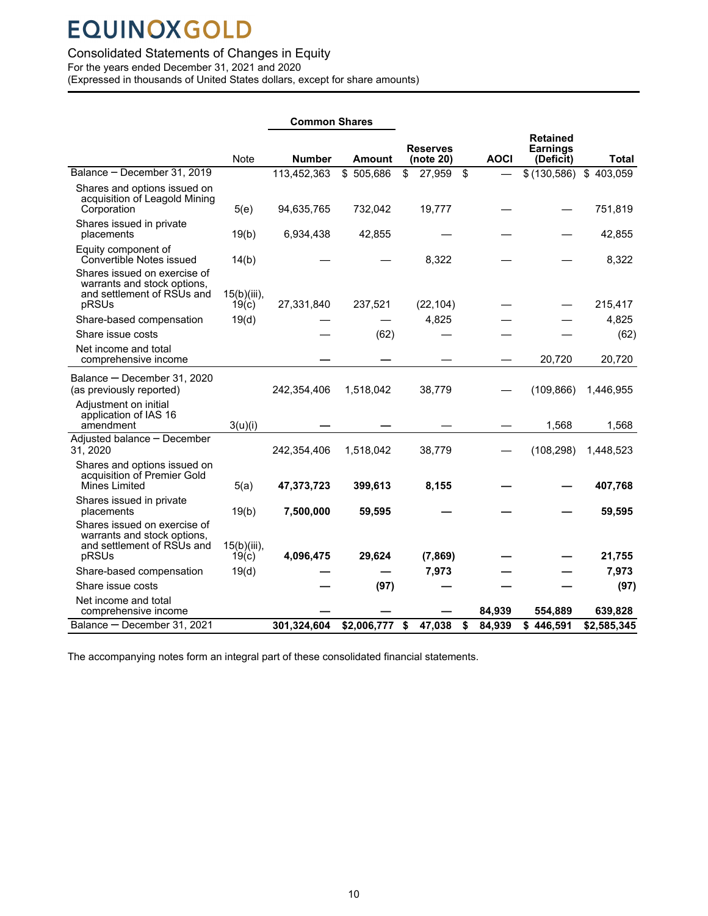# EQUINOX GOLD

Consolidated Statements of Changes in Equity
For the years ended December 31, 2021 and 2020
(Expressed in thousands of United States dollars, except for share amounts)

| | Note | Common Shares | | Reserves (note 20) | AOCI | Retained Earnings (Deficit) | Total |
|---|---|---|---|---|---|---|---|
| | | **Number** | **Amount** | | | | |
| Balance – December 31, 2019 | | 113,452,363 | $ 505,686 | $ 27,959 | $ — | $ (130,586) | $ 403,059 |
| Shares and options issued on acquisition of Leagold Mining Corporation | 5(e) | 94,635,765 | 732,042 | 19,777 | — | — | 751,819 |
| Shares issued in private placements | 19(b) | 6,934,438 | 42,855 | — | — | — | 42,855 |
| Equity component of Convertible Notes issued | 14(b) | — | — | 8,322 | — | — | 8,322 |
| Shares issued on exercise of warrants and stock options, and settlement of RSUs and pRSUs | 15(b)(iii), 19(c) | 27,331,840 | 237,521 | (22,104) | — | — | 215,417 |
| Share-based compensation | 19(d) | — | — | 4,825 | — | — | 4,825 |
| Share issue costs | | — | (62) | — | — | — | (62) |
| Net income and total comprehensive income | | — | — | — | — | 20,720 | 20,720 |
| Balance – December 31, 2020 (as previously reported) | | 242,354,406 | 1,518,042 | 38,779 | — | (109,866) | 1,446,955 |
| Adjustment on initial application of IAS 16 amendment | 3(u)(i) | — | — | — | — | 1,568 | 1,568 |
| Adjusted balance – December 31, 2020 | | 242,354,406 | 1,518,042 | 38,779 | — | (108,298) | 1,448,523 |
| Shares and options issued on acquisition of Premier Gold Mines Limited | 5(a) | **47,373,723** | **399,613** | **8,155** | **—** | **—** | **407,768** |
| Shares issued in private placements | 19(b) | **7,500,000** | **59,595** | **—** | **—** | **—** | **59,595** |
| Shares issued on exercise of warrants and stock options, and settlement of RSUs and pRSUs | 15(b)(iii), 19(c) | **4,096,475** | **29,624** | **(7,869)** | **—** | **—** | **21,755** |
| Share-based compensation | 19(d) | **—** | **—** | **7,973** | **—** | **—** | **7,973** |
| Share issue costs | | **—** | **(97)** | **—** | **—** | **—** | **(97)** |
| Net income and total comprehensive income | | **—** | **—** | **—** | **84,939** | **554,889** | **639,828** |
| Balance – December 31, 2021 | | **301,324,604** | **$2,006,777** | **$ 47,038** | **$ 84,939** | **$ 446,591** | **$2,585,345** |

The accompanying notes form an integral part of these consolidated financial statements.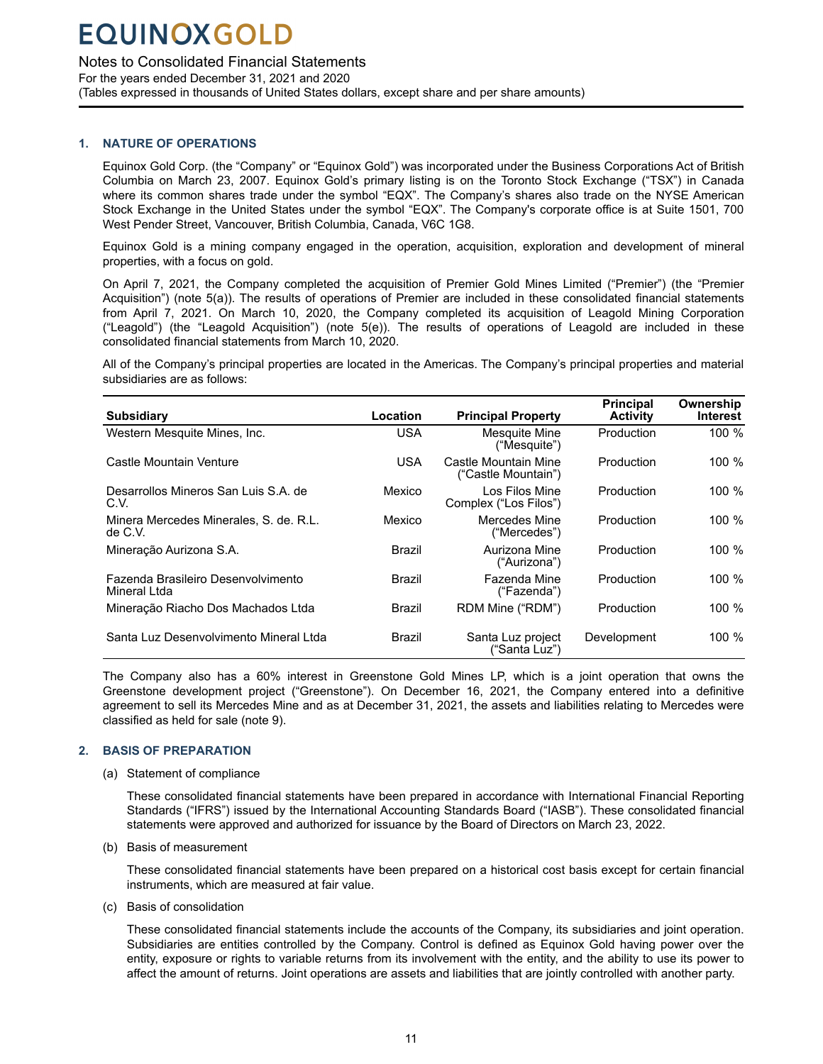## 1. NATURE OF OPERATIONS

Equinox Gold Corp. (the "Company" or "Equinox Gold") was incorporated under the Business Corporations Act of British Columbia on March 23, 2007. Equinox Gold's primary listing is on the Toronto Stock Exchange ("TSX") in Canada where its common shares trade under the symbol "EQX". The Company's shares also trade on the NYSE American Stock Exchange in the United States under the symbol "EQX". The Company's corporate office is at Suite 1501, 700 West Pender Street, Vancouver, British Columbia, Canada, V6C 1G8.

Equinox Gold is a mining company engaged in the operation, acquisition, exploration and development of mineral properties, with a focus on gold.

On April 7, 2021, the Company completed the acquisition of Premier Gold Mines Limited ("Premier") (the "Premier Acquisition") (note 5(a)). The results of operations of Premier are included in these consolidated financial statements from April 7, 2021. On March 10, 2020, the Company completed its acquisition of Leagold Mining Corporation ("Leagold") (the "Leagold Acquisition") (note 5(e)). The results of operations of Leagold are included in these consolidated financial statements from March 10, 2020.

All of the Company's principal properties are located in the Americas. The Company's principal properties and material subsidiaries are as follows:

| Subsidiary | Location | Principal Property | Principal Activity | Ownership Interest |
|---|---|---|---|---|
| Western Mesquite Mines, Inc. | USA | Mesquite Mine ("Mesquite") | Production | 100 % |
| Castle Mountain Venture | USA | Castle Mountain Mine ("Castle Mountain") | Production | 100 % |
| Desarrollos Mineros San Luis S.A. de C.V. | Mexico | Los Filos Mine Complex ("Los Filos") | Production | 100 % |
| Minera Mercedes Minerales, S. de. R.L. de C.V. | Mexico | Mercedes Mine ("Mercedes") | Production | 100 % |
| Mineração Aurizona S.A. | Brazil | Aurizona Mine ("Aurizona") | Production | 100 % |
| Fazenda Brasileiro Desenvolvimento Mineral Ltda | Brazil | Fazenda Mine ("Fazenda") | Production | 100 % |
| Mineração Riacho Dos Machados Ltda | Brazil | RDM Mine ("RDM") | Production | 100 % |
| Santa Luz Desenvolvimento Mineral Ltda | Brazil | Santa Luz project ("Santa Luz") | Development | 100 % |

The Company also has a 60% interest in Greenstone Gold Mines LP, which is a joint operation that owns the Greenstone development project ("Greenstone"). On December 16, 2021, the Company entered into a definitive agreement to sell its Mercedes Mine and as at December 31, 2021, the assets and liabilities relating to Mercedes were classified as held for sale (note 9).

## 2. BASIS OF PREPARATION

(a) Statement of compliance

These consolidated financial statements have been prepared in accordance with International Financial Reporting Standards ("IFRS") issued by the International Accounting Standards Board ("IASB"). These consolidated financial statements were approved and authorized for issuance by the Board of Directors on March 23, 2022.

(b) Basis of measurement

These consolidated financial statements have been prepared on a historical cost basis except for certain financial instruments, which are measured at fair value.

(c) Basis of consolidation

These consolidated financial statements include the accounts of the Company, its subsidiaries and joint operation. Subsidiaries are entities controlled by the Company. Control is defined as Equinox Gold having power over the entity, exposure or rights to variable returns from its involvement with the entity, and the ability to use its power to affect the amount of returns. Joint operations are assets and liabilities that are jointly controlled with another party.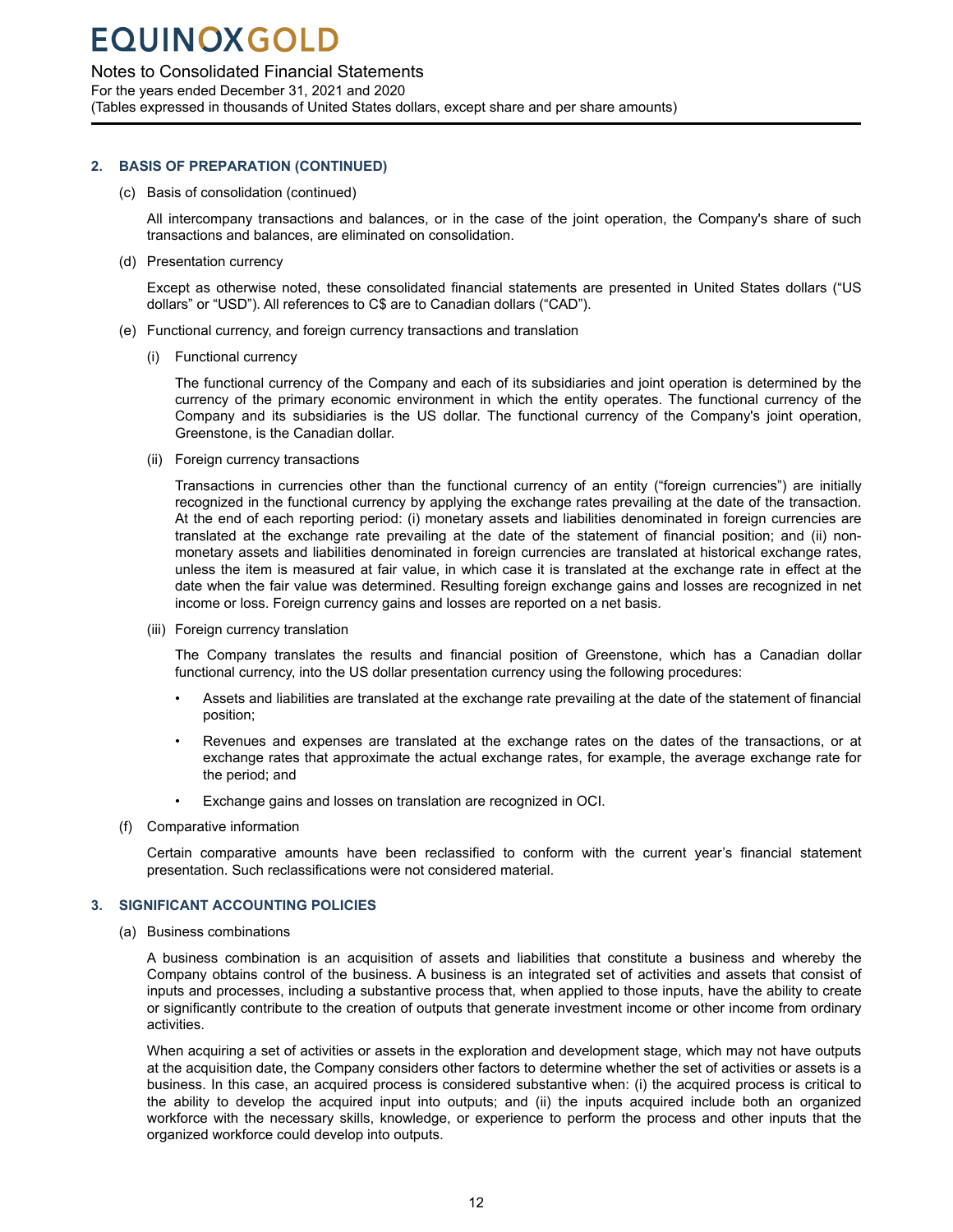## 2. BASIS OF PREPARATION (CONTINUED)

(c) Basis of consolidation (continued)

All intercompany transactions and balances, or in the case of the joint operation, the Company's share of such transactions and balances, are eliminated on consolidation.

(d) Presentation currency

Except as otherwise noted, these consolidated financial statements are presented in United States dollars ("US dollars" or "USD"). All references to C$ are to Canadian dollars ("CAD").

(e) Functional currency, and foreign currency transactions and translation

(i) Functional currency

The functional currency of the Company and each of its subsidiaries and joint operation is determined by the currency of the primary economic environment in which the entity operates. The functional currency of the Company and its subsidiaries is the US dollar. The functional currency of the Company's joint operation, Greenstone, is the Canadian dollar.

(ii) Foreign currency transactions

Transactions in currencies other than the functional currency of an entity ("foreign currencies") are initially recognized in the functional currency by applying the exchange rates prevailing at the date of the transaction. At the end of each reporting period: (i) monetary assets and liabilities denominated in foreign currencies are translated at the exchange rate prevailing at the date of the statement of financial position; and (ii) non-monetary assets and liabilities denominated in foreign currencies are translated at historical exchange rates, unless the item is measured at fair value, in which case it is translated at the exchange rate in effect at the date when the fair value was determined. Resulting foreign exchange gains and losses are recognized in net income or loss. Foreign currency gains and losses are reported on a net basis.

(iii) Foreign currency translation

The Company translates the results and financial position of Greenstone, which has a Canadian dollar functional currency, into the US dollar presentation currency using the following procedures:

- Assets and liabilities are translated at the exchange rate prevailing at the date of the statement of financial position;
- Revenues and expenses are translated at the exchange rates on the dates of the transactions, or at exchange rates that approximate the actual exchange rates, for example, the average exchange rate for the period; and
- Exchange gains and losses on translation are recognized in OCI.

(f) Comparative information

Certain comparative amounts have been reclassified to conform with the current year's financial statement presentation. Such reclassifications were not considered material.

## 3. SIGNIFICANT ACCOUNTING POLICIES

(a) Business combinations

A business combination is an acquisition of assets and liabilities that constitute a business and whereby the Company obtains control of the business. A business is an integrated set of activities and assets that consist of inputs and processes, including a substantive process that, when applied to those inputs, have the ability to create or significantly contribute to the creation of outputs that generate investment income or other income from ordinary activities.

When acquiring a set of activities or assets in the exploration and development stage, which may not have outputs at the acquisition date, the Company considers other factors to determine whether the set of activities or assets is a business. In this case, an acquired process is considered substantive when: (i) the acquired process is critical to the ability to develop the acquired input into outputs; and (ii) the inputs acquired include both an organized workforce with the necessary skills, knowledge, or experience to perform the process and other inputs that the organized workforce could develop into outputs.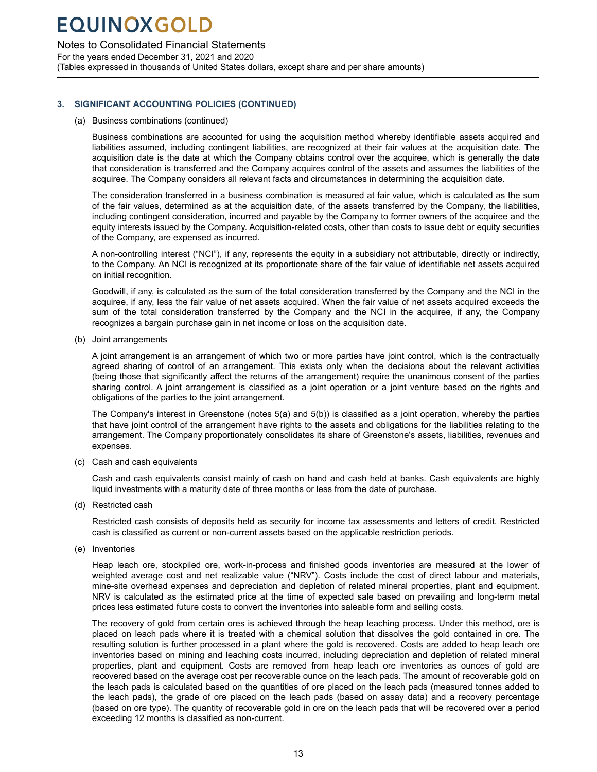## 3. SIGNIFICANT ACCOUNTING POLICIES (CONTINUED)

(a) Business combinations (continued)

Business combinations are accounted for using the acquisition method whereby identifiable assets acquired and liabilities assumed, including contingent liabilities, are recognized at their fair values at the acquisition date. The acquisition date is the date at which the Company obtains control over the acquiree, which is generally the date that consideration is transferred and the Company acquires control of the assets and assumes the liabilities of the acquiree. The Company considers all relevant facts and circumstances in determining the acquisition date.

The consideration transferred in a business combination is measured at fair value, which is calculated as the sum of the fair values, determined as at the acquisition date, of the assets transferred by the Company, the liabilities, including contingent consideration, incurred and payable by the Company to former owners of the acquiree and the equity interests issued by the Company. Acquisition-related costs, other than costs to issue debt or equity securities of the Company, are expensed as incurred.

A non-controlling interest ("NCI"), if any, represents the equity in a subsidiary not attributable, directly or indirectly, to the Company. An NCI is recognized at its proportionate share of the fair value of identifiable net assets acquired on initial recognition.

Goodwill, if any, is calculated as the sum of the total consideration transferred by the Company and the NCI in the acquiree, if any, less the fair value of net assets acquired. When the fair value of net assets acquired exceeds the sum of the total consideration transferred by the Company and the NCI in the acquiree, if any, the Company recognizes a bargain purchase gain in net income or loss on the acquisition date.

(b) Joint arrangements

A joint arrangement is an arrangement of which two or more parties have joint control, which is the contractually agreed sharing of control of an arrangement. This exists only when the decisions about the relevant activities (being those that significantly affect the returns of the arrangement) require the unanimous consent of the parties sharing control. A joint arrangement is classified as a joint operation or a joint venture based on the rights and obligations of the parties to the joint arrangement.

The Company's interest in Greenstone (notes 5(a) and 5(b)) is classified as a joint operation, whereby the parties that have joint control of the arrangement have rights to the assets and obligations for the liabilities relating to the arrangement. The Company proportionately consolidates its share of Greenstone's assets, liabilities, revenues and expenses.

(c) Cash and cash equivalents

Cash and cash equivalents consist mainly of cash on hand and cash held at banks. Cash equivalents are highly liquid investments with a maturity date of three months or less from the date of purchase.

(d) Restricted cash

Restricted cash consists of deposits held as security for income tax assessments and letters of credit. Restricted cash is classified as current or non-current assets based on the applicable restriction periods.

(e) Inventories

Heap leach ore, stockpiled ore, work-in-process and finished goods inventories are measured at the lower of weighted average cost and net realizable value ("NRV"). Costs include the cost of direct labour and materials, mine-site overhead expenses and depreciation and depletion of related mineral properties, plant and equipment. NRV is calculated as the estimated price at the time of expected sale based on prevailing and long-term metal prices less estimated future costs to convert the inventories into saleable form and selling costs.

The recovery of gold from certain ores is achieved through the heap leaching process. Under this method, ore is placed on leach pads where it is treated with a chemical solution that dissolves the gold contained in ore. The resulting solution is further processed in a plant where the gold is recovered. Costs are added to heap leach ore inventories based on mining and leaching costs incurred, including depreciation and depletion of related mineral properties, plant and equipment. Costs are removed from heap leach ore inventories as ounces of gold are recovered based on the average cost per recoverable ounce on the leach pads. The amount of recoverable gold on the leach pads is calculated based on the quantities of ore placed on the leach pads (measured tonnes added to the leach pads), the grade of ore placed on the leach pads (based on assay data) and a recovery percentage (based on ore type). The quantity of recoverable gold in ore on the leach pads that will be recovered over a period exceeding 12 months is classified as non-current.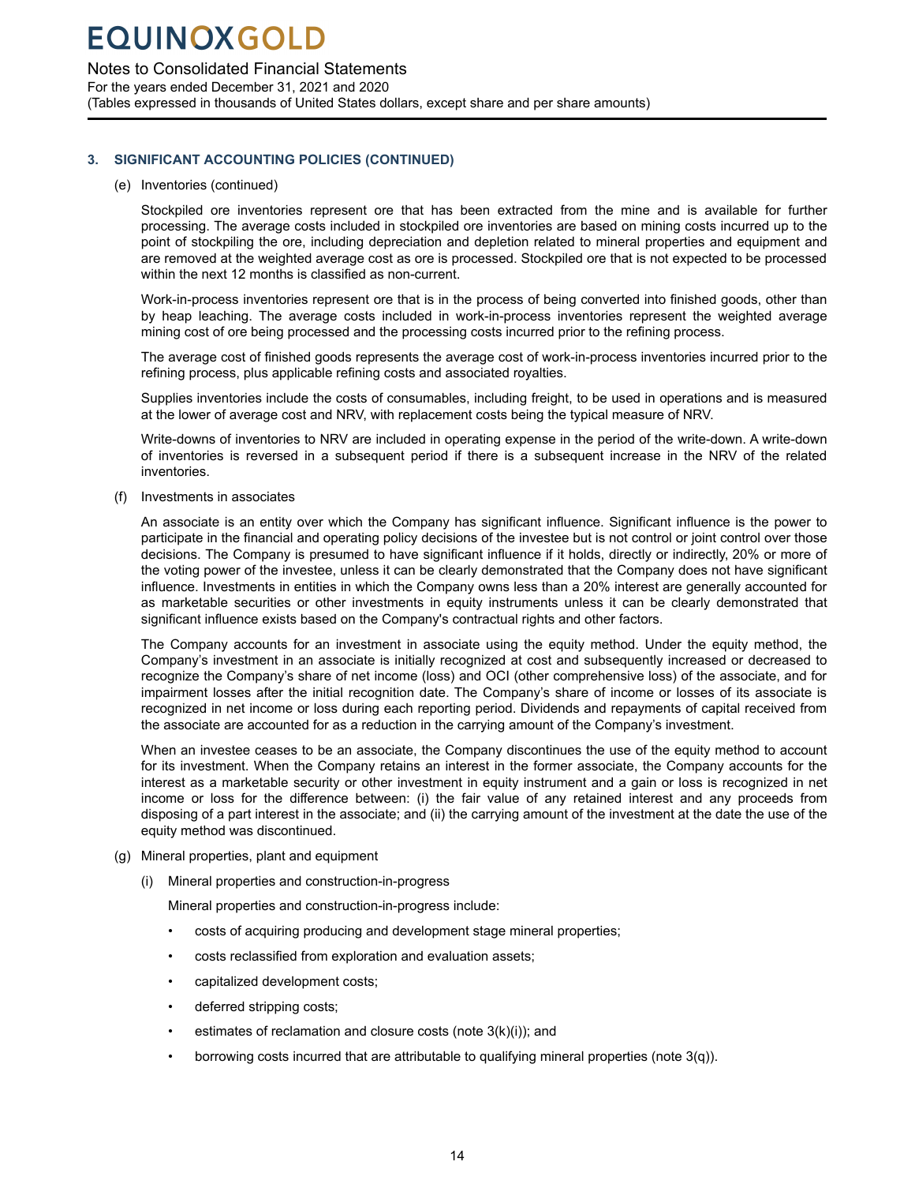## 3. SIGNIFICANT ACCOUNTING POLICIES (CONTINUED)

(e) Inventories (continued)

Stockpiled ore inventories represent ore that has been extracted from the mine and is available for further processing. The average costs included in stockpiled ore inventories are based on mining costs incurred up to the point of stockpiling the ore, including depreciation and depletion related to mineral properties and equipment and are removed at the weighted average cost as ore is processed. Stockpiled ore that is not expected to be processed within the next 12 months is classified as non-current.

Work-in-process inventories represent ore that is in the process of being converted into finished goods, other than by heap leaching. The average costs included in work-in-process inventories represent the weighted average mining cost of ore being processed and the processing costs incurred prior to the refining process.

The average cost of finished goods represents the average cost of work-in-process inventories incurred prior to the refining process, plus applicable refining costs and associated royalties.

Supplies inventories include the costs of consumables, including freight, to be used in operations and is measured at the lower of average cost and NRV, with replacement costs being the typical measure of NRV.

Write-downs of inventories to NRV are included in operating expense in the period of the write-down. A write-down of inventories is reversed in a subsequent period if there is a subsequent increase in the NRV of the related inventories.

(f) Investments in associates

An associate is an entity over which the Company has significant influence. Significant influence is the power to participate in the financial and operating policy decisions of the investee but is not control or joint control over those decisions. The Company is presumed to have significant influence if it holds, directly or indirectly, 20% or more of the voting power of the investee, unless it can be clearly demonstrated that the Company does not have significant influence. Investments in entities in which the Company owns less than a 20% interest are generally accounted for as marketable securities or other investments in equity instruments unless it can be clearly demonstrated that significant influence exists based on the Company's contractual rights and other factors.

The Company accounts for an investment in associate using the equity method. Under the equity method, the Company's investment in an associate is initially recognized at cost and subsequently increased or decreased to recognize the Company's share of net income (loss) and OCI (other comprehensive loss) of the associate, and for impairment losses after the initial recognition date. The Company's share of income or losses of its associate is recognized in net income or loss during each reporting period. Dividends and repayments of capital received from the associate are accounted for as a reduction in the carrying amount of the Company's investment.

When an investee ceases to be an associate, the Company discontinues the use of the equity method to account for its investment. When the Company retains an interest in the former associate, the Company accounts for the interest as a marketable security or other investment in equity instrument and a gain or loss is recognized in net income or loss for the difference between: (i) the fair value of any retained interest and any proceeds from disposing of a part interest in the associate; and (ii) the carrying amount of the investment at the date the use of the equity method was discontinued.

(g) Mineral properties, plant and equipment

(i) Mineral properties and construction-in-progress

Mineral properties and construction-in-progress include:

- costs of acquiring producing and development stage mineral properties;
- costs reclassified from exploration and evaluation assets;
- capitalized development costs;
- deferred stripping costs;
- estimates of reclamation and closure costs (note 3(k)(i)); and
- borrowing costs incurred that are attributable to qualifying mineral properties (note 3(q)).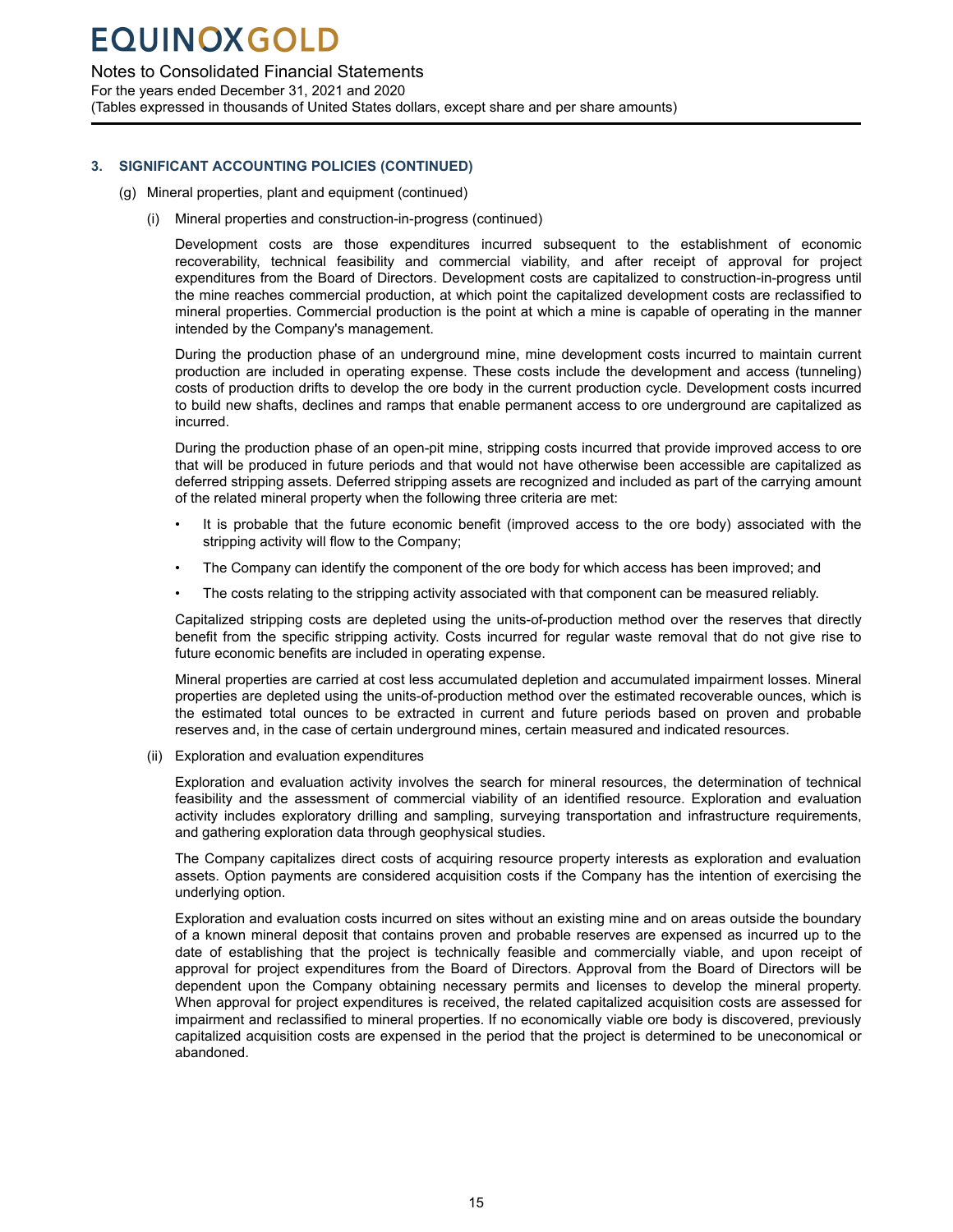### 3. SIGNIFICANT ACCOUNTING POLICIES (CONTINUED)

(g) Mineral properties, plant and equipment (continued)

(i) Mineral properties and construction-in-progress (continued)

Development costs are those expenditures incurred subsequent to the establishment of economic recoverability, technical feasibility and commercial viability, and after receipt of approval for project expenditures from the Board of Directors. Development costs are capitalized to construction-in-progress until the mine reaches commercial production, at which point the capitalized development costs are reclassified to mineral properties. Commercial production is the point at which a mine is capable of operating in the manner intended by the Company's management.

During the production phase of an underground mine, mine development costs incurred to maintain current production are included in operating expense. These costs include the development and access (tunneling) costs of production drifts to develop the ore body in the current production cycle. Development costs incurred to build new shafts, declines and ramps that enable permanent access to ore underground are capitalized as incurred.

During the production phase of an open-pit mine, stripping costs incurred that provide improved access to ore that will be produced in future periods and that would not have otherwise been accessible are capitalized as deferred stripping assets. Deferred stripping assets are recognized and included as part of the carrying amount of the related mineral property when the following three criteria are met:

- It is probable that the future economic benefit (improved access to the ore body) associated with the stripping activity will flow to the Company;
- The Company can identify the component of the ore body for which access has been improved; and
- The costs relating to the stripping activity associated with that component can be measured reliably.

Capitalized stripping costs are depleted using the units-of-production method over the reserves that directly benefit from the specific stripping activity. Costs incurred for regular waste removal that do not give rise to future economic benefits are included in operating expense.

Mineral properties are carried at cost less accumulated depletion and accumulated impairment losses. Mineral properties are depleted using the units-of-production method over the estimated recoverable ounces, which is the estimated total ounces to be extracted in current and future periods based on proven and probable reserves and, in the case of certain underground mines, certain measured and indicated resources.

(ii) Exploration and evaluation expenditures

Exploration and evaluation activity involves the search for mineral resources, the determination of technical feasibility and the assessment of commercial viability of an identified resource. Exploration and evaluation activity includes exploratory drilling and sampling, surveying transportation and infrastructure requirements, and gathering exploration data through geophysical studies.

The Company capitalizes direct costs of acquiring resource property interests as exploration and evaluation assets. Option payments are considered acquisition costs if the Company has the intention of exercising the underlying option.

Exploration and evaluation costs incurred on sites without an existing mine and on areas outside the boundary of a known mineral deposit that contains proven and probable reserves are expensed as incurred up to the date of establishing that the project is technically feasible and commercially viable, and upon receipt of approval for project expenditures from the Board of Directors. Approval from the Board of Directors will be dependent upon the Company obtaining necessary permits and licenses to develop the mineral property. When approval for project expenditures is received, the related capitalized acquisition costs are assessed for impairment and reclassified to mineral properties. If no economically viable ore body is discovered, previously capitalized acquisition costs are expensed in the period that the project is determined to be uneconomical or abandoned.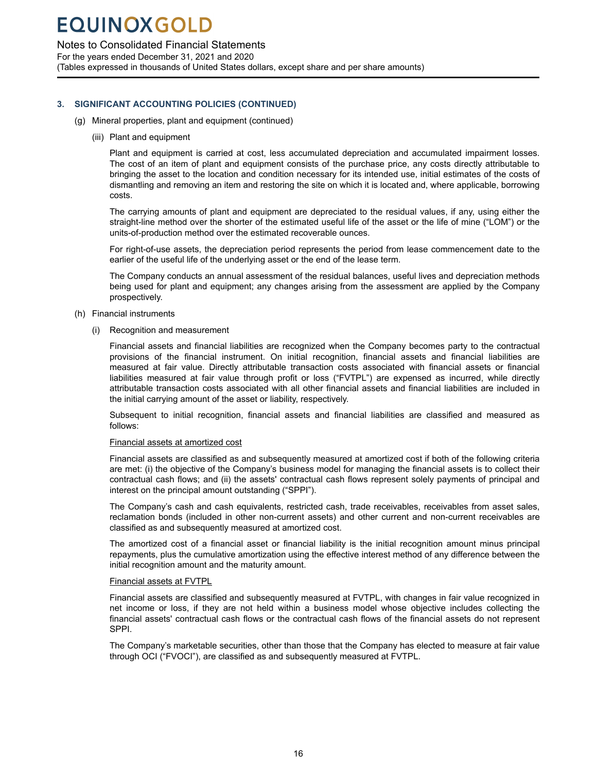## 3. SIGNIFICANT ACCOUNTING POLICIES (CONTINUED)

(g) Mineral properties, plant and equipment (continued)

(iii) Plant and equipment

Plant and equipment is carried at cost, less accumulated depreciation and accumulated impairment losses. The cost of an item of plant and equipment consists of the purchase price, any costs directly attributable to bringing the asset to the location and condition necessary for its intended use, initial estimates of the costs of dismantling and removing an item and restoring the site on which it is located and, where applicable, borrowing costs.

The carrying amounts of plant and equipment are depreciated to the residual values, if any, using either the straight-line method over the shorter of the estimated useful life of the asset or the life of mine ("LOM") or the units-of-production method over the estimated recoverable ounces.

For right-of-use assets, the depreciation period represents the period from lease commencement date to the earlier of the useful life of the underlying asset or the end of the lease term.

The Company conducts an annual assessment of the residual balances, useful lives and depreciation methods being used for plant and equipment; any changes arising from the assessment are applied by the Company prospectively.

(h) Financial instruments

(i) Recognition and measurement

Financial assets and financial liabilities are recognized when the Company becomes party to the contractual provisions of the financial instrument. On initial recognition, financial assets and financial liabilities are measured at fair value. Directly attributable transaction costs associated with financial assets or financial liabilities measured at fair value through profit or loss ("FVTPL") are expensed as incurred, while directly attributable transaction costs associated with all other financial assets and financial liabilities are included in the initial carrying amount of the asset or liability, respectively.

Subsequent to initial recognition, financial assets and financial liabilities are classified and measured as follows:

<u>Financial assets at amortized cost</u>

Financial assets are classified as and subsequently measured at amortized cost if both of the following criteria are met: (i) the objective of the Company's business model for managing the financial assets is to collect their contractual cash flows; and (ii) the assets' contractual cash flows represent solely payments of principal and interest on the principal amount outstanding ("SPPI").

The Company's cash and cash equivalents, restricted cash, trade receivables, receivables from asset sales, reclamation bonds (included in other non-current assets) and other current and non-current receivables are classified as and subsequently measured at amortized cost.

The amortized cost of a financial asset or financial liability is the initial recognition amount minus principal repayments, plus the cumulative amortization using the effective interest method of any difference between the initial recognition amount and the maturity amount.

<u>Financial assets at FVTPL</u>

Financial assets are classified and subsequently measured at FVTPL, with changes in fair value recognized in net income or loss, if they are not held within a business model whose objective includes collecting the financial assets' contractual cash flows or the contractual cash flows of the financial assets do not represent SPPI.

The Company's marketable securities, other than those that the Company has elected to measure at fair value through OCI ("FVOCI"), are classified as and subsequently measured at FVTPL.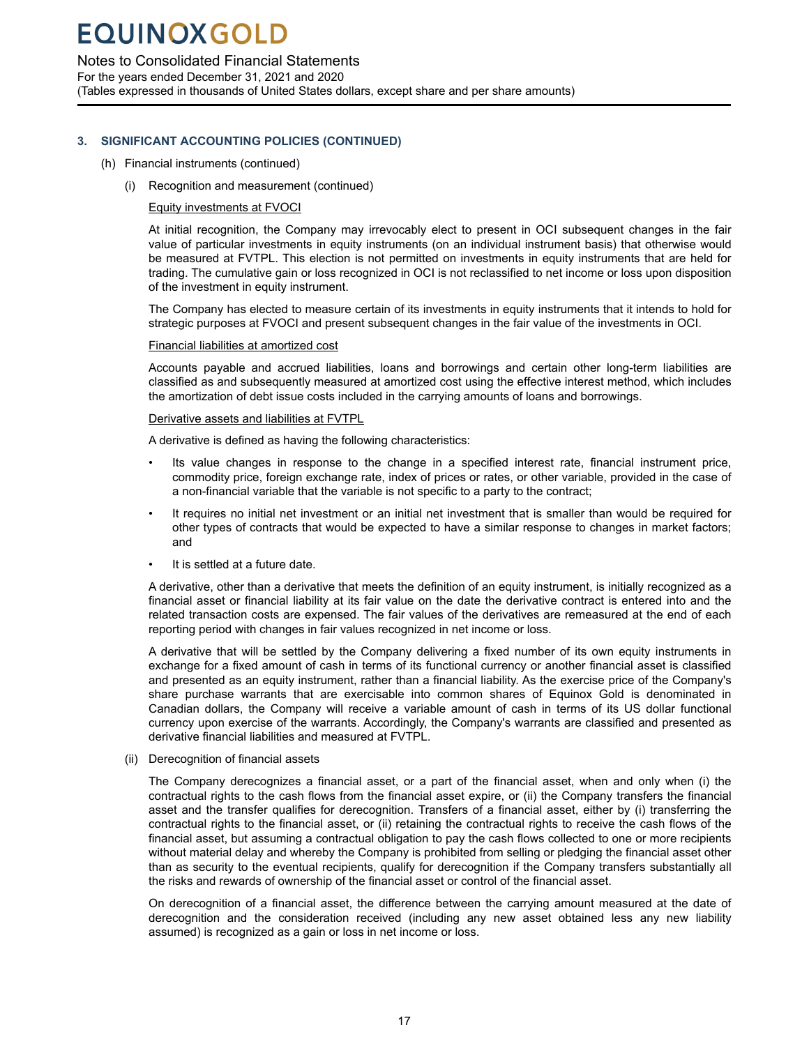### 3. SIGNIFICANT ACCOUNTING POLICIES (CONTINUED)

(h) Financial instruments (continued)

(i) Recognition and measurement (continued)

Equity investments at FVOCI

At initial recognition, the Company may irrevocably elect to present in OCI subsequent changes in the fair value of particular investments in equity instruments (on an individual instrument basis) that otherwise would be measured at FVTPL. This election is not permitted on investments in equity instruments that are held for trading. The cumulative gain or loss recognized in OCI is not reclassified to net income or loss upon disposition of the investment in equity instrument.

The Company has elected to measure certain of its investments in equity instruments that it intends to hold for strategic purposes at FVOCI and present subsequent changes in the fair value of the investments in OCI.

Financial liabilities at amortized cost

Accounts payable and accrued liabilities, loans and borrowings and certain other long-term liabilities are classified as and subsequently measured at amortized cost using the effective interest method, which includes the amortization of debt issue costs included in the carrying amounts of loans and borrowings.

Derivative assets and liabilities at FVTPL

A derivative is defined as having the following characteristics:

- Its value changes in response to the change in a specified interest rate, financial instrument price, commodity price, foreign exchange rate, index of prices or rates, or other variable, provided in the case of a non-financial variable that the variable is not specific to a party to the contract;
- It requires no initial net investment or an initial net investment that is smaller than would be required for other types of contracts that would be expected to have a similar response to changes in market factors; and
- It is settled at a future date.

A derivative, other than a derivative that meets the definition of an equity instrument, is initially recognized as a financial asset or financial liability at its fair value on the date the derivative contract is entered into and the related transaction costs are expensed. The fair values of the derivatives are remeasured at the end of each reporting period with changes in fair values recognized in net income or loss.

A derivative that will be settled by the Company delivering a fixed number of its own equity instruments in exchange for a fixed amount of cash in terms of its functional currency or another financial asset is classified and presented as an equity instrument, rather than a financial liability. As the exercise price of the Company's share purchase warrants that are exercisable into common shares of Equinox Gold is denominated in Canadian dollars, the Company will receive a variable amount of cash in terms of its US dollar functional currency upon exercise of the warrants. Accordingly, the Company's warrants are classified and presented as derivative financial liabilities and measured at FVTPL.

(ii) Derecognition of financial assets

The Company derecognizes a financial asset, or a part of the financial asset, when and only when (i) the contractual rights to the cash flows from the financial asset expire, or (ii) the Company transfers the financial asset and the transfer qualifies for derecognition. Transfers of a financial asset, either by (i) transferring the contractual rights to the financial asset, or (ii) retaining the contractual rights to receive the cash flows of the financial asset, but assuming a contractual obligation to pay the cash flows collected to one or more recipients without material delay and whereby the Company is prohibited from selling or pledging the financial asset other than as security to the eventual recipients, qualify for derecognition if the Company transfers substantially all the risks and rewards of ownership of the financial asset or control of the financial asset.

On derecognition of a financial asset, the difference between the carrying amount measured at the date of derecognition and the consideration received (including any new asset obtained less any new liability assumed) is recognized as a gain or loss in net income or loss.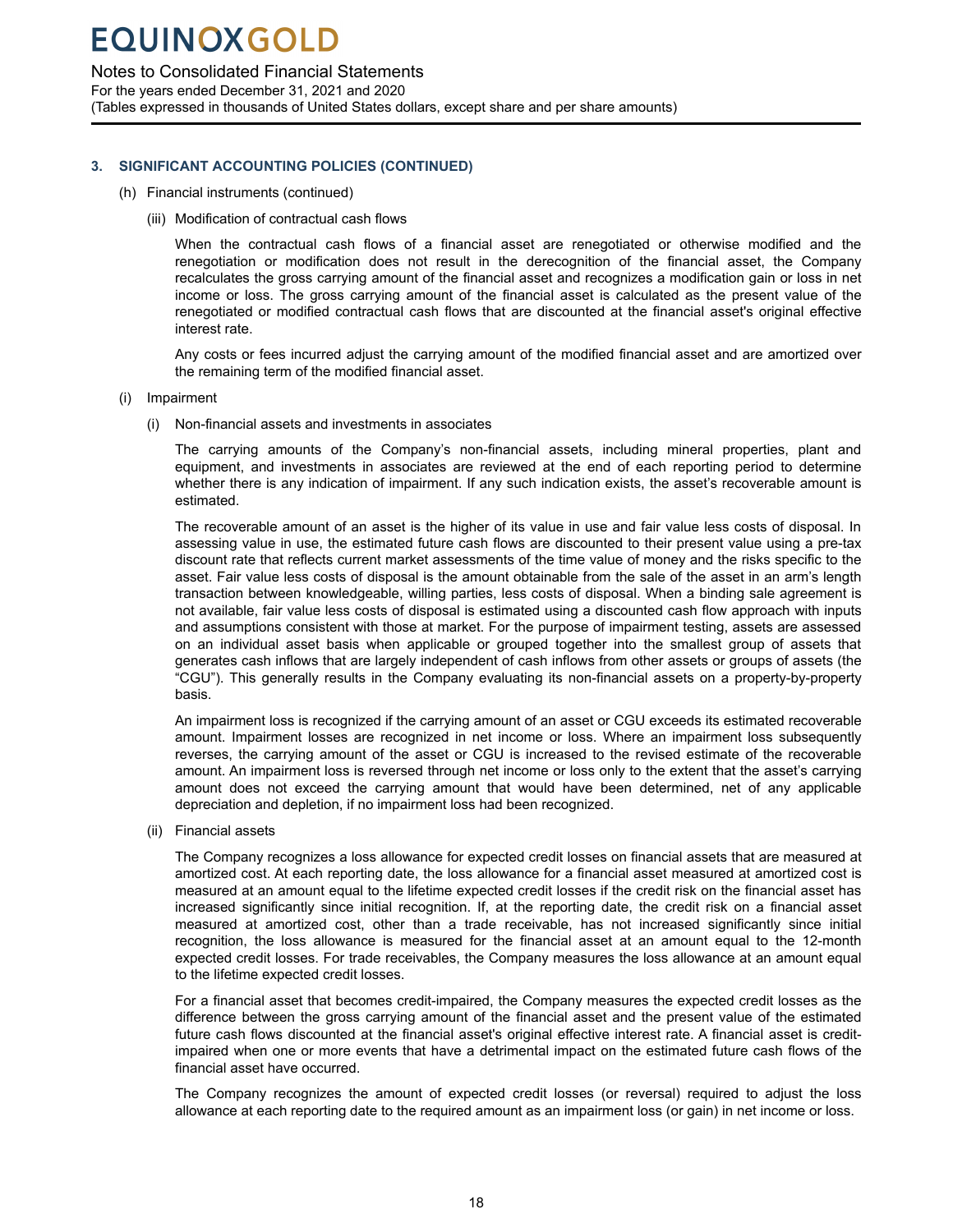## 3. SIGNIFICANT ACCOUNTING POLICIES (CONTINUED)

(h) Financial instruments (continued)

(iii) Modification of contractual cash flows

When the contractual cash flows of a financial asset are renegotiated or otherwise modified and the renegotiation or modification does not result in the derecognition of the financial asset, the Company recalculates the gross carrying amount of the financial asset and recognizes a modification gain or loss in net income or loss. The gross carrying amount of the financial asset is calculated as the present value of the renegotiated or modified contractual cash flows that are discounted at the financial asset's original effective interest rate.

Any costs or fees incurred adjust the carrying amount of the modified financial asset and are amortized over the remaining term of the modified financial asset.

(i) Impairment

(i) Non-financial assets and investments in associates

The carrying amounts of the Company's non-financial assets, including mineral properties, plant and equipment, and investments in associates are reviewed at the end of each reporting period to determine whether there is any indication of impairment. If any such indication exists, the asset's recoverable amount is estimated.

The recoverable amount of an asset is the higher of its value in use and fair value less costs of disposal. In assessing value in use, the estimated future cash flows are discounted to their present value using a pre-tax discount rate that reflects current market assessments of the time value of money and the risks specific to the asset. Fair value less costs of disposal is the amount obtainable from the sale of the asset in an arm's length transaction between knowledgeable, willing parties, less costs of disposal. When a binding sale agreement is not available, fair value less costs of disposal is estimated using a discounted cash flow approach with inputs and assumptions consistent with those at market. For the purpose of impairment testing, assets are assessed on an individual asset basis when applicable or grouped together into the smallest group of assets that generates cash inflows that are largely independent of cash inflows from other assets or groups of assets (the "CGU"). This generally results in the Company evaluating its non-financial assets on a property-by-property basis.

An impairment loss is recognized if the carrying amount of an asset or CGU exceeds its estimated recoverable amount. Impairment losses are recognized in net income or loss. Where an impairment loss subsequently reverses, the carrying amount of the asset or CGU is increased to the revised estimate of the recoverable amount. An impairment loss is reversed through net income or loss only to the extent that the asset's carrying amount does not exceed the carrying amount that would have been determined, net of any applicable depreciation and depletion, if no impairment loss had been recognized.

(ii) Financial assets

The Company recognizes a loss allowance for expected credit losses on financial assets that are measured at amortized cost. At each reporting date, the loss allowance for a financial asset measured at amortized cost is measured at an amount equal to the lifetime expected credit losses if the credit risk on the financial asset has increased significantly since initial recognition. If, at the reporting date, the credit risk on a financial asset measured at amortized cost, other than a trade receivable, has not increased significantly since initial recognition, the loss allowance is measured for the financial asset at an amount equal to the 12-month expected credit losses. For trade receivables, the Company measures the loss allowance at an amount equal to the lifetime expected credit losses.

For a financial asset that becomes credit-impaired, the Company measures the expected credit losses as the difference between the gross carrying amount of the financial asset and the present value of the estimated future cash flows discounted at the financial asset's original effective interest rate. A financial asset is credit-impaired when one or more events that have a detrimental impact on the estimated future cash flows of the financial asset have occurred.

The Company recognizes the amount of expected credit losses (or reversal) required to adjust the loss allowance at each reporting date to the required amount as an impairment loss (or gain) in net income or loss.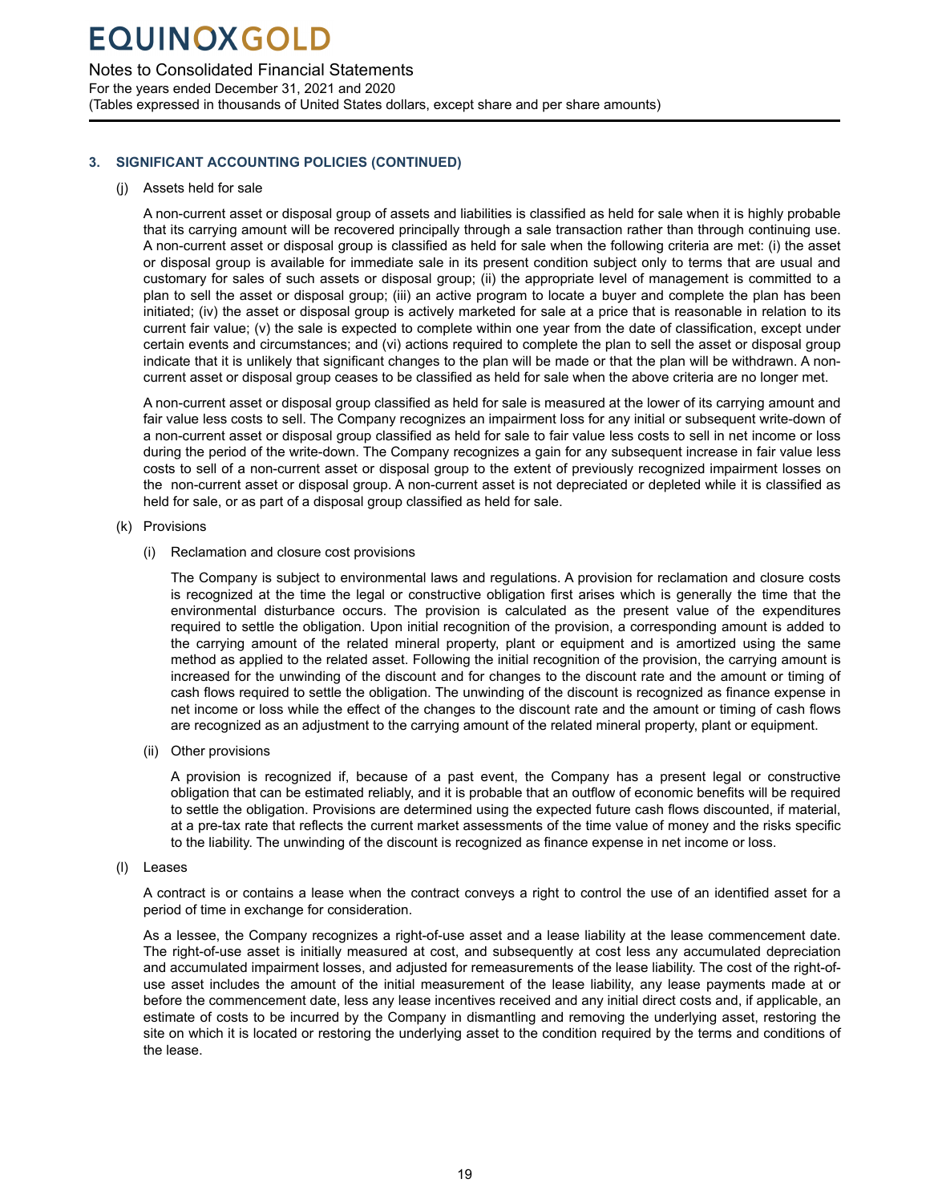## 3. SIGNIFICANT ACCOUNTING POLICIES (CONTINUED)

### (j) Assets held for sale

A non-current asset or disposal group of assets and liabilities is classified as held for sale when it is highly probable that its carrying amount will be recovered principally through a sale transaction rather than through continuing use. A non-current asset or disposal group is classified as held for sale when the following criteria are met: (i) the asset or disposal group is available for immediate sale in its present condition subject only to terms that are usual and customary for sales of such assets or disposal group; (ii) the appropriate level of management is committed to a plan to sell the asset or disposal group; (iii) an active program to locate a buyer and complete the plan has been initiated; (iv) the asset or disposal group is actively marketed for sale at a price that is reasonable in relation to its current fair value; (v) the sale is expected to complete within one year from the date of classification, except under certain events and circumstances; and (vi) actions required to complete the plan to sell the asset or disposal group indicate that it is unlikely that significant changes to the plan will be made or that the plan will be withdrawn. A non-current asset or disposal group ceases to be classified as held for sale when the above criteria are no longer met.

A non-current asset or disposal group classified as held for sale is measured at the lower of its carrying amount and fair value less costs to sell. The Company recognizes an impairment loss for any initial or subsequent write-down of a non-current asset or disposal group classified as held for sale to fair value less costs to sell in net income or loss during the period of the write-down. The Company recognizes a gain for any subsequent increase in fair value less costs to sell of a non-current asset or disposal group to the extent of previously recognized impairment losses on the non-current asset or disposal group. A non-current asset is not depreciated or depleted while it is classified as held for sale, or as part of a disposal group classified as held for sale.

### (k) Provisions

#### (i) Reclamation and closure cost provisions

The Company is subject to environmental laws and regulations. A provision for reclamation and closure costs is recognized at the time the legal or constructive obligation first arises which is generally the time that the environmental disturbance occurs. The provision is calculated as the present value of the expenditures required to settle the obligation. Upon initial recognition of the provision, a corresponding amount is added to the carrying amount of the related mineral property, plant or equipment and is amortized using the same method as applied to the related asset. Following the initial recognition of the provision, the carrying amount is increased for the unwinding of the discount and for changes to the discount rate and the amount or timing of cash flows required to settle the obligation. The unwinding of the discount is recognized as finance expense in net income or loss while the effect of the changes to the discount rate and the amount or timing of cash flows are recognized as an adjustment to the carrying amount of the related mineral property, plant or equipment.

#### (ii) Other provisions

A provision is recognized if, because of a past event, the Company has a present legal or constructive obligation that can be estimated reliably, and it is probable that an outflow of economic benefits will be required to settle the obligation. Provisions are determined using the expected future cash flows discounted, if material, at a pre-tax rate that reflects the current market assessments of the time value of money and the risks specific to the liability. The unwinding of the discount is recognized as finance expense in net income or loss.

### (l) Leases

A contract is or contains a lease when the contract conveys a right to control the use of an identified asset for a period of time in exchange for consideration.

As a lessee, the Company recognizes a right-of-use asset and a lease liability at the lease commencement date. The right-of-use asset is initially measured at cost, and subsequently at cost less any accumulated depreciation and accumulated impairment losses, and adjusted for remeasurements of the lease liability. The cost of the right-of-use asset includes the amount of the initial measurement of the lease liability, any lease payments made at or before the commencement date, less any lease incentives received and any initial direct costs and, if applicable, an estimate of costs to be incurred by the Company in dismantling and removing the underlying asset, restoring the site on which it is located or restoring the underlying asset to the condition required by the terms and conditions of the lease.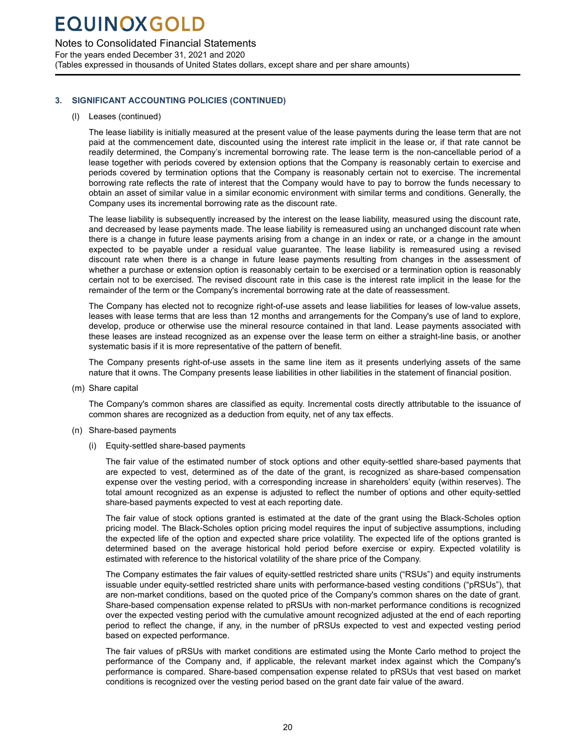## 3. SIGNIFICANT ACCOUNTING POLICIES (CONTINUED)

(l) Leases (continued)

The lease liability is initially measured at the present value of the lease payments during the lease term that are not paid at the commencement date, discounted using the interest rate implicit in the lease or, if that rate cannot be readily determined, the Company's incremental borrowing rate. The lease term is the non-cancellable period of a lease together with periods covered by extension options that the Company is reasonably certain to exercise and periods covered by termination options that the Company is reasonably certain not to exercise. The incremental borrowing rate reflects the rate of interest that the Company would have to pay to borrow the funds necessary to obtain an asset of similar value in a similar economic environment with similar terms and conditions. Generally, the Company uses its incremental borrowing rate as the discount rate.

The lease liability is subsequently increased by the interest on the lease liability, measured using the discount rate, and decreased by lease payments made. The lease liability is remeasured using an unchanged discount rate when there is a change in future lease payments arising from a change in an index or rate, or a change in the amount expected to be payable under a residual value guarantee. The lease liability is remeasured using a revised discount rate when there is a change in future lease payments resulting from changes in the assessment of whether a purchase or extension option is reasonably certain to be exercised or a termination option is reasonably certain not to be exercised. The revised discount rate in this case is the interest rate implicit in the lease for the remainder of the term or the Company's incremental borrowing rate at the date of reassessment.

The Company has elected not to recognize right-of-use assets and lease liabilities for leases of low-value assets, leases with lease terms that are less than 12 months and arrangements for the Company's use of land to explore, develop, produce or otherwise use the mineral resource contained in that land. Lease payments associated with these leases are instead recognized as an expense over the lease term on either a straight-line basis, or another systematic basis if it is more representative of the pattern of benefit.

The Company presents right-of-use assets in the same line item as it presents underlying assets of the same nature that it owns. The Company presents lease liabilities in other liabilities in the statement of financial position.

(m) Share capital

The Company's common shares are classified as equity. Incremental costs directly attributable to the issuance of common shares are recognized as a deduction from equity, net of any tax effects.

(n) Share-based payments

(i) Equity-settled share-based payments

The fair value of the estimated number of stock options and other equity-settled share-based payments that are expected to vest, determined as of the date of the grant, is recognized as share-based compensation expense over the vesting period, with a corresponding increase in shareholders' equity (within reserves). The total amount recognized as an expense is adjusted to reflect the number of options and other equity-settled share-based payments expected to vest at each reporting date.

The fair value of stock options granted is estimated at the date of the grant using the Black-Scholes option pricing model. The Black-Scholes option pricing model requires the input of subjective assumptions, including the expected life of the option and expected share price volatility. The expected life of the options granted is determined based on the average historical hold period before exercise or expiry. Expected volatility is estimated with reference to the historical volatility of the share price of the Company.

The Company estimates the fair values of equity-settled restricted share units ("RSUs") and equity instruments issuable under equity-settled restricted share units with performance-based vesting conditions ("pRSUs"), that are non-market conditions, based on the quoted price of the Company's common shares on the date of grant. Share-based compensation expense related to pRSUs with non-market performance conditions is recognized over the expected vesting period with the cumulative amount recognized adjusted at the end of each reporting period to reflect the change, if any, in the number of pRSUs expected to vest and expected vesting period based on expected performance.

The fair values of pRSUs with market conditions are estimated using the Monte Carlo method to project the performance of the Company and, if applicable, the relevant market index against which the Company's performance is compared. Share-based compensation expense related to pRSUs that vest based on market conditions is recognized over the vesting period based on the grant date fair value of the award.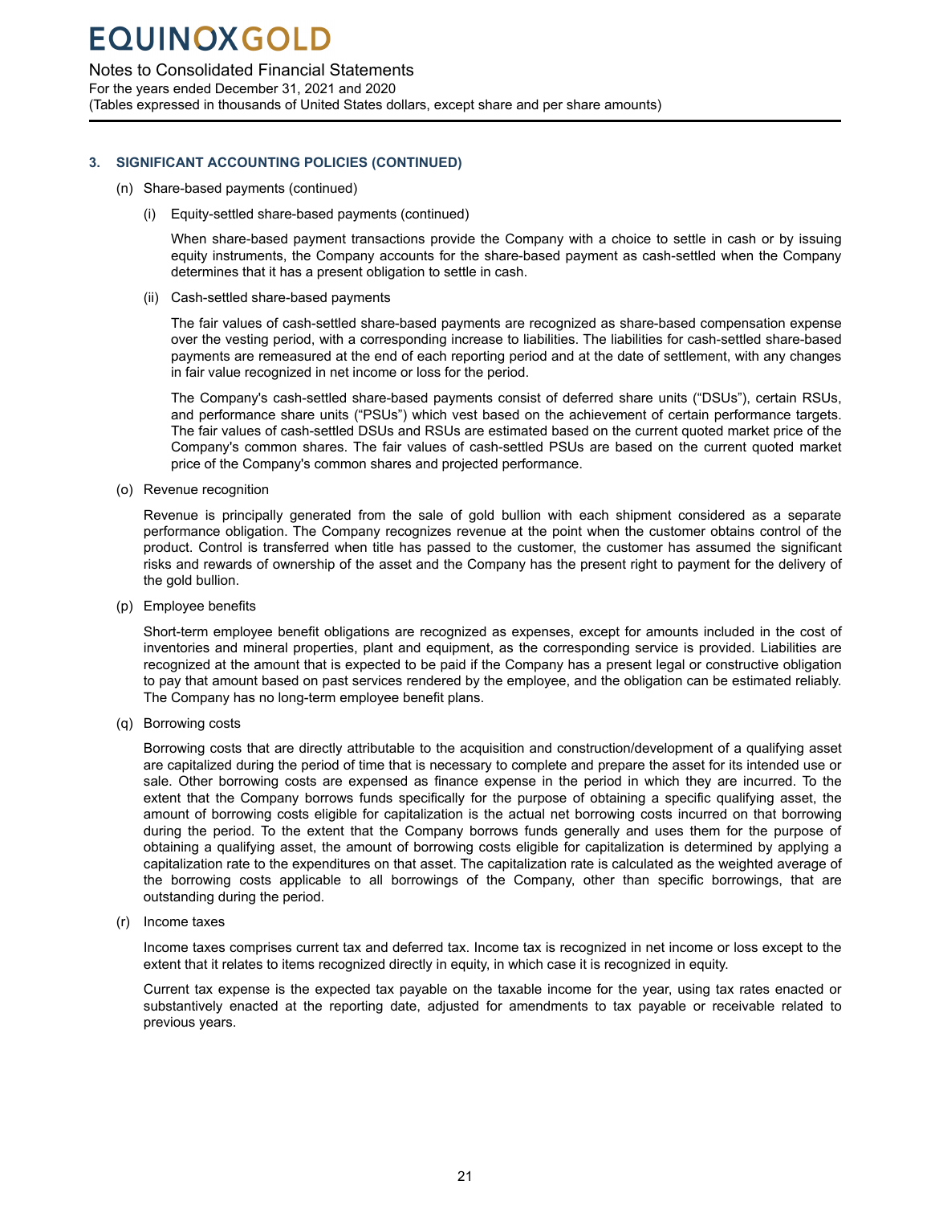## 3. SIGNIFICANT ACCOUNTING POLICIES (CONTINUED)

(n) Share-based payments (continued)

(i) Equity-settled share-based payments (continued)

When share-based payment transactions provide the Company with a choice to settle in cash or by issuing equity instruments, the Company accounts for the share-based payment as cash-settled when the Company determines that it has a present obligation to settle in cash.

(ii) Cash-settled share-based payments

The fair values of cash-settled share-based payments are recognized as share-based compensation expense over the vesting period, with a corresponding increase to liabilities. The liabilities for cash-settled share-based payments are remeasured at the end of each reporting period and at the date of settlement, with any changes in fair value recognized in net income or loss for the period.

The Company's cash-settled share-based payments consist of deferred share units ("DSUs"), certain RSUs, and performance share units ("PSUs") which vest based on the achievement of certain performance targets. The fair values of cash-settled DSUs and RSUs are estimated based on the current quoted market price of the Company's common shares. The fair values of cash-settled PSUs are based on the current quoted market price of the Company's common shares and projected performance.

(o) Revenue recognition

Revenue is principally generated from the sale of gold bullion with each shipment considered as a separate performance obligation. The Company recognizes revenue at the point when the customer obtains control of the product. Control is transferred when title has passed to the customer, the customer has assumed the significant risks and rewards of ownership of the asset and the Company has the present right to payment for the delivery of the gold bullion.

(p) Employee benefits

Short-term employee benefit obligations are recognized as expenses, except for amounts included in the cost of inventories and mineral properties, plant and equipment, as the corresponding service is provided. Liabilities are recognized at the amount that is expected to be paid if the Company has a present legal or constructive obligation to pay that amount based on past services rendered by the employee, and the obligation can be estimated reliably. The Company has no long-term employee benefit plans.

(q) Borrowing costs

Borrowing costs that are directly attributable to the acquisition and construction/development of a qualifying asset are capitalized during the period of time that is necessary to complete and prepare the asset for its intended use or sale. Other borrowing costs are expensed as finance expense in the period in which they are incurred. To the extent that the Company borrows funds specifically for the purpose of obtaining a specific qualifying asset, the amount of borrowing costs eligible for capitalization is the actual net borrowing costs incurred on that borrowing during the period. To the extent that the Company borrows funds generally and uses them for the purpose of obtaining a qualifying asset, the amount of borrowing costs eligible for capitalization is determined by applying a capitalization rate to the expenditures on that asset. The capitalization rate is calculated as the weighted average of the borrowing costs applicable to all borrowings of the Company, other than specific borrowings, that are outstanding during the period.

(r) Income taxes

Income taxes comprises current tax and deferred tax. Income tax is recognized in net income or loss except to the extent that it relates to items recognized directly in equity, in which case it is recognized in equity.

Current tax expense is the expected tax payable on the taxable income for the year, using tax rates enacted or substantively enacted at the reporting date, adjusted for amendments to tax payable or receivable related to previous years.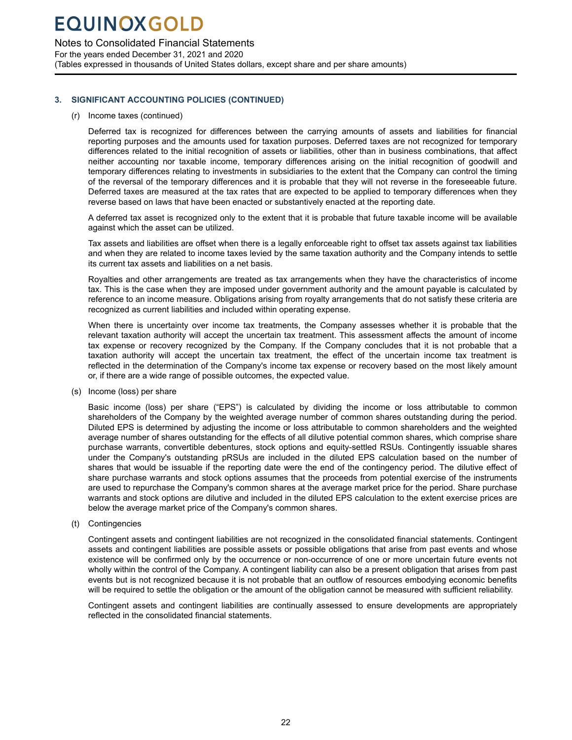## 3. SIGNIFICANT ACCOUNTING POLICIES (CONTINUED)

(r) Income taxes (continued)

Deferred tax is recognized for differences between the carrying amounts of assets and liabilities for financial reporting purposes and the amounts used for taxation purposes. Deferred taxes are not recognized for temporary differences related to the initial recognition of assets or liabilities, other than in business combinations, that affect neither accounting nor taxable income, temporary differences arising on the initial recognition of goodwill and temporary differences relating to investments in subsidiaries to the extent that the Company can control the timing of the reversal of the temporary differences and it is probable that they will not reverse in the foreseeable future. Deferred taxes are measured at the tax rates that are expected to be applied to temporary differences when they reverse based on laws that have been enacted or substantively enacted at the reporting date.

A deferred tax asset is recognized only to the extent that it is probable that future taxable income will be available against which the asset can be utilized.

Tax assets and liabilities are offset when there is a legally enforceable right to offset tax assets against tax liabilities and when they are related to income taxes levied by the same taxation authority and the Company intends to settle its current tax assets and liabilities on a net basis.

Royalties and other arrangements are treated as tax arrangements when they have the characteristics of income tax. This is the case when they are imposed under government authority and the amount payable is calculated by reference to an income measure. Obligations arising from royalty arrangements that do not satisfy these criteria are recognized as current liabilities and included within operating expense.

When there is uncertainty over income tax treatments, the Company assesses whether it is probable that the relevant taxation authority will accept the uncertain tax treatment. This assessment affects the amount of income tax expense or recovery recognized by the Company. If the Company concludes that it is not probable that a taxation authority will accept the uncertain tax treatment, the effect of the uncertain income tax treatment is reflected in the determination of the Company's income tax expense or recovery based on the most likely amount or, if there are a wide range of possible outcomes, the expected value.

(s) Income (loss) per share

Basic income (loss) per share ("EPS") is calculated by dividing the income or loss attributable to common shareholders of the Company by the weighted average number of common shares outstanding during the period. Diluted EPS is determined by adjusting the income or loss attributable to common shareholders and the weighted average number of shares outstanding for the effects of all dilutive potential common shares, which comprise share purchase warrants, convertible debentures, stock options and equity-settled RSUs. Contingently issuable shares under the Company's outstanding pRSUs are included in the diluted EPS calculation based on the number of shares that would be issuable if the reporting date were the end of the contingency period. The dilutive effect of share purchase warrants and stock options assumes that the proceeds from potential exercise of the instruments are used to repurchase the Company's common shares at the average market price for the period. Share purchase warrants and stock options are dilutive and included in the diluted EPS calculation to the extent exercise prices are below the average market price of the Company's common shares.

(t) Contingencies

Contingent assets and contingent liabilities are not recognized in the consolidated financial statements. Contingent assets and contingent liabilities are possible assets or possible obligations that arise from past events and whose existence will be confirmed only by the occurrence or non-occurrence of one or more uncertain future events not wholly within the control of the Company. A contingent liability can also be a present obligation that arises from past events but is not recognized because it is not probable that an outflow of resources embodying economic benefits will be required to settle the obligation or the amount of the obligation cannot be measured with sufficient reliability.

Contingent assets and contingent liabilities are continually assessed to ensure developments are appropriately reflected in the consolidated financial statements.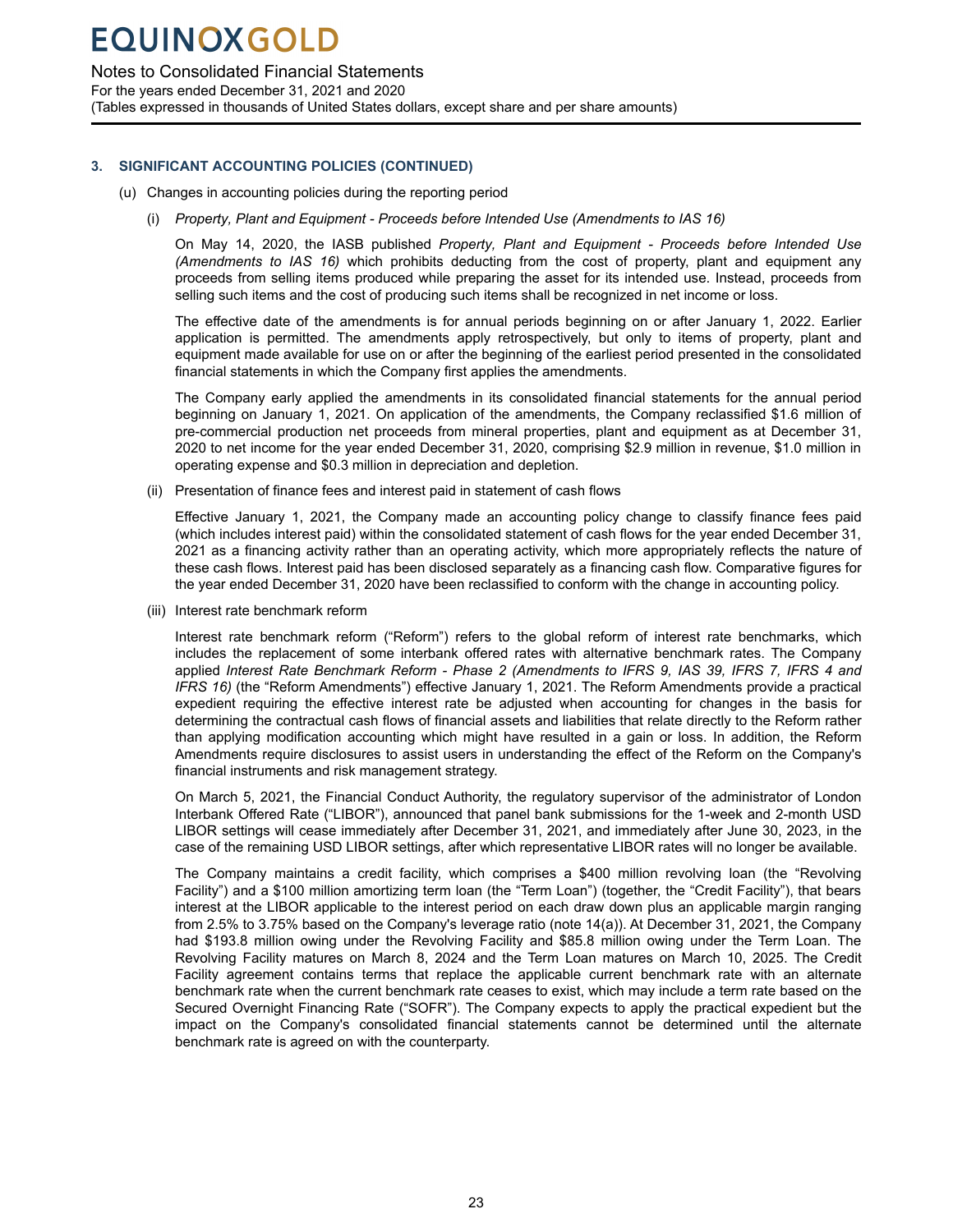## 3. SIGNIFICANT ACCOUNTING POLICIES (CONTINUED)

(u) Changes in accounting policies during the reporting period

(i) *Property, Plant and Equipment - Proceeds before Intended Use (Amendments to IAS 16)*

On May 14, 2020, the IASB published *Property, Plant and Equipment - Proceeds before Intended Use (Amendments to IAS 16)* which prohibits deducting from the cost of property, plant and equipment any proceeds from selling items produced while preparing the asset for its intended use. Instead, proceeds from selling such items and the cost of producing such items shall be recognized in net income or loss.

The effective date of the amendments is for annual periods beginning on or after January 1, 2022. Earlier application is permitted. The amendments apply retrospectively, but only to items of property, plant and equipment made available for use on or after the beginning of the earliest period presented in the consolidated financial statements in which the Company first applies the amendments.

The Company early applied the amendments in its consolidated financial statements for the annual period beginning on January 1, 2021. On application of the amendments, the Company reclassified $1.6 million of pre-commercial production net proceeds from mineral properties, plant and equipment as at December 31, 2020 to net income for the year ended December 31, 2020, comprising $2.9 million in revenue, $1.0 million in operating expense and $0.3 million in depreciation and depletion.

(ii) Presentation of finance fees and interest paid in statement of cash flows

Effective January 1, 2021, the Company made an accounting policy change to classify finance fees paid (which includes interest paid) within the consolidated statement of cash flows for the year ended December 31, 2021 as a financing activity rather than an operating activity, which more appropriately reflects the nature of these cash flows. Interest paid has been disclosed separately as a financing cash flow. Comparative figures for the year ended December 31, 2020 have been reclassified to conform with the change in accounting policy.

(iii) Interest rate benchmark reform

Interest rate benchmark reform ("Reform") refers to the global reform of interest rate benchmarks, which includes the replacement of some interbank offered rates with alternative benchmark rates. The Company applied *Interest Rate Benchmark Reform - Phase 2 (Amendments to IFRS 9, IAS 39, IFRS 7, IFRS 4 and IFRS 16)* (the "Reform Amendments") effective January 1, 2021. The Reform Amendments provide a practical expedient requiring the effective interest rate be adjusted when accounting for changes in the basis for determining the contractual cash flows of financial assets and liabilities that relate directly to the Reform rather than applying modification accounting which might have resulted in a gain or loss. In addition, the Reform Amendments require disclosures to assist users in understanding the effect of the Reform on the Company's financial instruments and risk management strategy.

On March 5, 2021, the Financial Conduct Authority, the regulatory supervisor of the administrator of London Interbank Offered Rate ("LIBOR"), announced that panel bank submissions for the 1-week and 2-month USD LIBOR settings will cease immediately after December 31, 2021, and immediately after June 30, 2023, in the case of the remaining USD LIBOR settings, after which representative LIBOR rates will no longer be available.

The Company maintains a credit facility, which comprises a $400 million revolving loan (the "Revolving Facility") and a $100 million amortizing term loan (the "Term Loan") (together, the "Credit Facility"), that bears interest at the LIBOR applicable to the interest period on each draw down plus an applicable margin ranging from 2.5% to 3.75% based on the Company's leverage ratio (note 14(a)). At December 31, 2021, the Company had $193.8 million owing under the Revolving Facility and $85.8 million owing under the Term Loan. The Revolving Facility matures on March 8, 2024 and the Term Loan matures on March 10, 2025. The Credit Facility agreement contains terms that replace the applicable current benchmark rate with an alternate benchmark rate when the current benchmark rate ceases to exist, which may include a term rate based on the Secured Overnight Financing Rate ("SOFR"). The Company expects to apply the practical expedient but the impact on the Company's consolidated financial statements cannot be determined until the alternate benchmark rate is agreed on with the counterparty.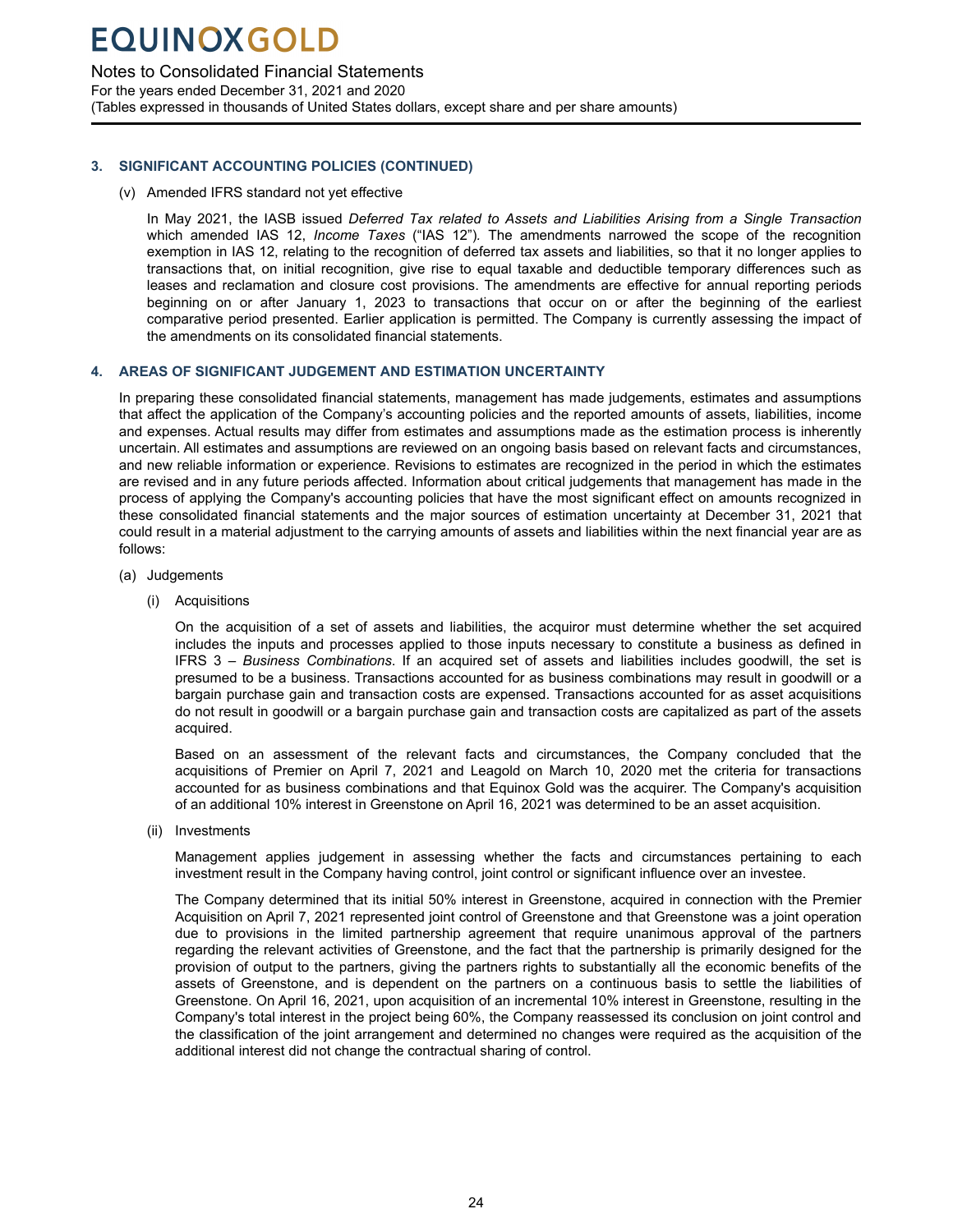## 3. SIGNIFICANT ACCOUNTING POLICIES (CONTINUED)

(v) Amended IFRS standard not yet effective

In May 2021, the IASB issued *Deferred Tax related to Assets and Liabilities Arising from a Single Transaction* which amended IAS 12, *Income Taxes* ("IAS 12"). The amendments narrowed the scope of the recognition exemption in IAS 12, relating to the recognition of deferred tax assets and liabilities, so that it no longer applies to transactions that, on initial recognition, give rise to equal taxable and deductible temporary differences such as leases and reclamation and closure cost provisions. The amendments are effective for annual reporting periods beginning on or after January 1, 2023 to transactions that occur on or after the beginning of the earliest comparative period presented. Earlier application is permitted. The Company is currently assessing the impact of the amendments on its consolidated financial statements.

## 4. AREAS OF SIGNIFICANT JUDGEMENT AND ESTIMATION UNCERTAINTY

In preparing these consolidated financial statements, management has made judgements, estimates and assumptions that affect the application of the Company's accounting policies and the reported amounts of assets, liabilities, income and expenses. Actual results may differ from estimates and assumptions made as the estimation process is inherently uncertain. All estimates and assumptions are reviewed on an ongoing basis based on relevant facts and circumstances, and new reliable information or experience. Revisions to estimates are recognized in the period in which the estimates are revised and in any future periods affected. Information about critical judgements that management has made in the process of applying the Company's accounting policies that have the most significant effect on amounts recognized in these consolidated financial statements and the major sources of estimation uncertainty at December 31, 2021 that could result in a material adjustment to the carrying amounts of assets and liabilities within the next financial year are as follows:

(a) Judgements

(i) Acquisitions

On the acquisition of a set of assets and liabilities, the acquiror must determine whether the set acquired includes the inputs and processes applied to those inputs necessary to constitute a business as defined in IFRS 3 – *Business Combinations*. If an acquired set of assets and liabilities includes goodwill, the set is presumed to be a business. Transactions accounted for as business combinations may result in goodwill or a bargain purchase gain and transaction costs are expensed. Transactions accounted for as asset acquisitions do not result in goodwill or a bargain purchase gain and transaction costs are capitalized as part of the assets acquired.

Based on an assessment of the relevant facts and circumstances, the Company concluded that the acquisitions of Premier on April 7, 2021 and Leagold on March 10, 2020 met the criteria for transactions accounted for as business combinations and that Equinox Gold was the acquirer. The Company's acquisition of an additional 10% interest in Greenstone on April 16, 2021 was determined to be an asset acquisition.

(ii) Investments

Management applies judgement in assessing whether the facts and circumstances pertaining to each investment result in the Company having control, joint control or significant influence over an investee.

The Company determined that its initial 50% interest in Greenstone, acquired in connection with the Premier Acquisition on April 7, 2021 represented joint control of Greenstone and that Greenstone was a joint operation due to provisions in the limited partnership agreement that require unanimous approval of the partners regarding the relevant activities of Greenstone, and the fact that the partnership is primarily designed for the provision of output to the partners, giving the partners rights to substantially all the economic benefits of the assets of Greenstone, and is dependent on the partners on a continuous basis to settle the liabilities of Greenstone. On April 16, 2021, upon acquisition of an incremental 10% interest in Greenstone, resulting in the Company's total interest in the project being 60%, the Company reassessed its conclusion on joint control and the classification of the joint arrangement and determined no changes were required as the acquisition of the additional interest did not change the contractual sharing of control.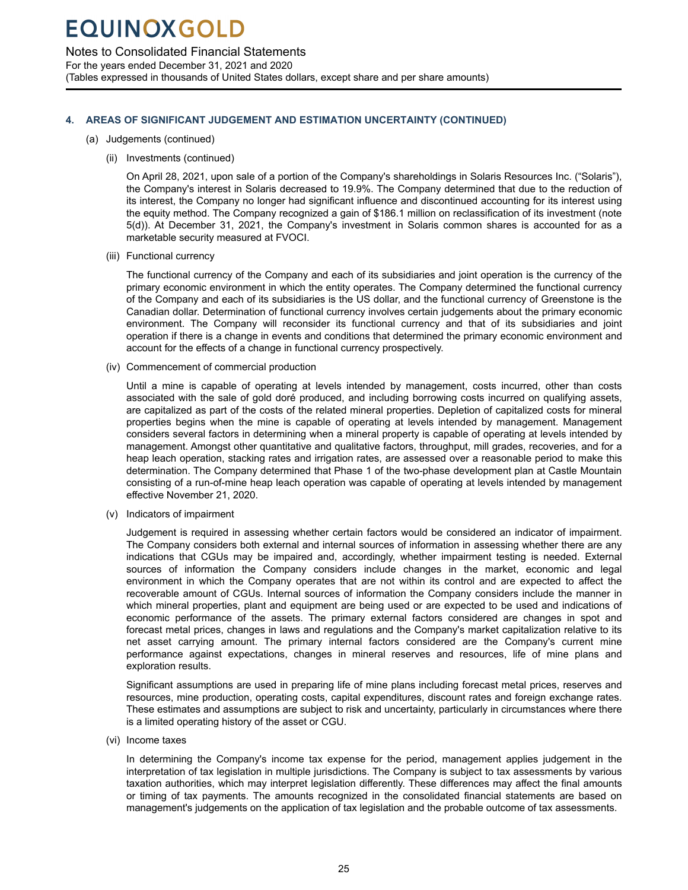## 4. AREAS OF SIGNIFICANT JUDGEMENT AND ESTIMATION UNCERTAINTY (CONTINUED)

(a) Judgements (continued)

(ii) Investments (continued)

On April 28, 2021, upon sale of a portion of the Company's shareholdings in Solaris Resources Inc. ("Solaris"), the Company's interest in Solaris decreased to 19.9%. The Company determined that due to the reduction of its interest, the Company no longer had significant influence and discontinued accounting for its interest using the equity method. The Company recognized a gain of $186.1 million on reclassification of its investment (note 5(d)). At December 31, 2021, the Company's investment in Solaris common shares is accounted for as a marketable security measured at FVOCI.

(iii) Functional currency

The functional currency of the Company and each of its subsidiaries and joint operation is the currency of the primary economic environment in which the entity operates. The Company determined the functional currency of the Company and each of its subsidiaries is the US dollar, and the functional currency of Greenstone is the Canadian dollar. Determination of functional currency involves certain judgements about the primary economic environment. The Company will reconsider its functional currency and that of its subsidiaries and joint operation if there is a change in events and conditions that determined the primary economic environment and account for the effects of a change in functional currency prospectively.

(iv) Commencement of commercial production

Until a mine is capable of operating at levels intended by management, costs incurred, other than costs associated with the sale of gold doré produced, and including borrowing costs incurred on qualifying assets, are capitalized as part of the costs of the related mineral properties. Depletion of capitalized costs for mineral properties begins when the mine is capable of operating at levels intended by management. Management considers several factors in determining when a mineral property is capable of operating at levels intended by management. Amongst other quantitative and qualitative factors, throughput, mill grades, recoveries, and for a heap leach operation, stacking rates and irrigation rates, are assessed over a reasonable period to make this determination. The Company determined that Phase 1 of the two-phase development plan at Castle Mountain consisting of a run-of-mine heap leach operation was capable of operating at levels intended by management effective November 21, 2020.

(v) Indicators of impairment

Judgement is required in assessing whether certain factors would be considered an indicator of impairment. The Company considers both external and internal sources of information in assessing whether there are any indications that CGUs may be impaired and, accordingly, whether impairment testing is needed. External sources of information the Company considers include changes in the market, economic and legal environment in which the Company operates that are not within its control and are expected to affect the recoverable amount of CGUs. Internal sources of information the Company considers include the manner in which mineral properties, plant and equipment are being used or are expected to be used and indications of economic performance of the assets. The primary external factors considered are changes in spot and forecast metal prices, changes in laws and regulations and the Company's market capitalization relative to its net asset carrying amount. The primary internal factors considered are the Company's current mine performance against expectations, changes in mineral reserves and resources, life of mine plans and exploration results.

Significant assumptions are used in preparing life of mine plans including forecast metal prices, reserves and resources, mine production, operating costs, capital expenditures, discount rates and foreign exchange rates. These estimates and assumptions are subject to risk and uncertainty, particularly in circumstances where there is a limited operating history of the asset or CGU.

(vi) Income taxes

In determining the Company's income tax expense for the period, management applies judgement in the interpretation of tax legislation in multiple jurisdictions. The Company is subject to tax assessments by various taxation authorities, which may interpret legislation differently. These differences may affect the final amounts or timing of tax payments. The amounts recognized in the consolidated financial statements are based on management's judgements on the application of tax legislation and the probable outcome of tax assessments.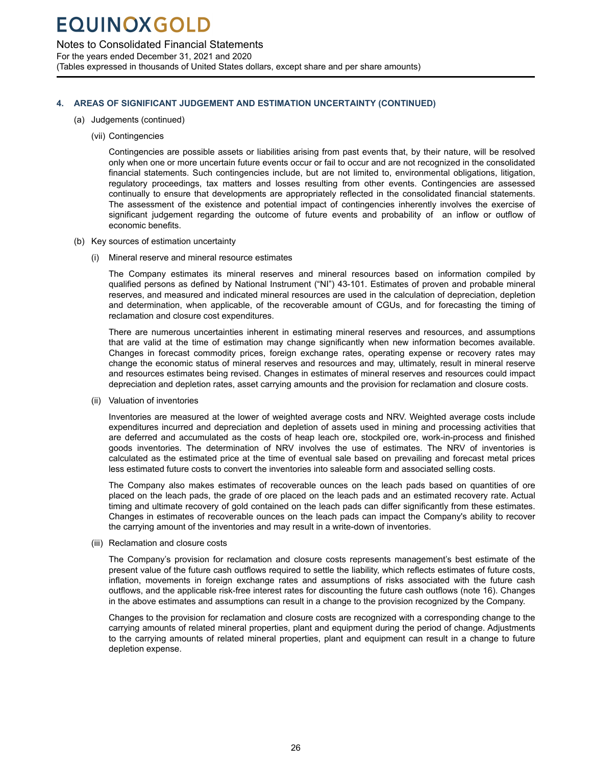## 4. AREAS OF SIGNIFICANT JUDGEMENT AND ESTIMATION UNCERTAINTY (CONTINUED)

(a) Judgements (continued)

(vii) Contingencies

Contingencies are possible assets or liabilities arising from past events that, by their nature, will be resolved only when one or more uncertain future events occur or fail to occur and are not recognized in the consolidated financial statements. Such contingencies include, but are not limited to, environmental obligations, litigation, regulatory proceedings, tax matters and losses resulting from other events. Contingencies are assessed continually to ensure that developments are appropriately reflected in the consolidated financial statements. The assessment of the existence and potential impact of contingencies inherently involves the exercise of significant judgement regarding the outcome of future events and probability of an inflow or outflow of economic benefits.

(b) Key sources of estimation uncertainty

(i) Mineral reserve and mineral resource estimates

The Company estimates its mineral reserves and mineral resources based on information compiled by qualified persons as defined by National Instrument ("NI") 43-101. Estimates of proven and probable mineral reserves, and measured and indicated mineral resources are used in the calculation of depreciation, depletion and determination, when applicable, of the recoverable amount of CGUs, and for forecasting the timing of reclamation and closure cost expenditures.

There are numerous uncertainties inherent in estimating mineral reserves and resources, and assumptions that are valid at the time of estimation may change significantly when new information becomes available. Changes in forecast commodity prices, foreign exchange rates, operating expense or recovery rates may change the economic status of mineral reserves and resources and may, ultimately, result in mineral reserve and resources estimates being revised. Changes in estimates of mineral reserves and resources could impact depreciation and depletion rates, asset carrying amounts and the provision for reclamation and closure costs.

(ii) Valuation of inventories

Inventories are measured at the lower of weighted average costs and NRV. Weighted average costs include expenditures incurred and depreciation and depletion of assets used in mining and processing activities that are deferred and accumulated as the costs of heap leach ore, stockpiled ore, work-in-process and finished goods inventories. The determination of NRV involves the use of estimates. The NRV of inventories is calculated as the estimated price at the time of eventual sale based on prevailing and forecast metal prices less estimated future costs to convert the inventories into saleable form and associated selling costs.

The Company also makes estimates of recoverable ounces on the leach pads based on quantities of ore placed on the leach pads, the grade of ore placed on the leach pads and an estimated recovery rate. Actual timing and ultimate recovery of gold contained on the leach pads can differ significantly from these estimates. Changes in estimates of recoverable ounces on the leach pads can impact the Company's ability to recover the carrying amount of the inventories and may result in a write-down of inventories.

(iii) Reclamation and closure costs

The Company's provision for reclamation and closure costs represents management's best estimate of the present value of the future cash outflows required to settle the liability, which reflects estimates of future costs, inflation, movements in foreign exchange rates and assumptions of risks associated with the future cash outflows, and the applicable risk-free interest rates for discounting the future cash outflows (note 16). Changes in the above estimates and assumptions can result in a change to the provision recognized by the Company.

Changes to the provision for reclamation and closure costs are recognized with a corresponding change to the carrying amounts of related mineral properties, plant and equipment during the period of change. Adjustments to the carrying amounts of related mineral properties, plant and equipment can result in a change to future depletion expense.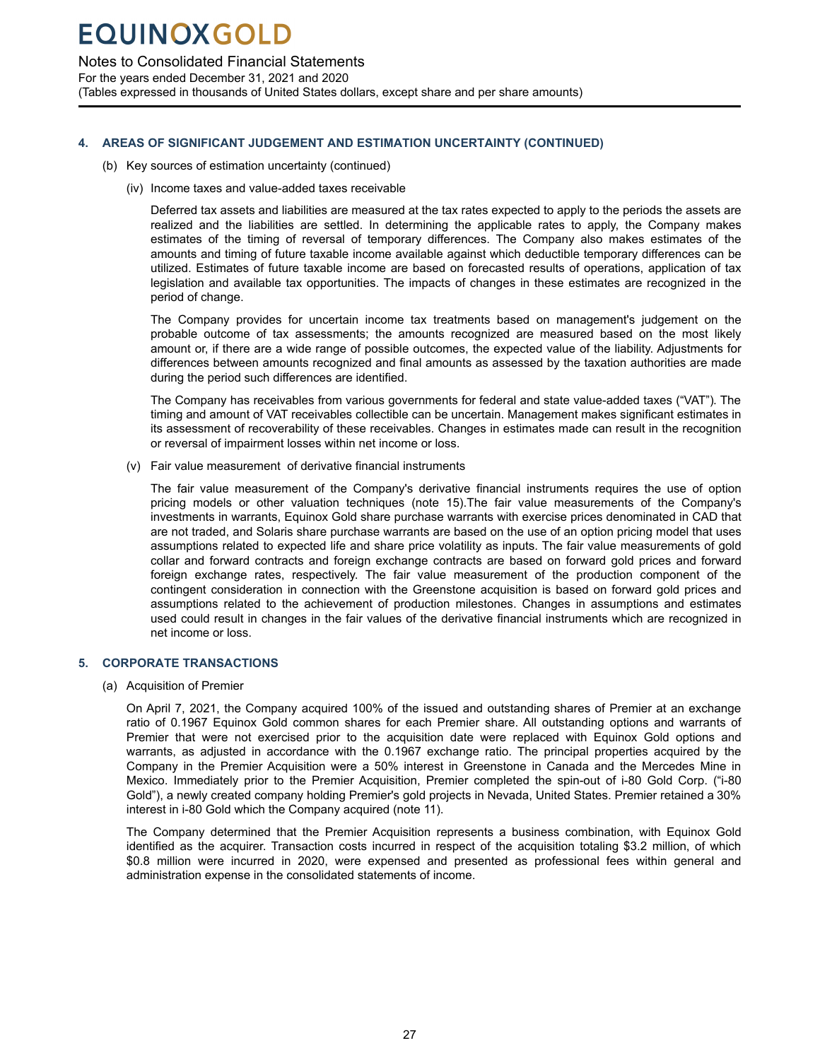## 4. AREAS OF SIGNIFICANT JUDGEMENT AND ESTIMATION UNCERTAINTY (CONTINUED)

(b) Key sources of estimation uncertainty (continued)

(iv) Income taxes and value-added taxes receivable

Deferred tax assets and liabilities are measured at the tax rates expected to apply to the periods the assets are realized and the liabilities are settled. In determining the applicable rates to apply, the Company makes estimates of the timing of reversal of temporary differences. The Company also makes estimates of the amounts and timing of future taxable income available against which deductible temporary differences can be utilized. Estimates of future taxable income are based on forecasted results of operations, application of tax legislation and available tax opportunities. The impacts of changes in these estimates are recognized in the period of change.

The Company provides for uncertain income tax treatments based on management's judgement on the probable outcome of tax assessments; the amounts recognized are measured based on the most likely amount or, if there are a wide range of possible outcomes, the expected value of the liability. Adjustments for differences between amounts recognized and final amounts as assessed by the taxation authorities are made during the period such differences are identified.

The Company has receivables from various governments for federal and state value-added taxes ("VAT"). The timing and amount of VAT receivables collectible can be uncertain. Management makes significant estimates in its assessment of recoverability of these receivables. Changes in estimates made can result in the recognition or reversal of impairment losses within net income or loss.

(v) Fair value measurement  of derivative financial instruments

The fair value measurement of the Company's derivative financial instruments requires the use of option pricing models or other valuation techniques (note 15).The fair value measurements of the Company's investments in warrants, Equinox Gold share purchase warrants with exercise prices denominated in CAD that are not traded, and Solaris share purchase warrants are based on the use of an option pricing model that uses assumptions related to expected life and share price volatility as inputs. The fair value measurements of gold collar and forward contracts and foreign exchange contracts are based on forward gold prices and forward foreign exchange rates, respectively. The fair value measurement of the production component of the contingent consideration in connection with the Greenstone acquisition is based on forward gold prices and assumptions related to the achievement of production milestones. Changes in assumptions and estimates used could result in changes in the fair values of the derivative financial instruments which are recognized in net income or loss.

## 5. CORPORATE TRANSACTIONS

(a) Acquisition of Premier

On April 7, 2021, the Company acquired 100% of the issued and outstanding shares of Premier at an exchange ratio of 0.1967 Equinox Gold common shares for each Premier share. All outstanding options and warrants of Premier that were not exercised prior to the acquisition date were replaced with Equinox Gold options and warrants, as adjusted in accordance with the 0.1967 exchange ratio. The principal properties acquired by the Company in the Premier Acquisition were a 50% interest in Greenstone in Canada and the Mercedes Mine in Mexico. Immediately prior to the Premier Acquisition, Premier completed the spin-out of i-80 Gold Corp. ("i-80 Gold"), a newly created company holding Premier's gold projects in Nevada, United States. Premier retained a 30% interest in i-80 Gold which the Company acquired (note 11).

The Company determined that the Premier Acquisition represents a business combination, with Equinox Gold identified as the acquirer. Transaction costs incurred in respect of the acquisition totaling $3.2 million, of which $0.8 million were incurred in 2020, were expensed and presented as professional fees within general and administration expense in the consolidated statements of income.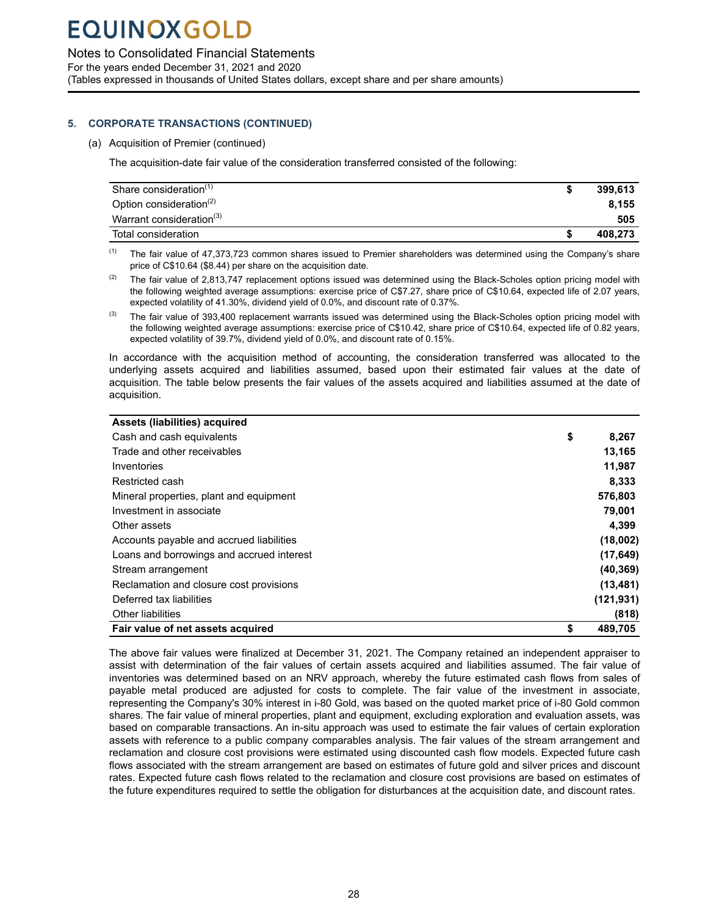## 5. CORPORATE TRANSACTIONS (CONTINUED)

(a) Acquisition of Premier (continued)

The acquisition-date fair value of the consideration transferred consisted of the following:

| | | |
|---|---|---|
| Share consideration[(1)] | $ | 399,613 |
| Option consideration[(2)] | | 8,155 |
| Warrant consideration[(3)] | | 505 |
| Total consideration | $ | 408,273 |

(1) The fair value of 47,373,723 common shares issued to Premier shareholders was determined using the Company's share price of C$10.64 ($8.44) per share on the acquisition date.

(2) The fair value of 2,813,747 replacement options issued was determined using the Black-Scholes option pricing model with the following weighted average assumptions: exercise price of C$7.27, share price of C$10.64, expected life of 2.07 years, expected volatility of 41.30%, dividend yield of 0.0%, and discount rate of 0.37%.

(3) The fair value of 393,400 replacement warrants issued was determined using the Black-Scholes option pricing model with the following weighted average assumptions: exercise price of C$10.42, share price of C$10.64, expected life of 0.82 years, expected volatility of 39.7%, dividend yield of 0.0%, and discount rate of 0.15%.

In accordance with the acquisition method of accounting, the consideration transferred was allocated to the underlying assets acquired and liabilities assumed, based upon their estimated fair values at the date of acquisition. The table below presents the fair values of the assets acquired and liabilities assumed at the date of acquisition.

| **Assets (liabilities) acquired** | | |
|---|---|---|
| Cash and cash equivalents | $ | 8,267 |
| Trade and other receivables | | 13,165 |
| Inventories | | 11,987 |
| Restricted cash | | 8,333 |
| Mineral properties, plant and equipment | | 576,803 |
| Investment in associate | | 79,001 |
| Other assets | | 4,399 |
| Accounts payable and accrued liabilities | | (18,002) |
| Loans and borrowings and accrued interest | | (17,649) |
| Stream arrangement | | (40,369) |
| Reclamation and closure cost provisions | | (13,481) |
| Deferred tax liabilities | | (121,931) |
| Other liabilities | | (818) |
| **Fair value of net assets acquired** | $ | 489,705 |

The above fair values were finalized at December 31, 2021. The Company retained an independent appraiser to assist with determination of the fair values of certain assets acquired and liabilities assumed. The fair value of inventories was determined based on an NRV approach, whereby the future estimated cash flows from sales of payable metal produced are adjusted for costs to complete. The fair value of the investment in associate, representing the Company's 30% interest in i-80 Gold, was based on the quoted market price of i-80 Gold common shares. The fair value of mineral properties, plant and equipment, excluding exploration and evaluation assets, was based on comparable transactions. An in-situ approach was used to estimate the fair values of certain exploration assets with reference to a public company comparables analysis. The fair values of the stream arrangement and reclamation and closure cost provisions were estimated using discounted cash flow models. Expected future cash flows associated with the stream arrangement are based on estimates of future gold and silver prices and discount rates. Expected future cash flows related to the reclamation and closure cost provisions are based on estimates of the future expenditures required to settle the obligation for disturbances at the acquisition date, and discount rates.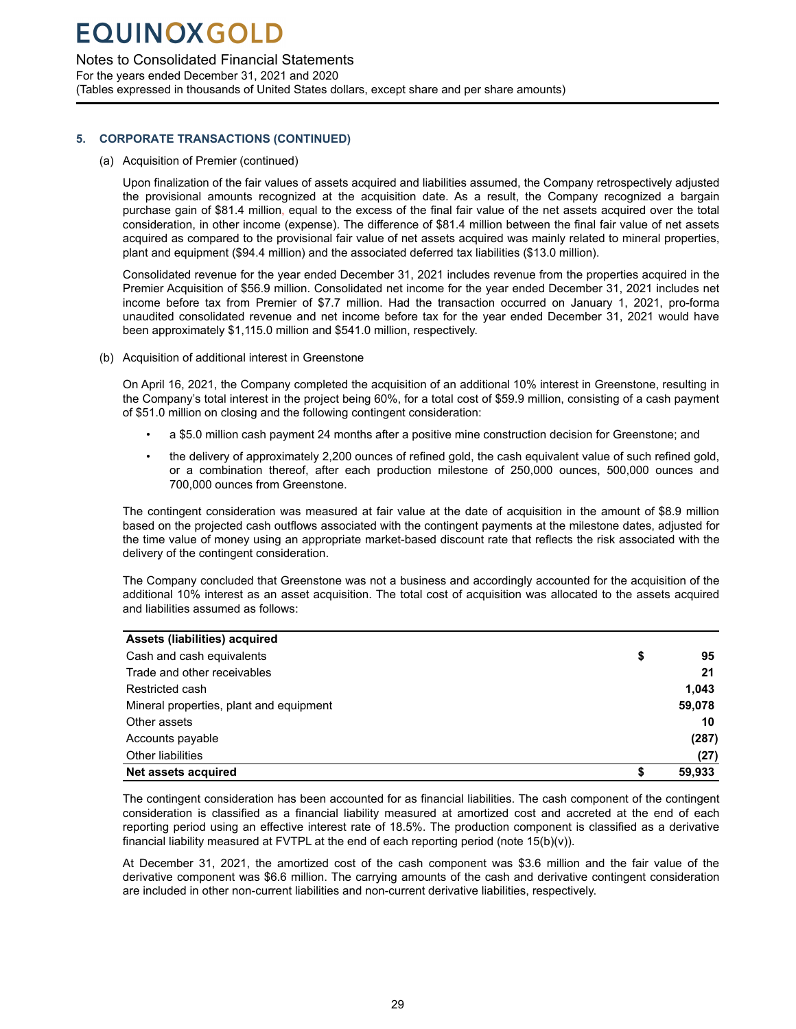## 5. CORPORATE TRANSACTIONS (CONTINUED)

(a) Acquisition of Premier (continued)

Upon finalization of the fair values of assets acquired and liabilities assumed, the Company retrospectively adjusted the provisional amounts recognized at the acquisition date. As a result, the Company recognized a bargain purchase gain of $81.4 million, equal to the excess of the final fair value of the net assets acquired over the total consideration, in other income (expense). The difference of $81.4 million between the final fair value of net assets acquired as compared to the provisional fair value of net assets acquired was mainly related to mineral properties, plant and equipment ($94.4 million) and the associated deferred tax liabilities ($13.0 million).

Consolidated revenue for the year ended December 31, 2021 includes revenue from the properties acquired in the Premier Acquisition of $56.9 million. Consolidated net income for the year ended December 31, 2021 includes net income before tax from Premier of $7.7 million. Had the transaction occurred on January 1, 2021, pro-forma unaudited consolidated revenue and net income before tax for the year ended December 31, 2021 would have been approximately $1,115.0 million and $541.0 million, respectively.

(b) Acquisition of additional interest in Greenstone

On April 16, 2021, the Company completed the acquisition of an additional 10% interest in Greenstone, resulting in the Company's total interest in the project being 60%, for a total cost of $59.9 million, consisting of a cash payment of $51.0 million on closing and the following contingent consideration:

- a $5.0 million cash payment 24 months after a positive mine construction decision for Greenstone; and
- the delivery of approximately 2,200 ounces of refined gold, the cash equivalent value of such refined gold, or a combination thereof, after each production milestone of 250,000 ounces, 500,000 ounces and 700,000 ounces from Greenstone.

The contingent consideration was measured at fair value at the date of acquisition in the amount of $8.9 million based on the projected cash outflows associated with the contingent payments at the milestone dates, adjusted for the time value of money using an appropriate market-based discount rate that reflects the risk associated with the delivery of the contingent consideration.

The Company concluded that Greenstone was not a business and accordingly accounted for the acquisition of the additional 10% interest as an asset acquisition. The total cost of acquisition was allocated to the assets acquired and liabilities assumed as follows:

| **Assets (liabilities) acquired** | | |
|---|---|---|
| Cash and cash equivalents | $ | **95** |
| Trade and other receivables | | **21** |
| Restricted cash | | **1,043** |
| Mineral properties, plant and equipment | | **59,078** |
| Other assets | | **10** |
| Accounts payable | | **(287)** |
| Other liabilities | | **(27)** |
| **Net assets acquired** | **$** | **59,933** |

The contingent consideration has been accounted for as financial liabilities. The cash component of the contingent consideration is classified as a financial liability measured at amortized cost and accreted at the end of each reporting period using an effective interest rate of 18.5%. The production component is classified as a derivative financial liability measured at FVTPL at the end of each reporting period (note 15(b)(v)).

At December 31, 2021, the amortized cost of the cash component was $3.6 million and the fair value of the derivative component was $6.6 million. The carrying amounts of the cash and derivative contingent consideration are included in other non-current liabilities and non-current derivative liabilities, respectively.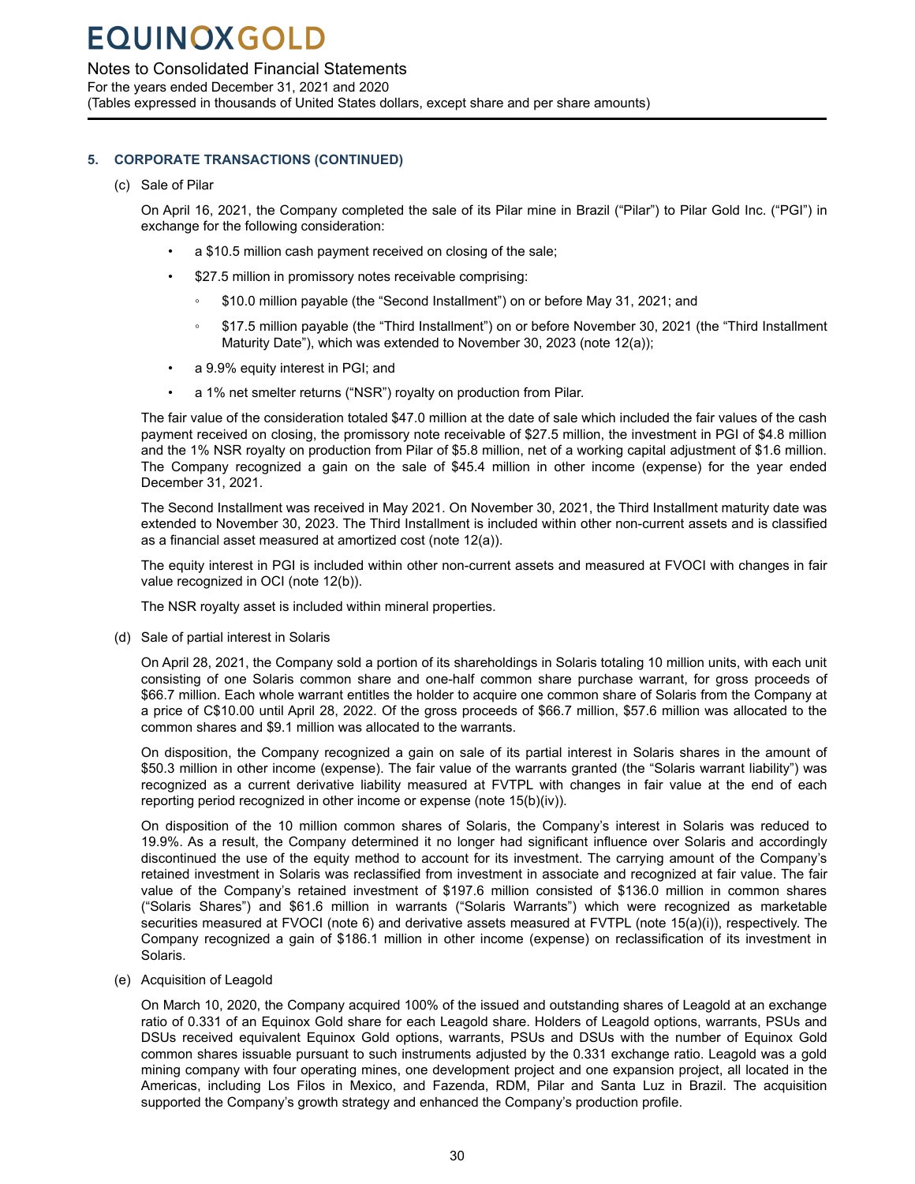## 5. CORPORATE TRANSACTIONS (CONTINUED)

(c) Sale of Pilar

On April 16, 2021, the Company completed the sale of its Pilar mine in Brazil ("Pilar") to Pilar Gold Inc. ("PGI") in exchange for the following consideration:

- a $10.5 million cash payment received on closing of the sale;
- $27.5 million in promissory notes receivable comprising:
  - $10.0 million payable (the "Second Installment") on or before May 31, 2021; and
  - $17.5 million payable (the "Third Installment") on or before November 30, 2021 (the "Third Installment Maturity Date"), which was extended to November 30, 2023 (note 12(a));
- a 9.9% equity interest in PGI; and
- a 1% net smelter returns ("NSR") royalty on production from Pilar.

The fair value of the consideration totaled $47.0 million at the date of sale which included the fair values of the cash payment received on closing, the promissory note receivable of $27.5 million, the investment in PGI of $4.8 million and the 1% NSR royalty on production from Pilar of $5.8 million, net of a working capital adjustment of $1.6 million. The Company recognized a gain on the sale of $45.4 million in other income (expense) for the year ended December 31, 2021.

The Second Installment was received in May 2021. On November 30, 2021, the Third Installment maturity date was extended to November 30, 2023. The Third Installment is included within other non-current assets and is classified as a financial asset measured at amortized cost (note 12(a)).

The equity interest in PGI is included within other non-current assets and measured at FVOCI with changes in fair value recognized in OCI (note 12(b)).

The NSR royalty asset is included within mineral properties.

(d) Sale of partial interest in Solaris

On April 28, 2021, the Company sold a portion of its shareholdings in Solaris totaling 10 million units, with each unit consisting of one Solaris common share and one-half common share purchase warrant, for gross proceeds of $66.7 million. Each whole warrant entitles the holder to acquire one common share of Solaris from the Company at a price of C$10.00 until April 28, 2022. Of the gross proceeds of $66.7 million, $57.6 million was allocated to the common shares and $9.1 million was allocated to the warrants.

On disposition, the Company recognized a gain on sale of its partial interest in Solaris shares in the amount of $50.3 million in other income (expense). The fair value of the warrants granted (the "Solaris warrant liability") was recognized as a current derivative liability measured at FVTPL with changes in fair value at the end of each reporting period recognized in other income or expense (note 15(b)(iv)).

On disposition of the 10 million common shares of Solaris, the Company's interest in Solaris was reduced to 19.9%. As a result, the Company determined it no longer had significant influence over Solaris and accordingly discontinued the use of the equity method to account for its investment. The carrying amount of the Company's retained investment in Solaris was reclassified from investment in associate and recognized at fair value. The fair value of the Company's retained investment of $197.6 million consisted of $136.0 million in common shares ("Solaris Shares") and $61.6 million in warrants ("Solaris Warrants") which were recognized as marketable securities measured at FVOCI (note 6) and derivative assets measured at FVTPL (note 15(a)(i)), respectively. The Company recognized a gain of $186.1 million in other income (expense) on reclassification of its investment in Solaris.

(e) Acquisition of Leagold

On March 10, 2020, the Company acquired 100% of the issued and outstanding shares of Leagold at an exchange ratio of 0.331 of an Equinox Gold share for each Leagold share. Holders of Leagold options, warrants, PSUs and DSUs received equivalent Equinox Gold options, warrants, PSUs and DSUs with the number of Equinox Gold common shares issuable pursuant to such instruments adjusted by the 0.331 exchange ratio. Leagold was a gold mining company with four operating mines, one development project and one expansion project, all located in the Americas, including Los Filos in Mexico, and Fazenda, RDM, Pilar and Santa Luz in Brazil. The acquisition supported the Company's growth strategy and enhanced the Company's production profile.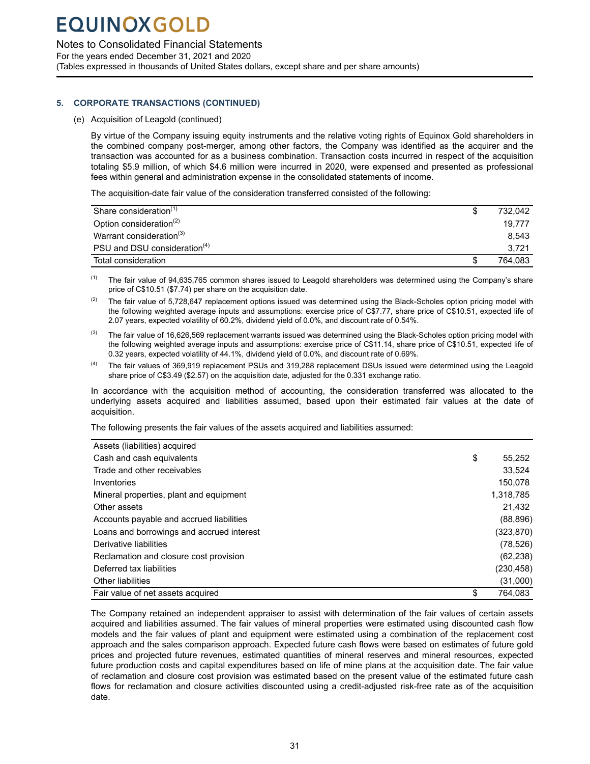## 5. CORPORATE TRANSACTIONS (CONTINUED)

(e) Acquisition of Leagold (continued)

By virtue of the Company issuing equity instruments and the relative voting rights of Equinox Gold shareholders in the combined company post-merger, among other factors, the Company was identified as the acquirer and the transaction was accounted for as a business combination. Transaction costs incurred in respect of the acquisition totaling $5.9 million, of which $4.6 million were incurred in 2020, were expensed and presented as professional fees within general and administration expense in the consolidated statements of income.

The acquisition-date fair value of the consideration transferred consisted of the following:

| | | |
|---|---|---|
| Share consideration[(1)] | $ | 732,042 |
| Option consideration[(2)] | | 19,777 |
| Warrant consideration[(3)] | | 8,543 |
| PSU and DSU consideration[(4)] | | 3,721 |
| Total consideration | $ | 764,083 |

(1) The fair value of 94,635,765 common shares issued to Leagold shareholders was determined using the Company's share price of C$10.51 ($7.74) per share on the acquisition date.

(2) The fair value of 5,728,647 replacement options issued was determined using the Black-Scholes option pricing model with the following weighted average inputs and assumptions: exercise price of C$7.77, share price of C$10.51, expected life of 2.07 years, expected volatility of 60.2%, dividend yield of 0.0%, and discount rate of 0.54%.

(3) The fair value of 16,626,569 replacement warrants issued was determined using the Black-Scholes option pricing model with the following weighted average inputs and assumptions: exercise price of C$11.14, share price of C$10.51, expected life of 0.32 years, expected volatility of 44.1%, dividend yield of 0.0%, and discount rate of 0.69%.

(4) The fair values of 369,919 replacement PSUs and 319,288 replacement DSUs issued were determined using the Leagold share price of C$3.49 ($2.57) on the acquisition date, adjusted for the 0.331 exchange ratio.

In accordance with the acquisition method of accounting, the consideration transferred was allocated to the underlying assets acquired and liabilities assumed, based upon their estimated fair values at the date of acquisition.

The following presents the fair values of the assets acquired and liabilities assumed:

| Assets (liabilities) acquired | | |
|---|---|---|
| Cash and cash equivalents | $ | 55,252 |
| Trade and other receivables | | 33,524 |
| Inventories | | 150,078 |
| Mineral properties, plant and equipment | | 1,318,785 |
| Other assets | | 21,432 |
| Accounts payable and accrued liabilities | | (88,896) |
| Loans and borrowings and accrued interest | | (323,870) |
| Derivative liabilities | | (78,526) |
| Reclamation and closure cost provision | | (62,238) |
| Deferred tax liabilities | | (230,458) |
| Other liabilities | | (31,000) |
| Fair value of net assets acquired | $ | 764,083 |

The Company retained an independent appraiser to assist with determination of the fair values of certain assets acquired and liabilities assumed. The fair values of mineral properties were estimated using discounted cash flow models and the fair values of plant and equipment were estimated using a combination of the replacement cost approach and the sales comparison approach. Expected future cash flows were based on estimates of future gold prices and projected future revenues, estimated quantities of mineral reserves and mineral resources, expected future production costs and capital expenditures based on life of mine plans at the acquisition date. The fair value of reclamation and closure cost provision was estimated based on the present value of the estimated future cash flows for reclamation and closure activities discounted using a credit-adjusted risk-free rate as of the acquisition date.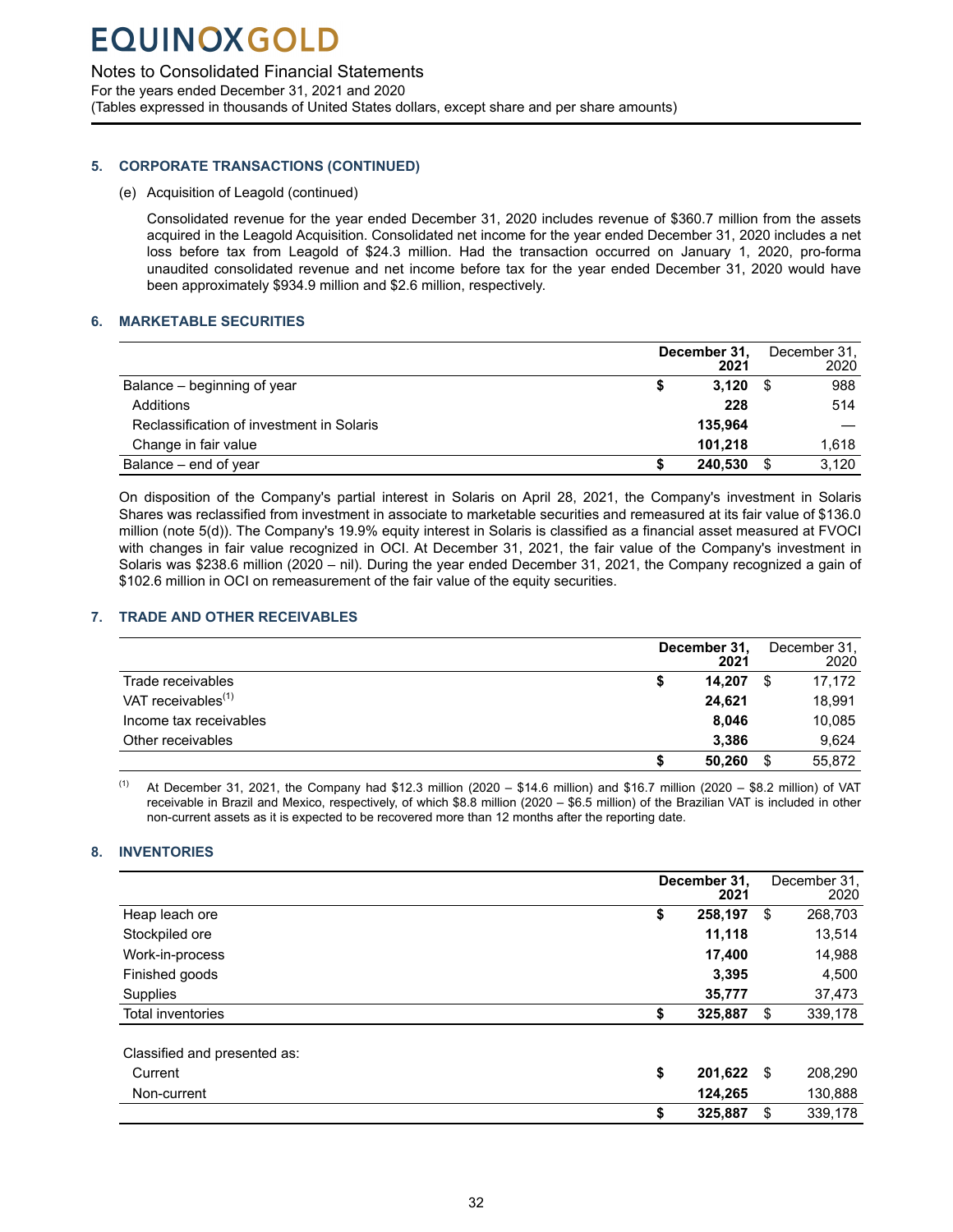## 5. CORPORATE TRANSACTIONS (CONTINUED)

(e) Acquisition of Leagold (continued)

Consolidated revenue for the year ended December 31, 2020 includes revenue of $360.7 million from the assets acquired in the Leagold Acquisition. Consolidated net income for the year ended December 31, 2020 includes a net loss before tax from Leagold of $24.3 million. Had the transaction occurred on January 1, 2020, pro-forma unaudited consolidated revenue and net income before tax for the year ended December 31, 2020 would have been approximately $934.9 million and $2.6 million, respectively.

## 6. MARKETABLE SECURITIES

| | December 31, 2021 | December 31, 2020 |
|---|---|---|
| Balance – beginning of year | $ 3,120 | $ 988 |
| Additions | 228 | 514 |
| Reclassification of investment in Solaris | 135,964 | — |
| Change in fair value | 101,218 | 1,618 |
| Balance – end of year | $ 240,530 | $ 3,120 |

On disposition of the Company's partial interest in Solaris on April 28, 2021, the Company's investment in Solaris Shares was reclassified from investment in associate to marketable securities and remeasured at its fair value of $136.0 million (note 5(d)). The Company's 19.9% equity interest in Solaris is classified as a financial asset measured at FVOCI with changes in fair value recognized in OCI. At December 31, 2021, the fair value of the Company's investment in Solaris was $238.6 million (2020 – nil). During the year ended December 31, 2021, the Company recognized a gain of $102.6 million in OCI on remeasurement of the fair value of the equity securities.

## 7. TRADE AND OTHER RECEIVABLES

| | December 31, 2021 | December 31, 2020 |
|---|---|---|
| Trade receivables | $ 14,207 | $ 17,172 |
| VAT receivables[1] | 24,621 | 18,991 |
| Income tax receivables | 8,046 | 10,085 |
| Other receivables | 3,386 | 9,624 |
| | $ 50,260 | $ 55,872 |

[1] At December 31, 2021, the Company had $12.3 million (2020 – $14.6 million) and $16.7 million (2020 – $8.2 million) of VAT receivable in Brazil and Mexico, respectively, of which $8.8 million (2020 – $6.5 million) of the Brazilian VAT is included in other non-current assets as it is expected to be recovered more than 12 months after the reporting date.

## 8. INVENTORIES

| | December 31, 2021 | December 31, 2020 |
|---|---|---|
| Heap leach ore | $ 258,197 | $ 268,703 |
| Stockpiled ore | 11,118 | 13,514 |
| Work-in-process | 17,400 | 14,988 |
| Finished goods | 3,395 | 4,500 |
| Supplies | 35,777 | 37,473 |
| Total inventories | $ 325,887 | $ 339,178 |
| | | |
| Classified and presented as: | | |
| Current | $ 201,622 | $ 208,290 |
| Non-current | 124,265 | 130,888 |
| | $ 325,887 | $ 339,178 |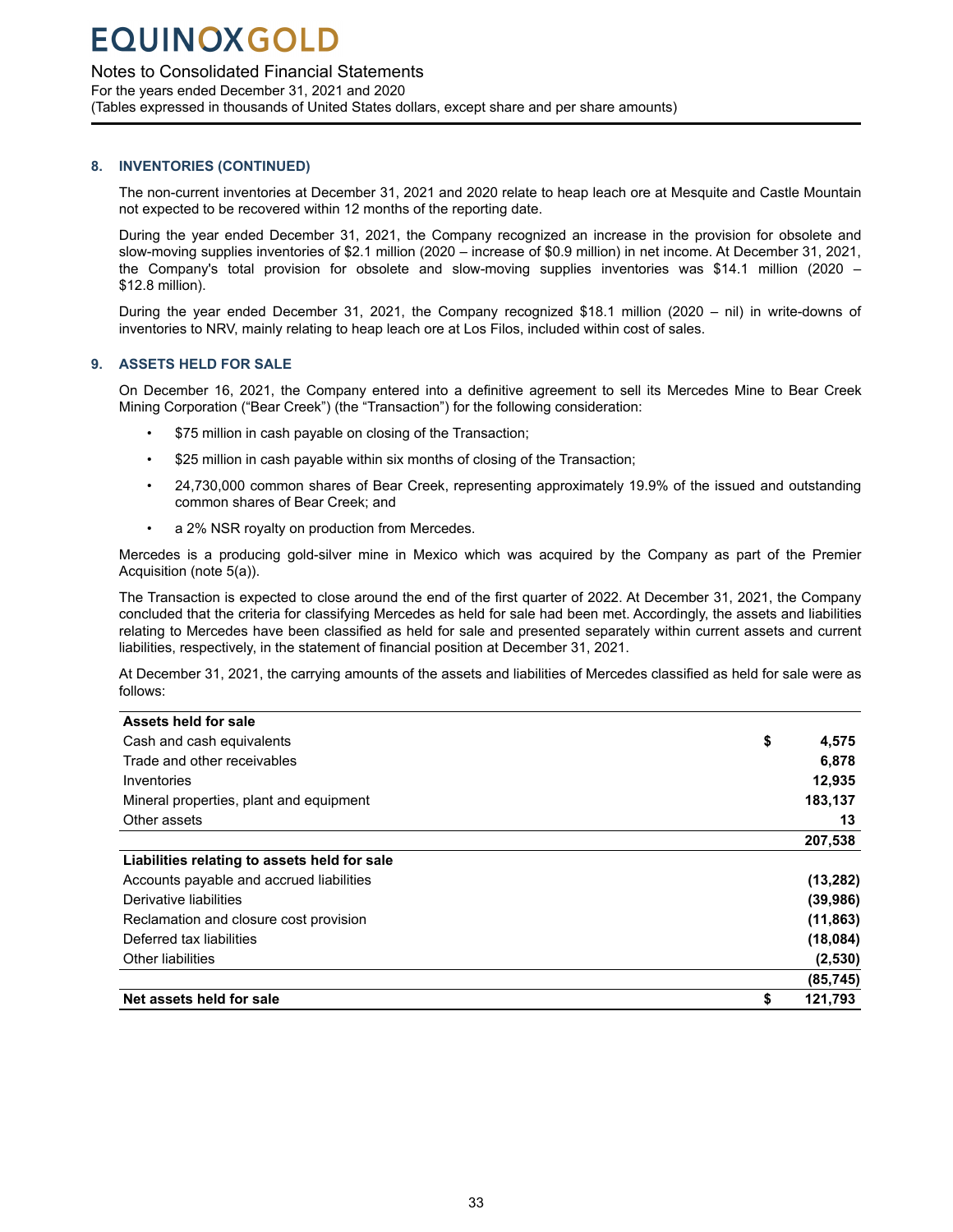## 8. INVENTORIES (CONTINUED)

The non-current inventories at December 31, 2021 and 2020 relate to heap leach ore at Mesquite and Castle Mountain not expected to be recovered within 12 months of the reporting date.

During the year ended December 31, 2021, the Company recognized an increase in the provision for obsolete and slow-moving supplies inventories of $2.1 million (2020 – increase of $0.9 million) in net income. At December 31, 2021, the Company's total provision for obsolete and slow-moving supplies inventories was $14.1 million (2020 – $12.8 million).

During the year ended December 31, 2021, the Company recognized $18.1 million (2020 – nil) in write-downs of inventories to NRV, mainly relating to heap leach ore at Los Filos, included within cost of sales.

## 9. ASSETS HELD FOR SALE

On December 16, 2021, the Company entered into a definitive agreement to sell its Mercedes Mine to Bear Creek Mining Corporation ("Bear Creek") (the "Transaction") for the following consideration:

- $75 million in cash payable on closing of the Transaction;
- $25 million in cash payable within six months of closing of the Transaction;
- 24,730,000 common shares of Bear Creek, representing approximately 19.9% of the issued and outstanding common shares of Bear Creek; and
- a 2% NSR royalty on production from Mercedes.

Mercedes is a producing gold-silver mine in Mexico which was acquired by the Company as part of the Premier Acquisition (note 5(a)).

The Transaction is expected to close around the end of the first quarter of 2022. At December 31, 2021, the Company concluded that the criteria for classifying Mercedes as held for sale had been met. Accordingly, the assets and liabilities relating to Mercedes have been classified as held for sale and presented separately within current assets and current liabilities, respectively, in the statement of financial position at December 31, 2021.

At December 31, 2021, the carrying amounts of the assets and liabilities of Mercedes classified as held for sale were as follows:

| | |
|---|---|
| **Assets held for sale** | |
| Cash and cash equivalents | $ **4,575** |
| Trade and other receivables | **6,878** |
| Inventories | **12,935** |
| Mineral properties, plant and equipment | **183,137** |
| Other assets | **13** |
| | **207,538** |
| **Liabilities relating to assets held for sale** | |
| Accounts payable and accrued liabilities | **(13,282)** |
| Derivative liabilities | **(39,986)** |
| Reclamation and closure cost provision | **(11,863)** |
| Deferred tax liabilities | **(18,084)** |
| Other liabilities | **(2,530)** |
| | **(85,745)** |
| **Net assets held for sale** | $ **121,793** |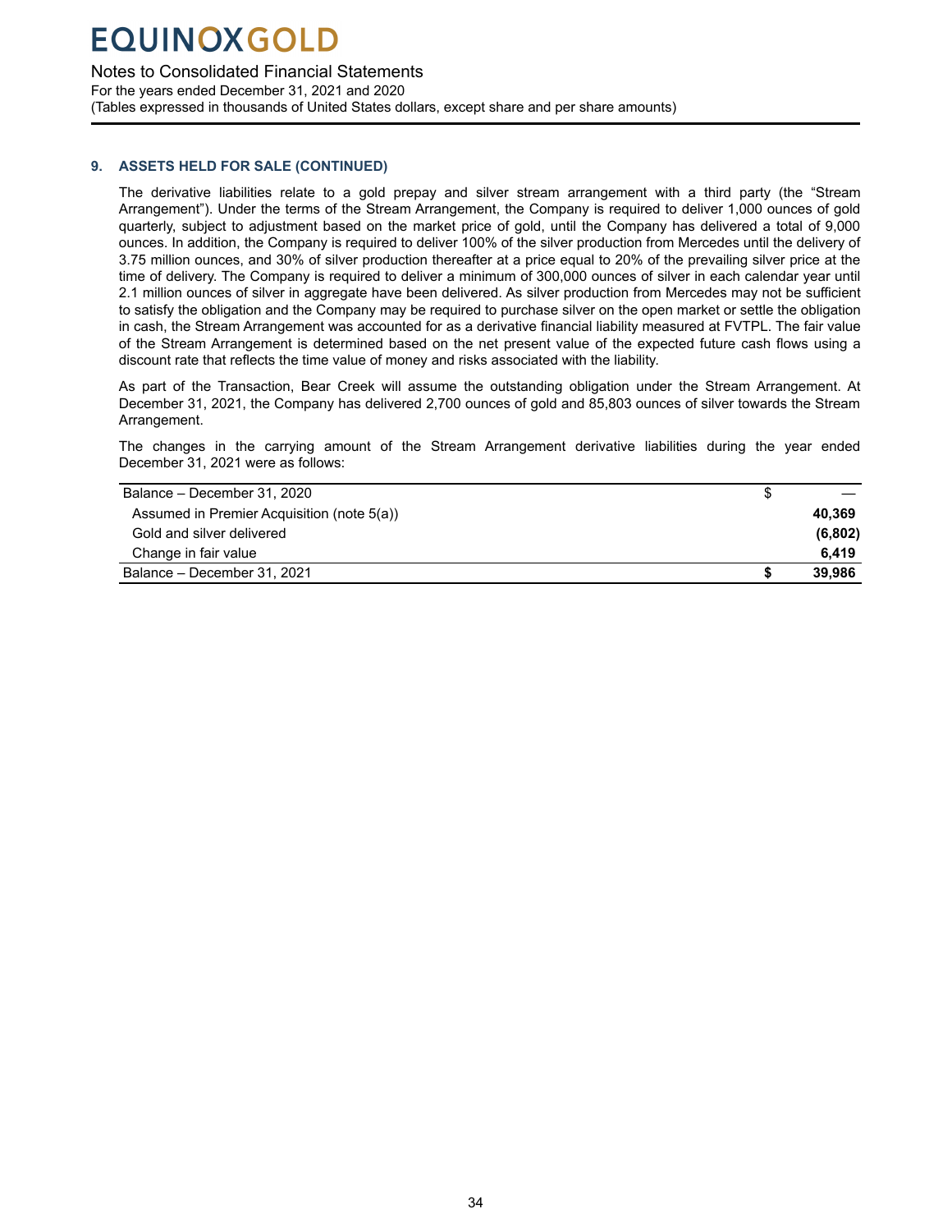### 9. ASSETS HELD FOR SALE (CONTINUED)

The derivative liabilities relate to a gold prepay and silver stream arrangement with a third party (the "Stream Arrangement"). Under the terms of the Stream Arrangement, the Company is required to deliver 1,000 ounces of gold quarterly, subject to adjustment based on the market price of gold, until the Company has delivered a total of 9,000 ounces. In addition, the Company is required to deliver 100% of the silver production from Mercedes until the delivery of 3.75 million ounces, and 30% of silver production thereafter at a price equal to 20% of the prevailing silver price at the time of delivery. The Company is required to deliver a minimum of 300,000 ounces of silver in each calendar year until 2.1 million ounces of silver in aggregate have been delivered. As silver production from Mercedes may not be sufficient to satisfy the obligation and the Company may be required to purchase silver on the open market or settle the obligation in cash, the Stream Arrangement was accounted for as a derivative financial liability measured at FVTPL. The fair value of the Stream Arrangement is determined based on the net present value of the expected future cash flows using a discount rate that reflects the time value of money and risks associated with the liability.

As part of the Transaction, Bear Creek will assume the outstanding obligation under the Stream Arrangement. At December 31, 2021, the Company has delivered 2,700 ounces of gold and 85,803 ounces of silver towards the Stream Arrangement.

The changes in the carrying amount of the Stream Arrangement derivative liabilities during the year ended December 31, 2021 were as follows:

| | | |
|---|---|---|
| Balance – December 31, 2020 | $ | — |
| Assumed in Premier Acquisition (note 5(a)) | | **40,369** |
| Gold and silver delivered | | **(6,802)** |
| Change in fair value | | **6,419** |
| Balance – December 31, 2021 | **$** | **39,986** |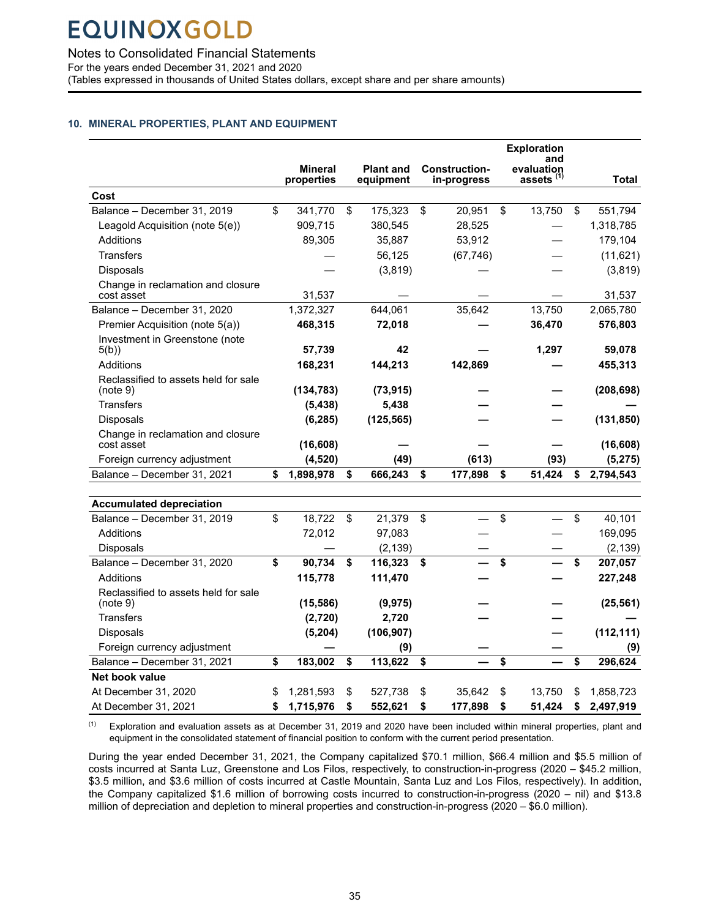## 10. MINERAL PROPERTIES, PLANT AND EQUIPMENT

| | Mineral properties | Plant and equipment | Construction-in-progress | Exploration and evaluation assets [1] | Total |
|---|---|---|---|---|---|
| **Cost** | | | | | |
| Balance – December 31, 2019 | $ 341,770 | $ 175,323 | $ 20,951 | $ 13,750 | $ 551,794 |
| Leagold Acquisition (note 5(e)) | 909,715 | 380,545 | 28,525 | — | 1,318,785 |
| Additions | 89,305 | 35,887 | 53,912 | — | 179,104 |
| Transfers | — | 56,125 | (67,746) | — | (11,621) |
| Disposals | — | (3,819) | — | — | (3,819) |
| Change in reclamation and closure cost asset | 31,537 | — | — | — | 31,537 |
| Balance – December 31, 2020 | 1,372,327 | 644,061 | 35,642 | 13,750 | 2,065,780 |
| Premier Acquisition (note 5(a)) | **468,315** | **72,018** | **—** | **36,470** | **576,803** |
| Investment in Greenstone (note 5(b)) | **57,739** | **42** | — | **1,297** | **59,078** |
| Additions | **168,231** | **144,213** | **142,869** | **—** | **455,313** |
| Reclassified to assets held for sale (note 9) | **(134,783)** | **(73,915)** | **—** | **—** | **(208,698)** |
| Transfers | **(5,438)** | **5,438** | **—** | **—** | **—** |
| Disposals | **(6,285)** | **(125,565)** | **—** | **—** | **(131,850)** |
| Change in reclamation and closure cost asset | **(16,608)** | **—** | **—** | **—** | **(16,608)** |
| Foreign currency adjustment | **(4,520)** | **(49)** | **(613)** | **(93)** | **(5,275)** |
| Balance – December 31, 2021 | **$ 1,898,978** | **$ 666,243** | **$ 177,898** | **$ 51,424** | **$ 2,794,543** |
| **Accumulated depreciation** | | | | | |
| Balance – December 31, 2019 | $ 18,722 | $ 21,379 | $ — | $ — | $ 40,101 |
| Additions | 72,012 | 97,083 | — | — | 169,095 |
| Disposals | — | (2,139) | — | — | (2,139) |
| Balance – December 31, 2020 | **$ 90,734** | **$ 116,323** | **$ —** | **$ —** | **$ 207,057** |
| Additions | **115,778** | **111,470** | **—** | **—** | **227,248** |
| Reclassified to assets held for sale (note 9) | **(15,586)** | **(9,975)** | **—** | **—** | **(25,561)** |
| Transfers | **(2,720)** | **2,720** | **—** | **—** | **—** |
| Disposals | **(5,204)** | **(106,907)** | | **—** | **(112,111)** |
| Foreign currency adjustment | **—** | **(9)** | **—** | **—** | **(9)** |
| Balance – December 31, 2021 | **$ 183,002** | **$ 113,622** | **$ —** | **$ —** | **$ 296,624** |
| **Net book value** | | | | | |
| At December 31, 2020 | $ 1,281,593 | $ 527,738 | $ 35,642 | $ 13,750 | $ 1,858,723 |
| At December 31, 2021 | **$ 1,715,976** | **$ 552,621** | **$ 177,898** | **$ 51,424** | **$ 2,497,919** |

[1] Exploration and evaluation assets as at December 31, 2019 and 2020 have been included within mineral properties, plant and equipment in the consolidated statement of financial position to conform with the current period presentation.

During the year ended December 31, 2021, the Company capitalized $70.1 million, $66.4 million and $5.5 million of costs incurred at Santa Luz, Greenstone and Los Filos, respectively, to construction-in-progress (2020 – $45.2 million, $3.5 million, and $3.6 million of costs incurred at Castle Mountain, Santa Luz and Los Filos, respectively). In addition, the Company capitalized $1.6 million of borrowing costs incurred to construction-in-progress (2020 – nil) and $13.8 million of depreciation and depletion to mineral properties and construction-in-progress (2020 – $6.0 million).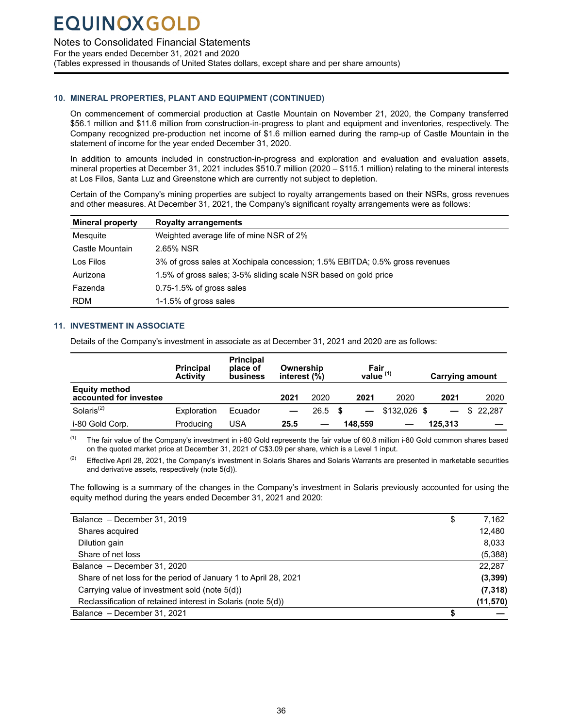## 10. MINERAL PROPERTIES, PLANT AND EQUIPMENT (CONTINUED)

On commencement of commercial production at Castle Mountain on November 21, 2020, the Company transferred \$56.1 million and \$11.6 million from construction-in-progress to plant and equipment and inventories, respectively. The Company recognized pre-production net income of \$1.6 million earned during the ramp-up of Castle Mountain in the statement of income for the year ended December 31, 2020.

In addition to amounts included in construction-in-progress and exploration and evaluation and evaluation assets, mineral properties at December 31, 2021 includes \$510.7 million (2020 – \$115.1 million) relating to the mineral interests at Los Filos, Santa Luz and Greenstone which are currently not subject to depletion.

Certain of the Company's mining properties are subject to royalty arrangements based on their NSRs, gross revenues and other measures. At December 31, 2021, the Company's significant royalty arrangements were as follows:

| Mineral property | Royalty arrangements |
|---|---|
| Mesquite | Weighted average life of mine NSR of 2% |
| Castle Mountain | 2.65% NSR |
| Los Filos | 3% of gross sales at Xochipala concession; 1.5% EBITDA; 0.5% gross revenues |
| Aurizona | 1.5% of gross sales; 3-5% sliding scale NSR based on gold price |
| Fazenda | 0.75-1.5% of gross sales |
| RDM | 1-1.5% of gross sales |

## 11. INVESTMENT IN ASSOCIATE

Details of the Company's investment in associate as at December 31, 2021 and 2020 are as follows:

| | Principal Activity | Principal place of business | Ownership interest (%) | | Fair value [1] | | Carrying amount | |
|---|---|---|---|---|---|---|---|---|
| **Equity method accounted for investee** | | | **2021** | 2020 | **2021** | 2020 | **2021** | 2020 |
| Solaris[2] | Exploration | Ecuador | **—** | 26.5 | **\$ —** | \$132,026 | **\$ —** | \$ 22,287 |
| i-80 Gold Corp. | Producing | USA | **25.5** | — | **148,559** | — | **125,313** | — |

[1] The fair value of the Company's investment in i-80 Gold represents the fair value of 60.8 million i-80 Gold common shares based on the quoted market price at December 31, 2021 of C\$3.09 per share, which is a Level 1 input.

[2] Effective April 28, 2021, the Company's investment in Solaris Shares and Solaris Warrants are presented in marketable securities and derivative assets, respectively (note 5(d)).

The following is a summary of the changes in the Company's investment in Solaris previously accounted for using the equity method during the years ended December 31, 2021 and 2020:

| | |
|---|---|
| Balance – December 31, 2019 | \$ 7,162 |
| Shares acquired | 12,480 |
| Dilution gain | 8,033 |
| Share of net loss | (5,388) |
| Balance – December 31, 2020 | 22,287 |
| Share of net loss for the period of January 1 to April 28, 2021 | **(3,399)** |
| Carrying value of investment sold (note 5(d)) | **(7,318)** |
| Reclassification of retained interest in Solaris (note 5(d)) | **(11,570)** |
| Balance – December 31, 2021 | **\$ —** |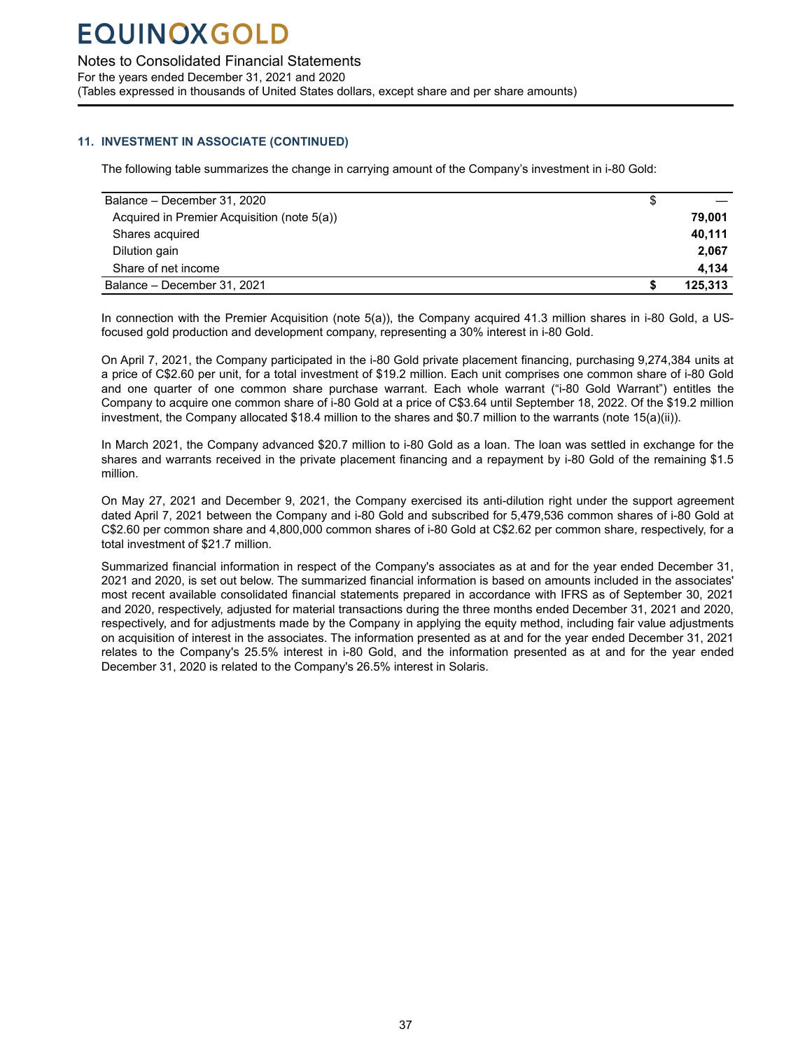## 11. INVESTMENT IN ASSOCIATE (CONTINUED)

The following table summarizes the change in carrying amount of the Company's investment in i-80 Gold:

| | |
|---|---|
| Balance – December 31, 2020 | $ — |
| Acquired in Premier Acquisition (note 5(a)) | **79,001** |
| Shares acquired | **40,111** |
| Dilution gain | **2,067** |
| Share of net income | **4,134** |
| Balance – December 31, 2021 | **$ 125,313** |

In connection with the Premier Acquisition (note 5(a)), the Company acquired 41.3 million shares in i-80 Gold, a US-focused gold production and development company, representing a 30% interest in i-80 Gold.

On April 7, 2021, the Company participated in the i-80 Gold private placement financing, purchasing 9,274,384 units at a price of C$2.60 per unit, for a total investment of $19.2 million. Each unit comprises one common share of i-80 Gold and one quarter of one common share purchase warrant. Each whole warrant ("i-80 Gold Warrant") entitles the Company to acquire one common share of i-80 Gold at a price of C$3.64 until September 18, 2022. Of the $19.2 million investment, the Company allocated $18.4 million to the shares and $0.7 million to the warrants (note 15(a)(ii)).

In March 2021, the Company advanced $20.7 million to i-80 Gold as a loan. The loan was settled in exchange for the shares and warrants received in the private placement financing and a repayment by i-80 Gold of the remaining $1.5 million.

On May 27, 2021 and December 9, 2021, the Company exercised its anti-dilution right under the support agreement dated April 7, 2021 between the Company and i-80 Gold and subscribed for 5,479,536 common shares of i-80 Gold at C$2.60 per common share and 4,800,000 common shares of i-80 Gold at C$2.62 per common share, respectively, for a total investment of $21.7 million.

Summarized financial information in respect of the Company's associates as at and for the year ended December 31, 2021 and 2020, is set out below. The summarized financial information is based on amounts included in the associates' most recent available consolidated financial statements prepared in accordance with IFRS as of September 30, 2021 and 2020, respectively, adjusted for material transactions during the three months ended December 31, 2021 and 2020, respectively, and for adjustments made by the Company in applying the equity method, including fair value adjustments on acquisition of interest in the associates. The information presented as at and for the year ended December 31, 2021 relates to the Company's 25.5% interest in i-80 Gold, and the information presented as at and for the year ended December 31, 2020 is related to the Company's 26.5% interest in Solaris.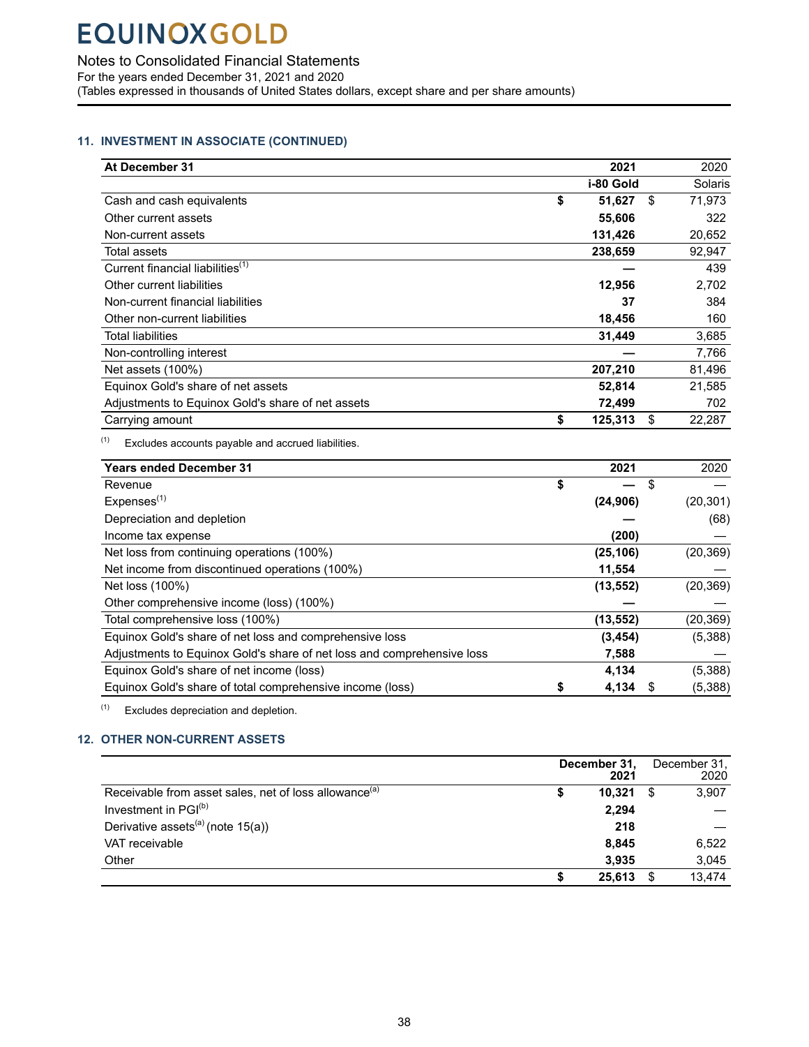## 11. INVESTMENT IN ASSOCIATE (CONTINUED)

| At December 31 | 2021 | 2020 |
|---|---|---|
| | i-80 Gold | Solaris |
| Cash and cash equivalents | $ 51,627 | $ 71,973 |
| Other current assets | 55,606 | 322 |
| Non-current assets | 131,426 | 20,652 |
| Total assets | 238,659 | 92,947 |
| Current financial liabilities[(1)] | — | 439 |
| Other current liabilities | 12,956 | 2,702 |
| Non-current financial liabilities | 37 | 384 |
| Other non-current liabilities | 18,456 | 160 |
| Total liabilities | 31,449 | 3,685 |
| Non-controlling interest | — | 7,766 |
| Net assets (100%) | 207,210 | 81,496 |
| Equinox Gold's share of net assets | 52,814 | 21,585 |
| Adjustments to Equinox Gold's share of net assets | 72,499 | 702 |
| Carrying amount | $ 125,313 | $ 22,287 |

(1) Excludes accounts payable and accrued liabilities.

| Years ended December 31 | 2021 | 2020 |
|---|---|---|
| Revenue | $ — | $ — |
| Expenses[(1)] | (24,906) | (20,301) |
| Depreciation and depletion | — | (68) |
| Income tax expense | (200) | — |
| Net loss from continuing operations (100%) | (25,106) | (20,369) |
| Net income from discontinued operations (100%) | 11,554 | — |
| Net loss (100%) | (13,552) | (20,369) |
| Other comprehensive income (loss) (100%) | — | — |
| Total comprehensive loss (100%) | (13,552) | (20,369) |
| Equinox Gold's share of net loss and comprehensive loss | (3,454) | (5,388) |
| Adjustments to Equinox Gold's share of net loss and comprehensive loss | 7,588 | — |
| Equinox Gold's share of net income (loss) | 4,134 | (5,388) |
| Equinox Gold's share of total comprehensive income (loss) | $ 4,134 | $ (5,388) |

(1) Excludes depreciation and depletion.

## 12. OTHER NON-CURRENT ASSETS

| | December 31, 2021 | December 31, 2020 |
|---|---|---|
| Receivable from asset sales, net of loss allowance[(a)] | $ 10,321 | $ 3,907 |
| Investment in PGI[(b)] | 2,294 | — |
| Derivative assets[(a)] (note 15(a)) | 218 | — |
| VAT receivable | 8,845 | 6,522 |
| Other | 3,935 | 3,045 |
| | $ 25,613 | $ 13,474 |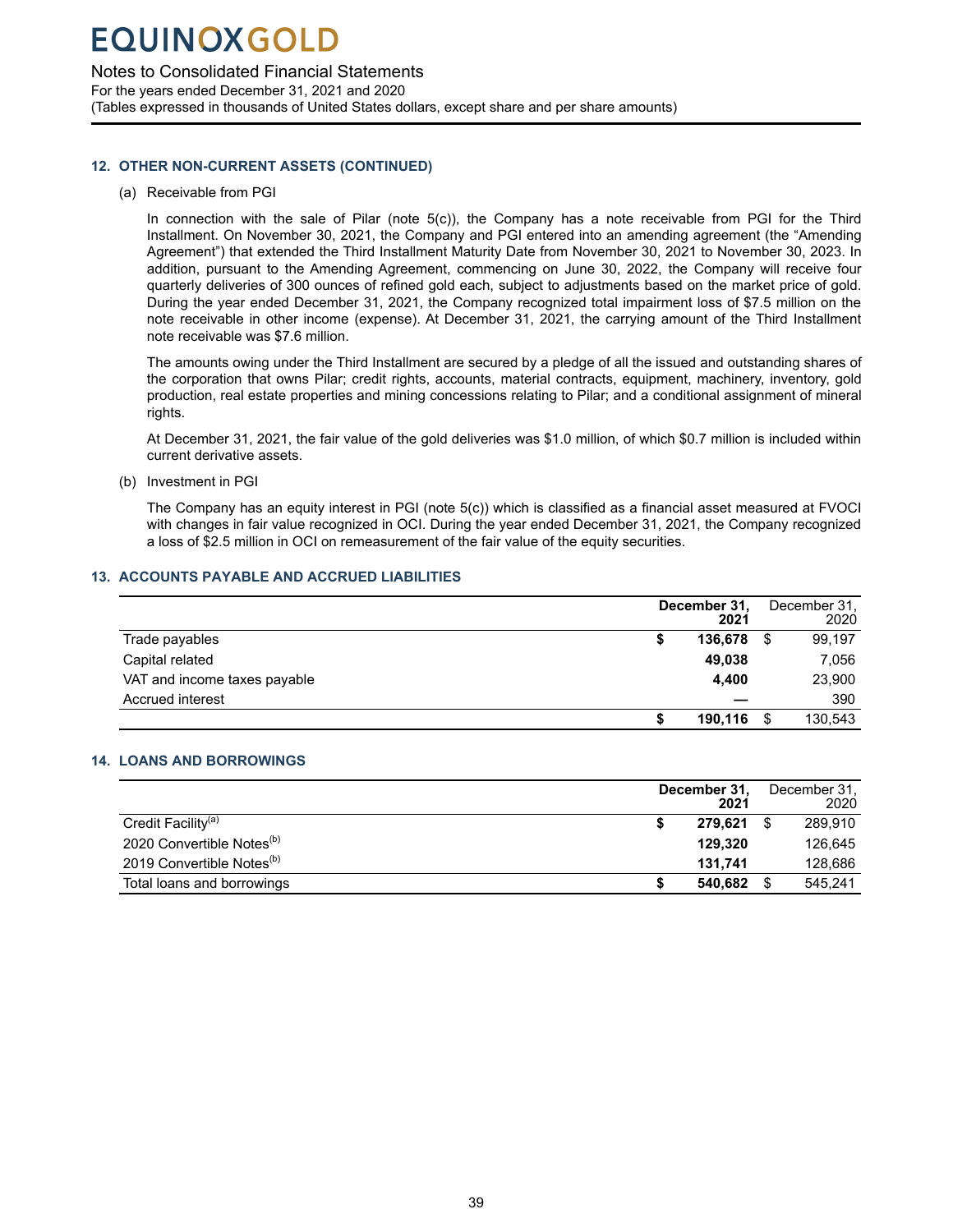## 12. OTHER NON-CURRENT ASSETS (CONTINUED)

(a) Receivable from PGI

In connection with the sale of Pilar (note 5(c)), the Company has a note receivable from PGI for the Third Installment. On November 30, 2021, the Company and PGI entered into an amending agreement (the "Amending Agreement") that extended the Third Installment Maturity Date from November 30, 2021 to November 30, 2023. In addition, pursuant to the Amending Agreement, commencing on June 30, 2022, the Company will receive four quarterly deliveries of 300 ounces of refined gold each, subject to adjustments based on the market price of gold. During the year ended December 31, 2021, the Company recognized total impairment loss of $7.5 million on the note receivable in other income (expense). At December 31, 2021, the carrying amount of the Third Installment note receivable was $7.6 million.

The amounts owing under the Third Installment are secured by a pledge of all the issued and outstanding shares of the corporation that owns Pilar; credit rights, accounts, material contracts, equipment, machinery, inventory, gold production, real estate properties and mining concessions relating to Pilar; and a conditional assignment of mineral rights.

At December 31, 2021, the fair value of the gold deliveries was $1.0 million, of which $0.7 million is included within current derivative assets.

(b) Investment in PGI

The Company has an equity interest in PGI (note 5(c)) which is classified as a financial asset measured at FVOCI with changes in fair value recognized in OCI. During the year ended December 31, 2021, the Company recognized a loss of $2.5 million in OCI on remeasurement of the fair value of the equity securities.

## 13. ACCOUNTS PAYABLE AND ACCRUED LIABILITIES

| | **December 31, 2021** | December 31, 2020 |
|---|---|---|
| Trade payables | **$ 136,678** | $ 99,197 |
| Capital related | **49,038** | 7,056 |
| VAT and income taxes payable | **4,400** | 23,900 |
| Accrued interest | **—** | 390 |
| | **$ 190,116** | $ 130,543 |

## 14. LOANS AND BORROWINGS

| | **December 31, 2021** | December 31, 2020 |
|---|---|---|
| Credit Facility[(a)] | **$ 279,621** | $ 289,910 |
| 2020 Convertible Notes[(b)] | **129,320** | 126,645 |
| 2019 Convertible Notes[(b)] | **131,741** | 128,686 |
| Total loans and borrowings | **$ 540,682** | $ 545,241 |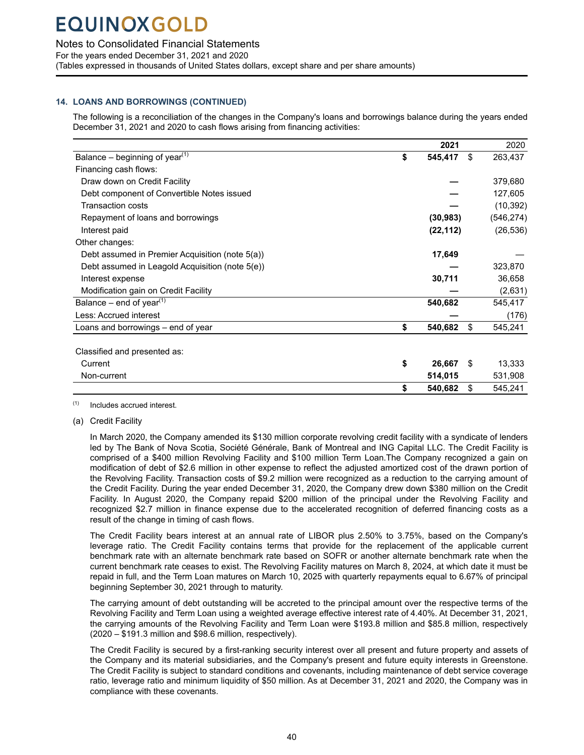## 14. LOANS AND BORROWINGS (CONTINUED)

The following is a reconciliation of the changes in the Company's loans and borrowings balance during the years ended December 31, 2021 and 2020 to cash flows arising from financing activities:

| | 2021 | 2020 |
|---|---|---|
| Balance – beginning of year[(1)] | **$ 545,417** | $ 263,437 |
| Financing cash flows: | | |
| Draw down on Credit Facility | **—** | 379,680 |
| Debt component of Convertible Notes issued | **—** | 127,605 |
| Transaction costs | **—** | (10,392) |
| Repayment of loans and borrowings | **(30,983)** | (546,274) |
| Interest paid | **(22,112)** | (26,536) |
| Other changes: | | |
| Debt assumed in Premier Acquisition (note 5(a)) | **17,649** | — |
| Debt assumed in Leagold Acquisition (note 5(e)) | **—** | 323,870 |
| Interest expense | **30,711** | 36,658 |
| Modification gain on Credit Facility | **—** | (2,631) |
| Balance – end of year[(1)] | **540,682** | 545,417 |
| Less: Accrued interest | **—** | (176) |
| Loans and borrowings – end of year | **$ 540,682** | $ 545,241 |
| | | |
| Classified and presented as: | | |
| Current | **$ 26,667** | $ 13,333 |
| Non-current | **514,015** | 531,908 |
| | **$ 540,682** | $ 545,241 |

(1) Includes accrued interest.

(a) Credit Facility

In March 2020, the Company amended its $130 million corporate revolving credit facility with a syndicate of lenders led by The Bank of Nova Scotia, Société Générale, Bank of Montreal and ING Capital LLC. The Credit Facility is comprised of a $400 million Revolving Facility and $100 million Term Loan.The Company recognized a gain on modification of debt of $2.6 million in other expense to reflect the adjusted amortized cost of the drawn portion of the Revolving Facility. Transaction costs of $9.2 million were recognized as a reduction to the carrying amount of the Credit Facility. During the year ended December 31, 2020, the Company drew down $380 million on the Credit Facility. In August 2020, the Company repaid $200 million of the principal under the Revolving Facility and recognized $2.7 million in finance expense due to the accelerated recognition of deferred financing costs as a result of the change in timing of cash flows.

The Credit Facility bears interest at an annual rate of LIBOR plus 2.50% to 3.75%, based on the Company's leverage ratio. The Credit Facility contains terms that provide for the replacement of the applicable current benchmark rate with an alternate benchmark rate based on SOFR or another alternate benchmark rate when the current benchmark rate ceases to exist. The Revolving Facility matures on March 8, 2024, at which date it must be repaid in full, and the Term Loan matures on March 10, 2025 with quarterly repayments equal to 6.67% of principal beginning September 30, 2021 through to maturity.

The carrying amount of debt outstanding will be accreted to the principal amount over the respective terms of the Revolving Facility and Term Loan using a weighted average effective interest rate of 4.40%. At December 31, 2021, the carrying amounts of the Revolving Facility and Term Loan were $193.8 million and $85.8 million, respectively (2020 – $191.3 million and $98.6 million, respectively).

The Credit Facility is secured by a first-ranking security interest over all present and future property and assets of the Company and its material subsidiaries, and the Company's present and future equity interests in Greenstone. The Credit Facility is subject to standard conditions and covenants, including maintenance of debt service coverage ratio, leverage ratio and minimum liquidity of $50 million. As at December 31, 2021 and 2020, the Company was in compliance with these covenants.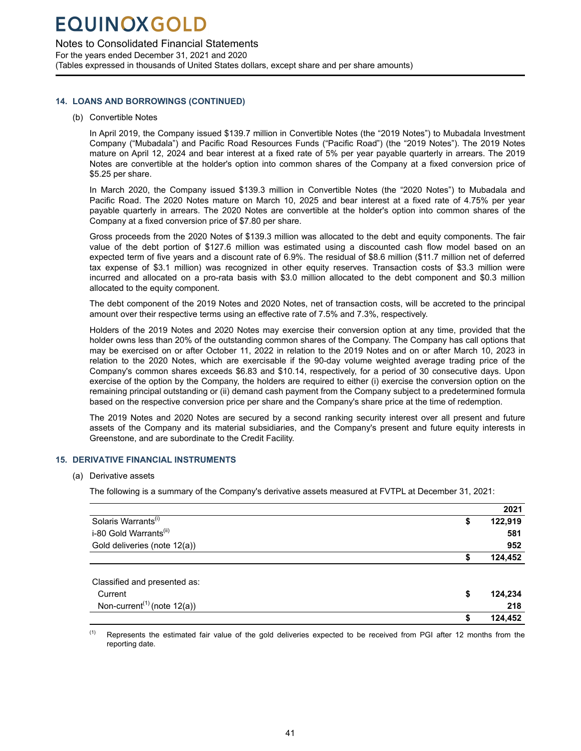## 14. LOANS AND BORROWINGS (CONTINUED)

(b) Convertible Notes

In April 2019, the Company issued $139.7 million in Convertible Notes (the “2019 Notes”) to Mubadala Investment Company (“Mubadala”) and Pacific Road Resources Funds (“Pacific Road”) (the “2019 Notes”). The 2019 Notes mature on April 12, 2024 and bear interest at a fixed rate of 5% per year payable quarterly in arrears. The 2019 Notes are convertible at the holder's option into common shares of the Company at a fixed conversion price of $5.25 per share.

In March 2020, the Company issued $139.3 million in Convertible Notes (the “2020 Notes”) to Mubadala and Pacific Road. The 2020 Notes mature on March 10, 2025 and bear interest at a fixed rate of 4.75% per year payable quarterly in arrears. The 2020 Notes are convertible at the holder's option into common shares of the Company at a fixed conversion price of $7.80 per share.

Gross proceeds from the 2020 Notes of $139.3 million was allocated to the debt and equity components. The fair value of the debt portion of $127.6 million was estimated using a discounted cash flow model based on an expected term of five years and a discount rate of 6.9%. The residual of $8.6 million ($11.7 million net of deferred tax expense of $3.1 million) was recognized in other equity reserves. Transaction costs of $3.3 million were incurred and allocated on a pro-rata basis with $3.0 million allocated to the debt component and $0.3 million allocated to the equity component.

The debt component of the 2019 Notes and 2020 Notes, net of transaction costs, will be accreted to the principal amount over their respective terms using an effective rate of 7.5% and 7.3%, respectively.

Holders of the 2019 Notes and 2020 Notes may exercise their conversion option at any time, provided that the holder owns less than 20% of the outstanding common shares of the Company. The Company has call options that may be exercised on or after October 11, 2022 in relation to the 2019 Notes and on or after March 10, 2023 in relation to the 2020 Notes, which are exercisable if the 90-day volume weighted average trading price of the Company's common shares exceeds $6.83 and $10.14, respectively, for a period of 30 consecutive days. Upon exercise of the option by the Company, the holders are required to either (i) exercise the conversion option on the remaining principal outstanding or (ii) demand cash payment from the Company subject to a predetermined formula based on the respective conversion price per share and the Company's share price at the time of redemption.

The 2019 Notes and 2020 Notes are secured by a second ranking security interest over all present and future assets of the Company and its material subsidiaries, and the Company's present and future equity interests in Greenstone, and are subordinate to the Credit Facility.

## 15. DERIVATIVE FINANCIAL INSTRUMENTS

(a) Derivative assets

The following is a summary of the Company's derivative assets measured at FVTPL at December 31, 2021:

| | 2021 |
|---|---|
| Solaris Warrants(i) | $ 122,919 |
| i-80 Gold Warrants(ii) | 581 |
| Gold deliveries (note 12(a)) | 952 |
| | $ 124,452 |
| Classified and presented as: | |
| Current | $ 124,234 |
| Non-current[1] (note 12(a)) | 218 |
| | $ 124,452 |

[1] Represents the estimated fair value of the gold deliveries expected to be received from PGI after 12 months from the reporting date.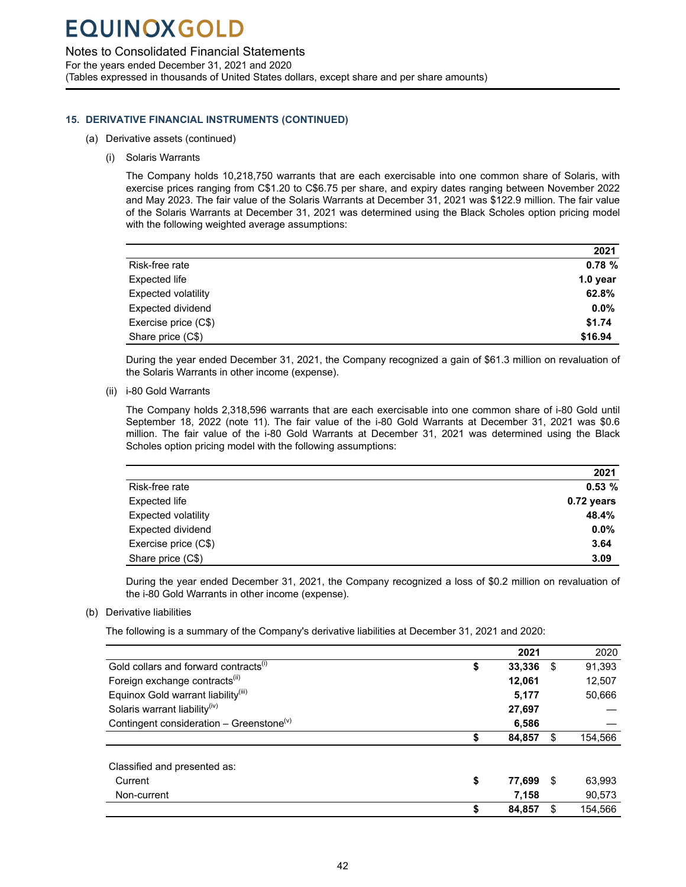EQUINOX GOLD

Notes to Consolidated Financial Statements
For the years ended December 31, 2021 and 2020
(Tables expressed in thousands of United States dollars, except share and per share amounts)

### 15. DERIVATIVE FINANCIAL INSTRUMENTS (CONTINUED)

(a) Derivative assets (continued)

(i) Solaris Warrants

The Company holds 10,218,750 warrants that are each exercisable into one common share of Solaris, with exercise prices ranging from C$1.20 to C$6.75 per share, and expiry dates ranging between November 2022 and May 2023. The fair value of the Solaris Warrants at December 31, 2021 was $122.9 million. The fair value of the Solaris Warrants at December 31, 2021 was determined using the Black Scholes option pricing model with the following weighted average assumptions:

| | **2021** |
|---|---|
| Risk-free rate | **0.78 %** |
| Expected life | **1.0 year** |
| Expected volatility | **62.8%** |
| Expected dividend | **0.0%** |
| Exercise price (C$) | **$1.74** |
| Share price (C$) | **$16.94** |

During the year ended December 31, 2021, the Company recognized a gain of $61.3 million on revaluation of the Solaris Warrants in other income (expense).

(ii) i-80 Gold Warrants

The Company holds 2,318,596 warrants that are each exercisable into one common share of i-80 Gold until September 18, 2022 (note 11). The fair value of the i-80 Gold Warrants at December 31, 2021 was $0.6 million. The fair value of the i-80 Gold Warrants at December 31, 2021 was determined using the Black Scholes option pricing model with the following assumptions:

| | **2021** |
|---|---|
| Risk-free rate | **0.53 %** |
| Expected life | **0.72 years** |
| Expected volatility | **48.4%** |
| Expected dividend | **0.0%** |
| Exercise price (C$) | **3.64** |
| Share price (C$) | **3.09** |

During the year ended December 31, 2021, the Company recognized a loss of $0.2 million on revaluation of the i-80 Gold Warrants in other income (expense).

(b) Derivative liabilities

The following is a summary of the Company's derivative liabilities at December 31, 2021 and 2020:

| | **2021** | 2020 |
|---|---|---|
| Gold collars and forward contracts(i) | **$ 33,336** | $ 91,393 |
| Foreign exchange contracts(ii) | **12,061** | 12,507 |
| Equinox Gold warrant liability(iii) | **5,177** | 50,666 |
| Solaris warrant liability(iv) | **27,697** | — |
| Contingent consideration – Greenstone(v) | **6,586** | — |
| | **$ 84,857** | $ 154,566 |
| Classified and presented as: | | |
| Current | **$ 77,699** | $ 63,993 |
| Non-current | **7,158** | 90,573 |
| | **$ 84,857** | $ 154,566 |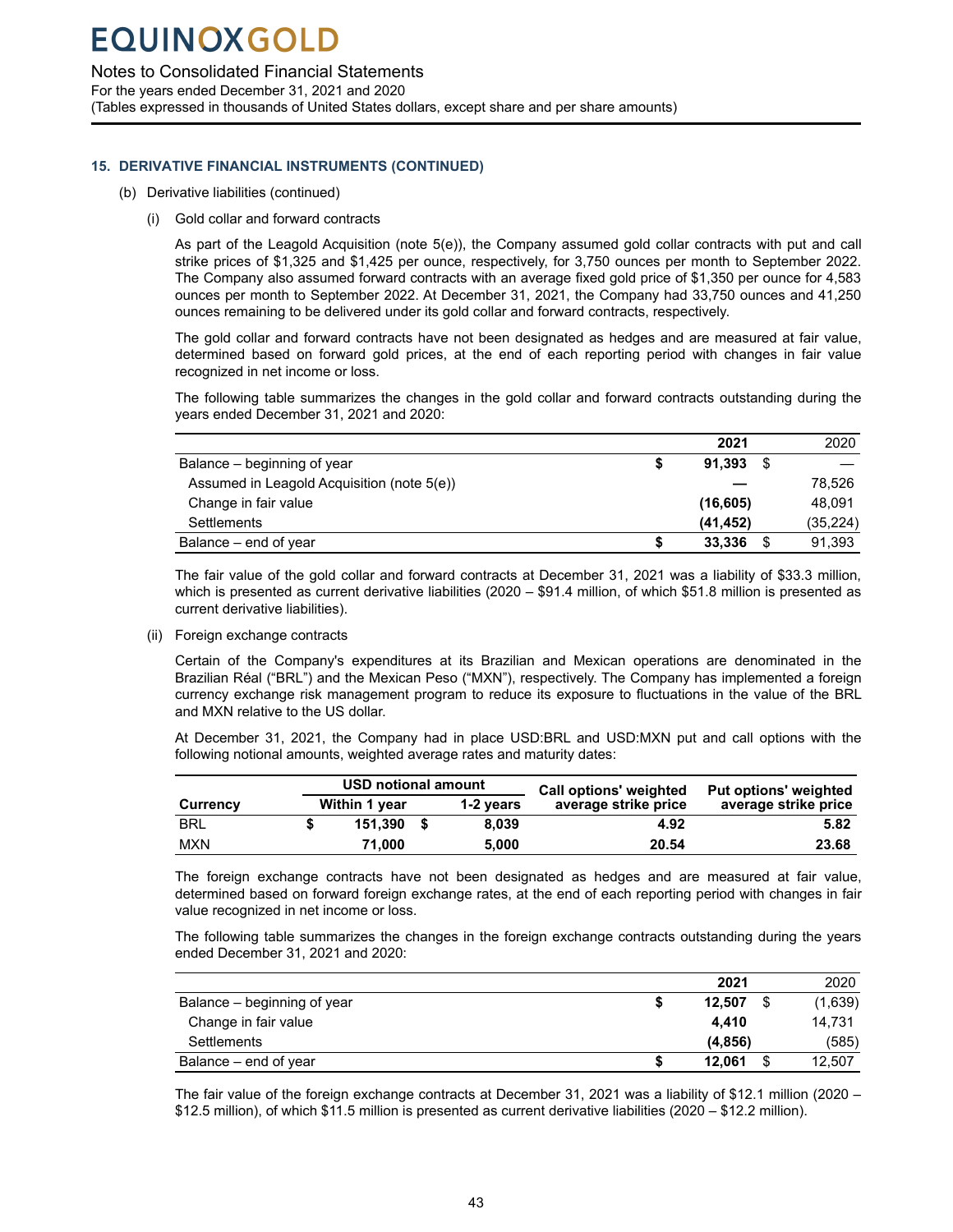## 15. DERIVATIVE FINANCIAL INSTRUMENTS (CONTINUED)

(b) Derivative liabilities (continued)

(i) Gold collar and forward contracts

As part of the Leagold Acquisition (note 5(e)), the Company assumed gold collar contracts with put and call strike prices of $1,325 and $1,425 per ounce, respectively, for 3,750 ounces per month to September 2022. The Company also assumed forward contracts with an average fixed gold price of $1,350 per ounce for 4,583 ounces per month to September 2022. At December 31, 2021, the Company had 33,750 ounces and 41,250 ounces remaining to be delivered under its gold collar and forward contracts, respectively.

The gold collar and forward contracts have not been designated as hedges and are measured at fair value, determined based on forward gold prices, at the end of each reporting period with changes in fair value recognized in net income or loss.

The following table summarizes the changes in the gold collar and forward contracts outstanding during the years ended December 31, 2021 and 2020:

| | 2021 | 2020 |
|---|---|---|
| Balance – beginning of year | $ 91,393 | $ — |
| Assumed in Leagold Acquisition (note 5(e)) | — | 78,526 |
| Change in fair value | (16,605) | 48,091 |
| Settlements | (41,452) | (35,224) |
| Balance – end of year | $ 33,336 | $ 91,393 |

The fair value of the gold collar and forward contracts at December 31, 2021 was a liability of $33.3 million, which is presented as current derivative liabilities (2020 – $91.4 million, of which $51.8 million is presented as current derivative liabilities).

(ii) Foreign exchange contracts

Certain of the Company's expenditures at its Brazilian and Mexican operations are denominated in the Brazilian Réal ("BRL") and the Mexican Peso ("MXN"), respectively. The Company has implemented a foreign currency exchange risk management program to reduce its exposure to fluctuations in the value of the BRL and MXN relative to the US dollar.

At December 31, 2021, the Company had in place USD:BRL and USD:MXN put and call options with the following notional amounts, weighted average rates and maturity dates:

| | USD notional amount | | Call options' weighted | Put options' weighted |
|---|---|---|---|---|
| Currency | Within 1 year | 1-2 years | average strike price | average strike price |
| BRL | $ 151,390 | $ 8,039 | 4.92 | 5.82 |
| MXN | 71,000 | 5,000 | 20.54 | 23.68 |

The foreign exchange contracts have not been designated as hedges and are measured at fair value, determined based on forward foreign exchange rates, at the end of each reporting period with changes in fair value recognized in net income or loss.

The following table summarizes the changes in the foreign exchange contracts outstanding during the years ended December 31, 2021 and 2020:

| | 2021 | 2020 |
|---|---|---|
| Balance – beginning of year | $ 12,507 | $ (1,639) |
| Change in fair value | 4,410 | 14,731 |
| Settlements | (4,856) | (585) |
| Balance – end of year | $ 12,061 | $ 12,507 |

The fair value of the foreign exchange contracts at December 31, 2021 was a liability of $12.1 million (2020 – $12.5 million), of which $11.5 million is presented as current derivative liabilities (2020 – $12.2 million).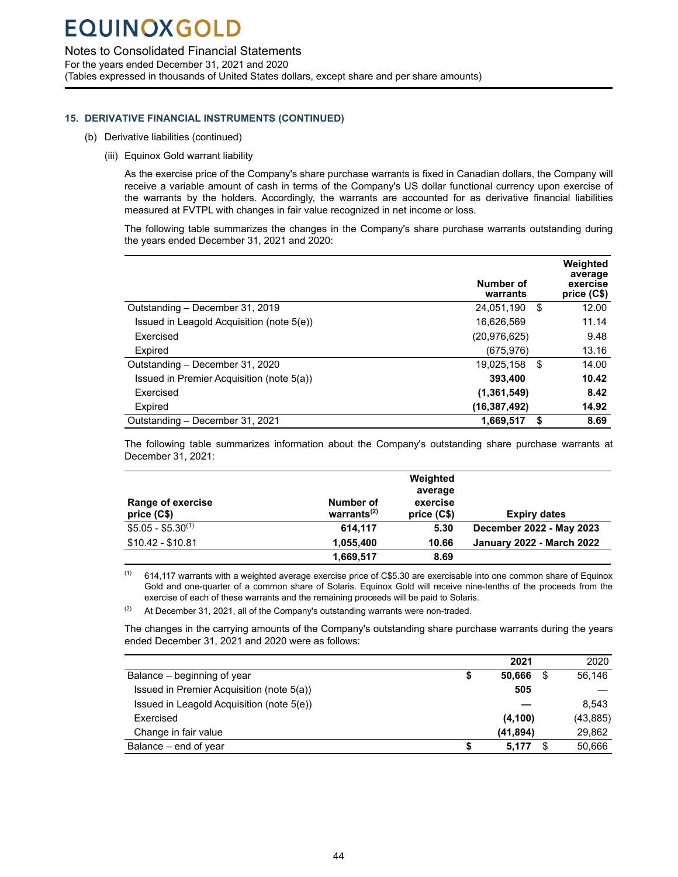## 15. DERIVATIVE FINANCIAL INSTRUMENTS (CONTINUED)

(b) Derivative liabilities (continued)

(iii) Equinox Gold warrant liability

As the exercise price of the Company's share purchase warrants is fixed in Canadian dollars, the Company will receive a variable amount of cash in terms of the Company's US dollar functional currency upon exercise of the warrants by the holders. Accordingly, the warrants are accounted for as derivative financial liabilities measured at FVTPL with changes in fair value recognized in net income or loss.

The following table summarizes the changes in the Company's share purchase warrants outstanding during the years ended December 31, 2021 and 2020:

| | Number of warrants | Weighted average exercise price (C$) |
|---|---|---|
| Outstanding – December 31, 2019 | 24,051,190 | $ 12.00 |
| Issued in Leagold Acquisition (note 5(e)) | 16,626,569 | 11.14 |
| Exercised | (20,976,625) | 9.48 |
| Expired | (675,976) | 13.16 |
| Outstanding – December 31, 2020 | 19,025,158 | $ 14.00 |
| Issued in Premier Acquisition (note 5(a)) | **393,400** | **10.42** |
| Exercised | **(1,361,549)** | **8.42** |
| Expired | **(16,387,492)** | **14.92** |
| Outstanding – December 31, 2021 | **1,669,517** | **$ 8.69** |

The following table summarizes information about the Company's outstanding share purchase warrants at December 31, 2021:

| Range of exercise price (C$) | Number of warrants[2] | Weighted average exercise price (C$) | Expiry dates |
|---|---|---|---|
| $5.05 - $5.30[1] | **614,117** | **5.30** | **December 2022 - May 2023** |
| $10.42 - $10.81 | **1,055,400** | **10.66** | **January 2022 - March 2022** |
| | **1,669,517** | **8.69** | |

(1) 614,117 warrants with a weighted average exercise price of C$5.30 are exercisable into one common share of Equinox Gold and one-quarter of a common share of Solaris. Equinox Gold will receive nine-tenths of the proceeds from the exercise of each of these warrants and the remaining proceeds will be paid to Solaris.

(2) At December 31, 2021, all of the Company's outstanding warrants were non-traded.

The changes in the carrying amounts of the Company's outstanding share purchase warrants during the years ended December 31, 2021 and 2020 were as follows:

| | **2021** | 2020 |
|---|---|---|
| Balance – beginning of year | **$ 50,666** | $ 56,146 |
| Issued in Premier Acquisition (note 5(a)) | **505** | — |
| Issued in Leagold Acquisition (note 5(e)) | **—** | 8,543 |
| Exercised | **(4,100)** | (43,885) |
| Change in fair value | **(41,894)** | 29,862 |
| Balance – end of year | **$ 5,177** | $ 50,666 |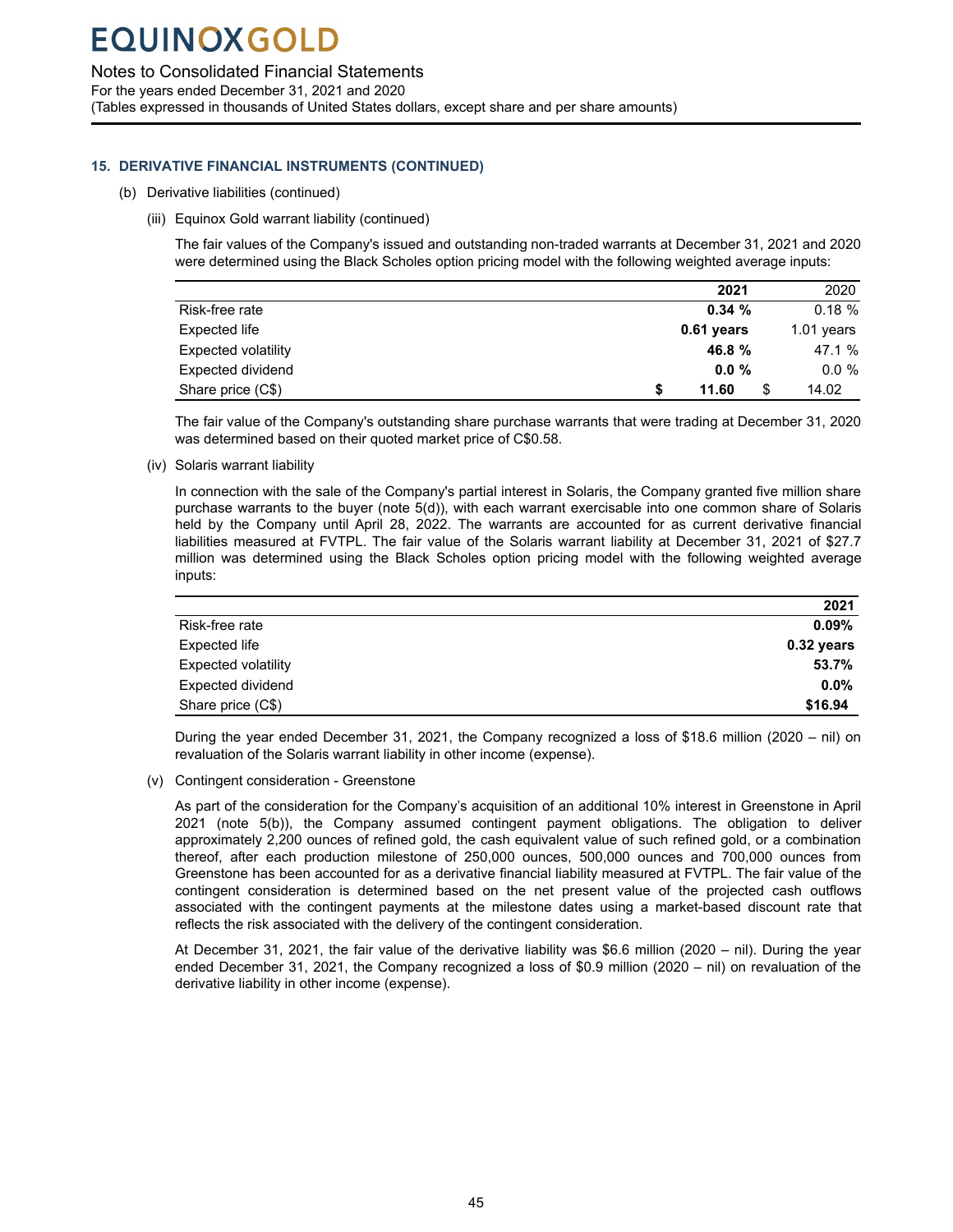## 15. DERIVATIVE FINANCIAL INSTRUMENTS (CONTINUED)

(b) Derivative liabilities (continued)

(iii) Equinox Gold warrant liability (continued)

The fair values of the Company's issued and outstanding non-traded warrants at December 31, 2021 and 2020 were determined using the Black Scholes option pricing model with the following weighted average inputs:

| | **2021** | 2020 |
|---|---|---|
| Risk-free rate | **0.34 %** | 0.18 % |
| Expected life | **0.61 years** | 1.01 years |
| Expected volatility | **46.8 %** | 47.1 % |
| Expected dividend | **0.0 %** | 0.0 % |
| Share price (C$) | **$ 11.60** | $ 14.02 |

The fair value of the Company's outstanding share purchase warrants that were trading at December 31, 2020 was determined based on their quoted market price of C$0.58.

(iv) Solaris warrant liability

In connection with the sale of the Company's partial interest in Solaris, the Company granted five million share purchase warrants to the buyer (note 5(d)), with each warrant exercisable into one common share of Solaris held by the Company until April 28, 2022. The warrants are accounted for as current derivative financial liabilities measured at FVTPL. The fair value of the Solaris warrant liability at December 31, 2021 of $27.7 million was determined using the Black Scholes option pricing model with the following weighted average inputs:

| | **2021** |
|---|---|
| Risk-free rate | **0.09%** |
| Expected life | **0.32 years** |
| Expected volatility | **53.7%** |
| Expected dividend | **0.0%** |
| Share price (C$) | **$16.94** |

During the year ended December 31, 2021, the Company recognized a loss of $18.6 million (2020 – nil) on revaluation of the Solaris warrant liability in other income (expense).

(v) Contingent consideration - Greenstone

As part of the consideration for the Company's acquisition of an additional 10% interest in Greenstone in April 2021 (note 5(b)), the Company assumed contingent payment obligations. The obligation to deliver approximately 2,200 ounces of refined gold, the cash equivalent value of such refined gold, or a combination thereof, after each production milestone of 250,000 ounces, 500,000 ounces and 700,000 ounces from Greenstone has been accounted for as a derivative financial liability measured at FVTPL. The fair value of the contingent consideration is determined based on the net present value of the projected cash outflows associated with the contingent payments at the milestone dates using a market-based discount rate that reflects the risk associated with the delivery of the contingent consideration.

At December 31, 2021, the fair value of the derivative liability was $6.6 million (2020 – nil). During the year ended December 31, 2021, the Company recognized a loss of $0.9 million (2020 – nil) on revaluation of the derivative liability in other income (expense).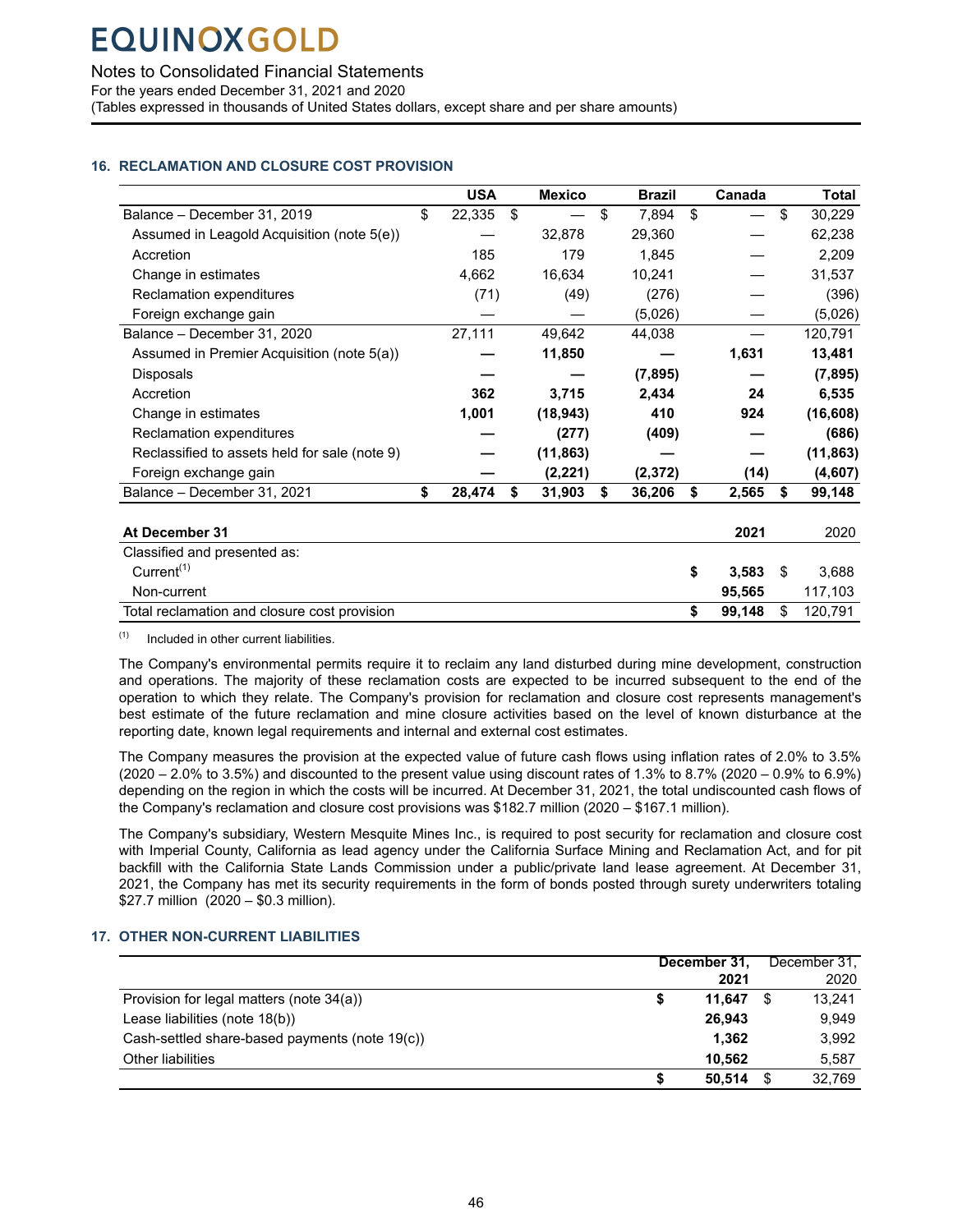# EQUINOX GOLD

Notes to Consolidated Financial Statements
For the years ended December 31, 2021 and 2020
(Tables expressed in thousands of United States dollars, except share and per share amounts)

## 16. RECLAMATION AND CLOSURE COST PROVISION

| | USA | Mexico | Brazil | Canada | Total |
|---|---|---|---|---|---|
| Balance – December 31, 2019 | $ 22,335 | $ — | $ 7,894 | $ — | $ 30,229 |
| Assumed in Leagold Acquisition (note 5(e)) | — | 32,878 | 29,360 | — | 62,238 |
| Accretion | 185 | 179 | 1,845 | — | 2,209 |
| Change in estimates | 4,662 | 16,634 | 10,241 | — | 31,537 |
| Reclamation expenditures | (71) | (49) | (276) | — | (396) |
| Foreign exchange gain | — | — | (5,026) | — | (5,026) |
| Balance – December 31, 2020 | 27,111 | 49,642 | 44,038 | — | 120,791 |
| Assumed in Premier Acquisition (note 5(a)) | **—** | **11,850** | **—** | **1,631** | **13,481** |
| Disposals | **—** | **—** | **(7,895)** | **—** | **(7,895)** |
| Accretion | **362** | **3,715** | **2,434** | **24** | **6,535** |
| Change in estimates | **1,001** | **(18,943)** | **410** | **924** | **(16,608)** |
| Reclamation expenditures | **—** | **(277)** | **(409)** | **—** | **(686)** |
| Reclassified to assets held for sale (note 9) | **—** | **(11,863)** | **—** | **—** | **(11,863)** |
| Foreign exchange gain | **—** | **(2,221)** | **(2,372)** | **(14)** | **(4,607)** |
| Balance – December 31, 2021 | **$ 28,474** | **$ 31,903** | **$ 36,206** | **$ 2,565** | **$ 99,148** |

| **At December 31** | **2021** | 2020 |
|---|---|---|
| Classified and presented as: | | |
| Current[(1)] | **$ 3,583** | $ 3,688 |
| Non-current | **95,565** | 117,103 |
| Total reclamation and closure cost provision | **$ 99,148** | $ 120,791 |

(1) Included in other current liabilities.

The Company's environmental permits require it to reclaim any land disturbed during mine development, construction and operations. The majority of these reclamation costs are expected to be incurred subsequent to the end of the operation to which they relate. The Company's provision for reclamation and closure cost represents management's best estimate of the future reclamation and mine closure activities based on the level of known disturbance at the reporting date, known legal requirements and internal and external cost estimates.

The Company measures the provision at the expected value of future cash flows using inflation rates of 2.0% to 3.5% (2020 – 2.0% to 3.5%) and discounted to the present value using discount rates of 1.3% to 8.7% (2020 – 0.9% to 6.9%) depending on the region in which the costs will be incurred. At December 31, 2021, the total undiscounted cash flows of the Company's reclamation and closure cost provisions was $182.7 million (2020 – $167.1 million).

The Company's subsidiary, Western Mesquite Mines Inc., is required to post security for reclamation and closure cost with Imperial County, California as lead agency under the California Surface Mining and Reclamation Act, and for pit backfill with the California State Lands Commission under a public/private land lease agreement. At December 31, 2021, the Company has met its security requirements in the form of bonds posted through surety underwriters totaling $27.7 million (2020 – $0.3 million).

## 17. OTHER NON-CURRENT LIABILITIES

| | **December 31, 2021** | December 31, 2020 |
|---|---|---|
| Provision for legal matters (note 34(a)) | **$ 11,647** | $ 13,241 |
| Lease liabilities (note 18(b)) | **26,943** | 9,949 |
| Cash-settled share-based payments (note 19(c)) | **1,362** | 3,992 |
| Other liabilities | **10,562** | 5,587 |
| | **$ 50,514** | $ 32,769 |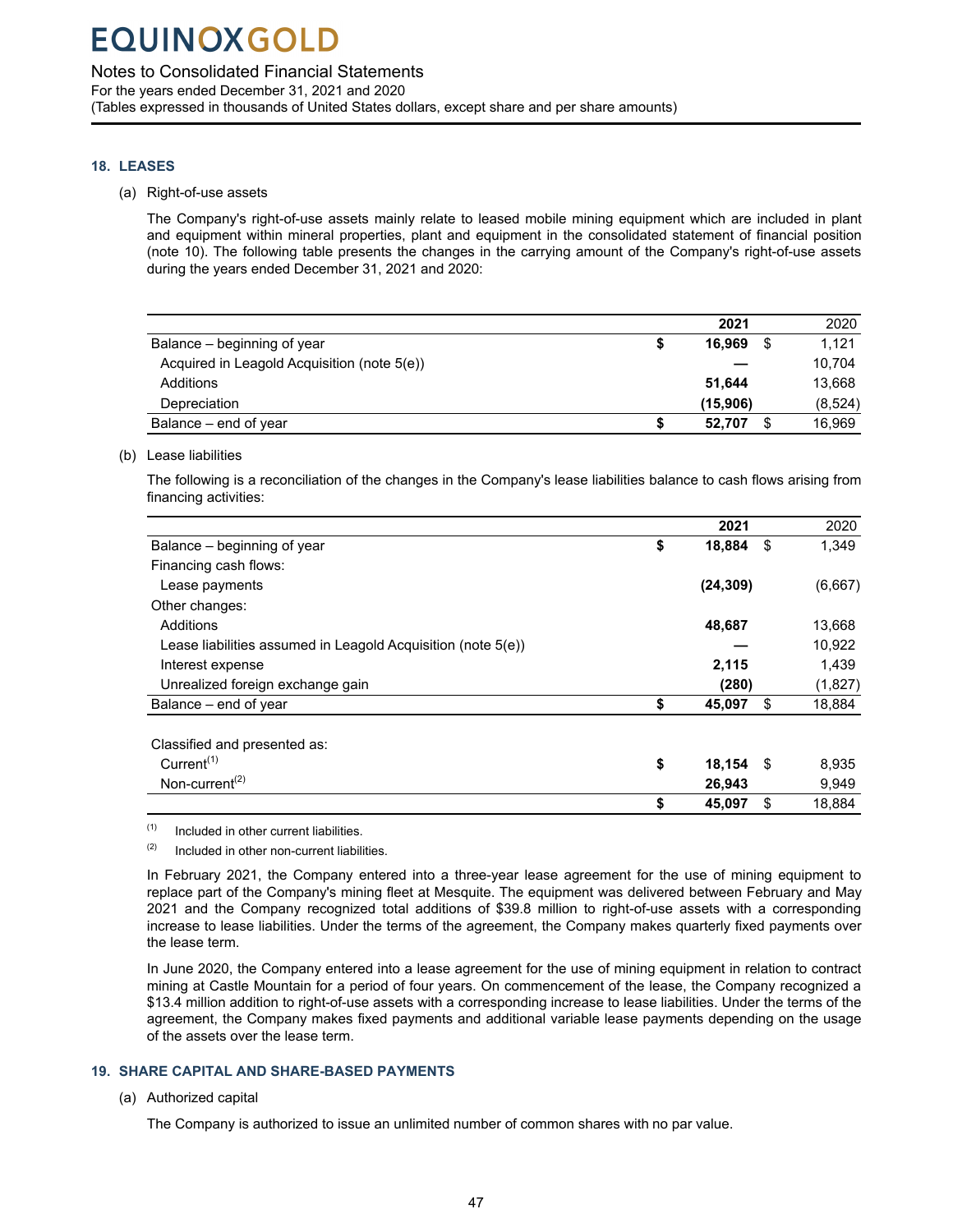## 18. LEASES

(a) Right-of-use assets

The Company's right-of-use assets mainly relate to leased mobile mining equipment which are included in plant and equipment within mineral properties, plant and equipment in the consolidated statement of financial position (note 10). The following table presents the changes in the carrying amount of the Company's right-of-use assets during the years ended December 31, 2021 and 2020:

| | 2021 | 2020 |
|---|---|---|
| Balance – beginning of year | $ 16,969 | $ 1,121 |
| Acquired in Leagold Acquisition (note 5(e)) | — | 10,704 |
| Additions | 51,644 | 13,668 |
| Depreciation | (15,906) | (8,524) |
| Balance – end of year | $ 52,707 | $ 16,969 |

(b) Lease liabilities

The following is a reconciliation of the changes in the Company's lease liabilities balance to cash flows arising from financing activities:

| | 2021 | 2020 |
|---|---|---|
| Balance – beginning of year | $ 18,884 | $ 1,349 |
| Financing cash flows: | | |
| Lease payments | (24,309) | (6,667) |
| Other changes: | | |
| Additions | 48,687 | 13,668 |
| Lease liabilities assumed in Leagold Acquisition (note 5(e)) | — | 10,922 |
| Interest expense | 2,115 | 1,439 |
| Unrealized foreign exchange gain | (280) | (1,827) |
| Balance – end of year | $ 45,097 | $ 18,884 |
| | | |
| Classified and presented as: | | |
| Current[(1)] | $ 18,154 | $ 8,935 |
| Non-current[(2)] | 26,943 | 9,949 |
| | $ 45,097 | $ 18,884 |

(1) Included in other current liabilities.

(2) Included in other non-current liabilities.

In February 2021, the Company entered into a three-year lease agreement for the use of mining equipment to replace part of the Company's mining fleet at Mesquite. The equipment was delivered between February and May 2021 and the Company recognized total additions of $39.8 million to right-of-use assets with a corresponding increase to lease liabilities. Under the terms of the agreement, the Company makes quarterly fixed payments over the lease term.

In June 2020, the Company entered into a lease agreement for the use of mining equipment in relation to contract mining at Castle Mountain for a period of four years. On commencement of the lease, the Company recognized a $13.4 million addition to right-of-use assets with a corresponding increase to lease liabilities. Under the terms of the agreement, the Company makes fixed payments and additional variable lease payments depending on the usage of the assets over the lease term.

## 19. SHARE CAPITAL AND SHARE-BASED PAYMENTS

(a) Authorized capital

The Company is authorized to issue an unlimited number of common shares with no par value.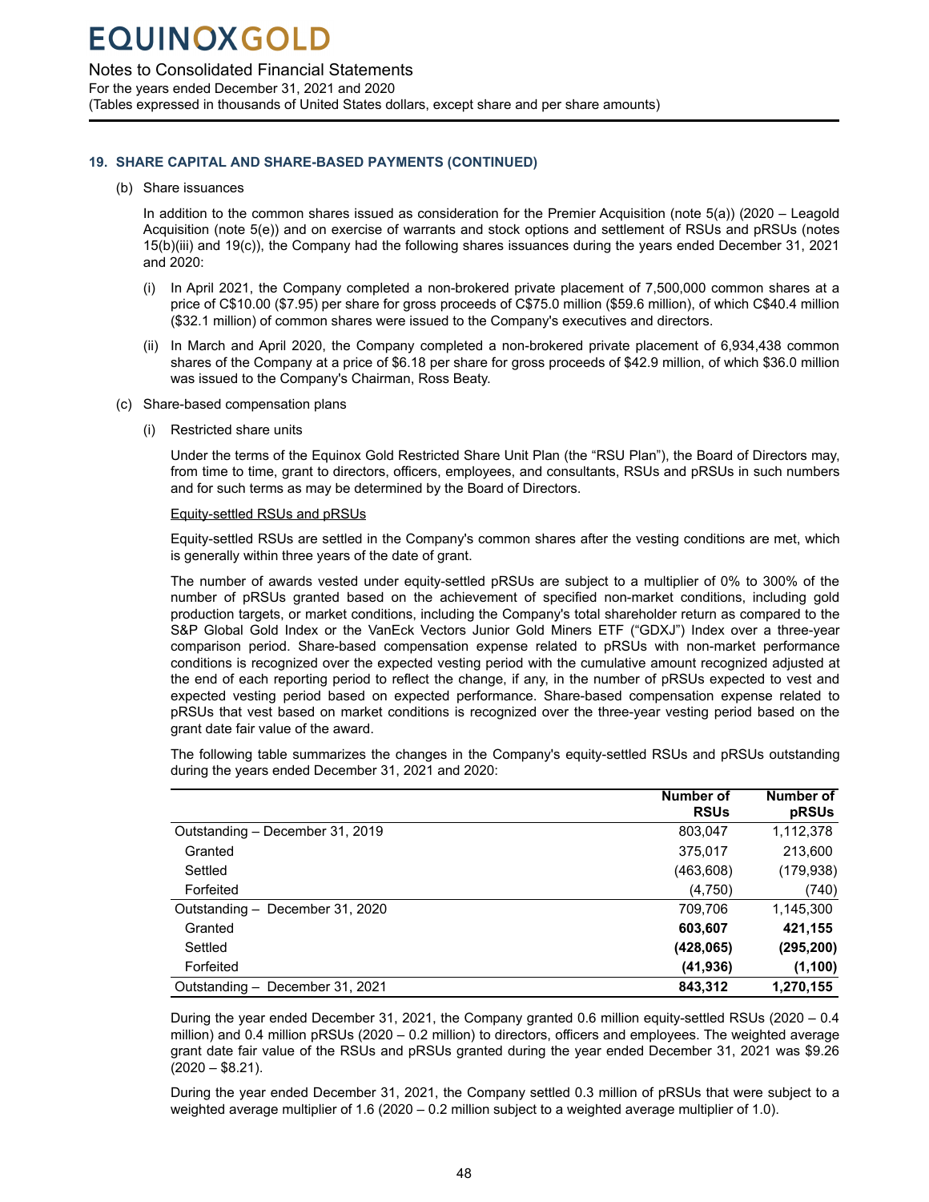## 19. SHARE CAPITAL AND SHARE-BASED PAYMENTS (CONTINUED)

(b) Share issuances

In addition to the common shares issued as consideration for the Premier Acquisition (note 5(a)) (2020 – Leagold Acquisition (note 5(e)) and on exercise of warrants and stock options and settlement of RSUs and pRSUs (notes 15(b)(iii) and 19(c)), the Company had the following shares issuances during the years ended December 31, 2021 and 2020:

(i) In April 2021, the Company completed a non-brokered private placement of 7,500,000 common shares at a price of C$10.00 ($7.95) per share for gross proceeds of C$75.0 million ($59.6 million), of which C$40.4 million ($32.1 million) of common shares were issued to the Company's executives and directors.

(ii) In March and April 2020, the Company completed a non-brokered private placement of 6,934,438 common shares of the Company at a price of $6.18 per share for gross proceeds of $42.9 million, of which $36.0 million was issued to the Company's Chairman, Ross Beaty.

(c) Share-based compensation plans

(i) Restricted share units

Under the terms of the Equinox Gold Restricted Share Unit Plan (the "RSU Plan"), the Board of Directors may, from time to time, grant to directors, officers, employees, and consultants, RSUs and pRSUs in such numbers and for such terms as may be determined by the Board of Directors.

Equity-settled RSUs and pRSUs

Equity-settled RSUs are settled in the Company's common shares after the vesting conditions are met, which is generally within three years of the date of grant.

The number of awards vested under equity-settled pRSUs are subject to a multiplier of 0% to 300% of the number of pRSUs granted based on the achievement of specified non-market conditions, including gold production targets, or market conditions, including the Company's total shareholder return as compared to the S&P Global Gold Index or the VanEck Vectors Junior Gold Miners ETF ("GDXJ") Index over a three-year comparison period. Share-based compensation expense related to pRSUs with non-market performance conditions is recognized over the expected vesting period with the cumulative amount recognized adjusted at the end of each reporting period to reflect the change, if any, in the number of pRSUs expected to vest and expected vesting period based on expected performance. Share-based compensation expense related to pRSUs that vest based on market conditions is recognized over the three-year vesting period based on the grant date fair value of the award.

The following table summarizes the changes in the Company's equity-settled RSUs and pRSUs outstanding during the years ended December 31, 2021 and 2020:

| | Number of RSUs | Number of pRSUs |
|---|---|---|
| Outstanding – December 31, 2019 | 803,047 | 1,112,378 |
| Granted | 375,017 | 213,600 |
| Settled | (463,608) | (179,938) |
| Forfeited | (4,750) | (740) |
| Outstanding – December 31, 2020 | 709,706 | 1,145,300 |
| Granted | **603,607** | **421,155** |
| Settled | **(428,065)** | **(295,200)** |
| Forfeited | **(41,936)** | **(1,100)** |
| Outstanding – December 31, 2021 | **843,312** | **1,270,155** |

During the year ended December 31, 2021, the Company granted 0.6 million equity-settled RSUs (2020 – 0.4 million) and 0.4 million pRSUs (2020 – 0.2 million) to directors, officers and employees. The weighted average grant date fair value of the RSUs and pRSUs granted during the year ended December 31, 2021 was $9.26 (2020 – $8.21).

During the year ended December 31, 2021, the Company settled 0.3 million of pRSUs that were subject to a weighted average multiplier of 1.6 (2020 – 0.2 million subject to a weighted average multiplier of 1.0).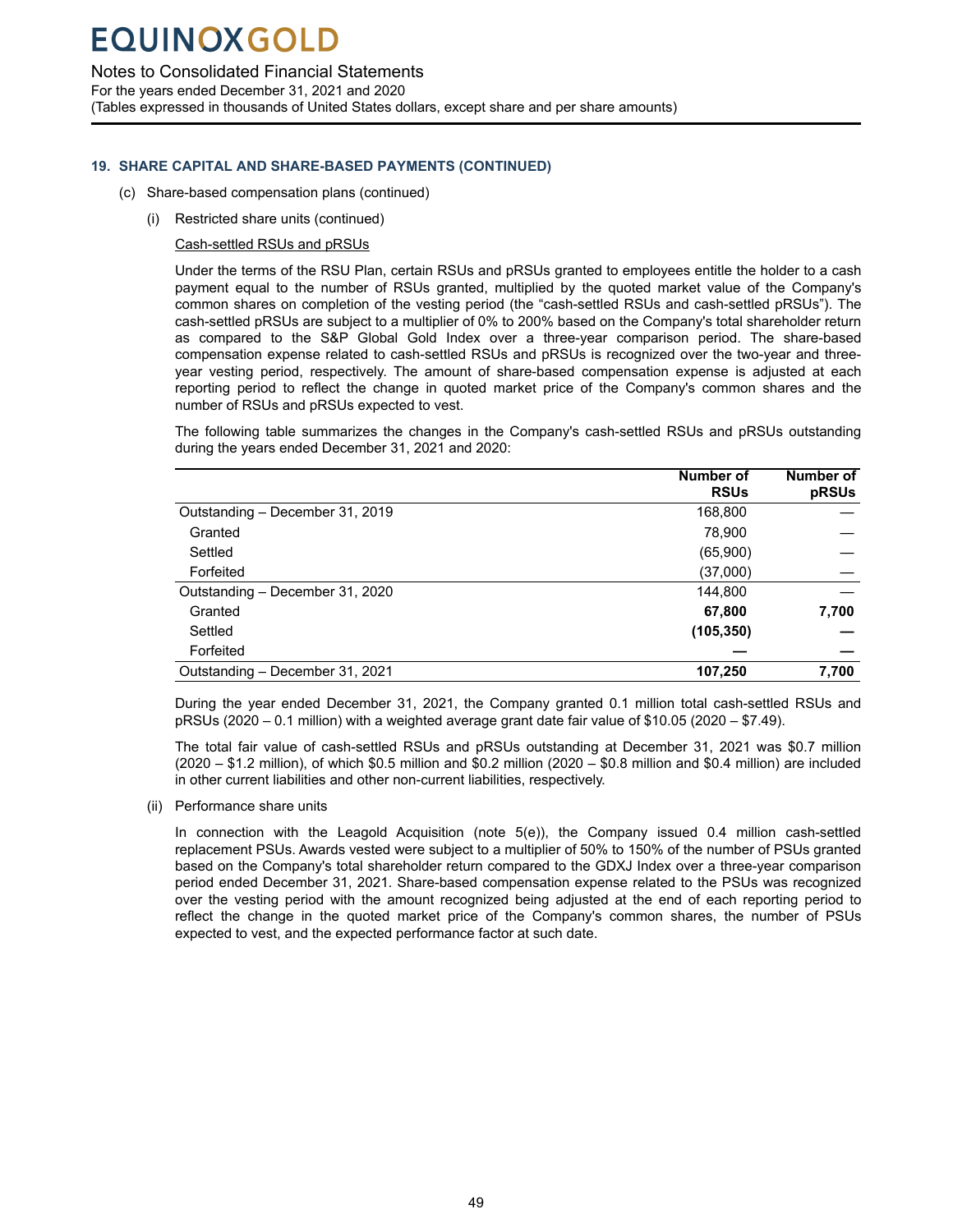## 19. SHARE CAPITAL AND SHARE-BASED PAYMENTS (CONTINUED)

(c) Share-based compensation plans (continued)

(i) Restricted share units (continued)

Cash-settled RSUs and pRSUs

Under the terms of the RSU Plan, certain RSUs and pRSUs granted to employees entitle the holder to a cash payment equal to the number of RSUs granted, multiplied by the quoted market value of the Company's common shares on completion of the vesting period (the "cash-settled RSUs and cash-settled pRSUs"). The cash-settled pRSUs are subject to a multiplier of 0% to 200% based on the Company's total shareholder return as compared to the S&P Global Gold Index over a three-year comparison period. The share-based compensation expense related to cash-settled RSUs and pRSUs is recognized over the two-year and three-year vesting period, respectively. The amount of share-based compensation expense is adjusted at each reporting period to reflect the change in quoted market price of the Company's common shares and the number of RSUs and pRSUs expected to vest.

The following table summarizes the changes in the Company's cash-settled RSUs and pRSUs outstanding during the years ended December 31, 2021 and 2020:

| | Number of RSUs | Number of pRSUs |
|---|---|---|
| Outstanding – December 31, 2019 | 168,800 | — |
| Granted | 78,900 | — |
| Settled | (65,900) | — |
| Forfeited | (37,000) | — |
| Outstanding – December 31, 2020 | 144,800 | — |
| Granted | **67,800** | **7,700** |
| Settled | **(105,350)** | **—** |
| Forfeited | **—** | **—** |
| Outstanding – December 31, 2021 | **107,250** | **7,700** |

During the year ended December 31, 2021, the Company granted 0.1 million total cash-settled RSUs and pRSUs (2020 – 0.1 million) with a weighted average grant date fair value of $10.05 (2020 – $7.49).

The total fair value of cash-settled RSUs and pRSUs outstanding at December 31, 2021 was $0.7 million (2020 – $1.2 million), of which $0.5 million and $0.2 million (2020 – $0.8 million and $0.4 million) are included in other current liabilities and other non-current liabilities, respectively.

(ii) Performance share units

In connection with the Leagold Acquisition (note 5(e)), the Company issued 0.4 million cash-settled replacement PSUs. Awards vested were subject to a multiplier of 50% to 150% of the number of PSUs granted based on the Company's total shareholder return compared to the GDXJ Index over a three-year comparison period ended December 31, 2021. Share-based compensation expense related to the PSUs was recognized over the vesting period with the amount recognized being adjusted at the end of each reporting period to reflect the change in the quoted market price of the Company's common shares, the number of PSUs expected to vest, and the expected performance factor at such date.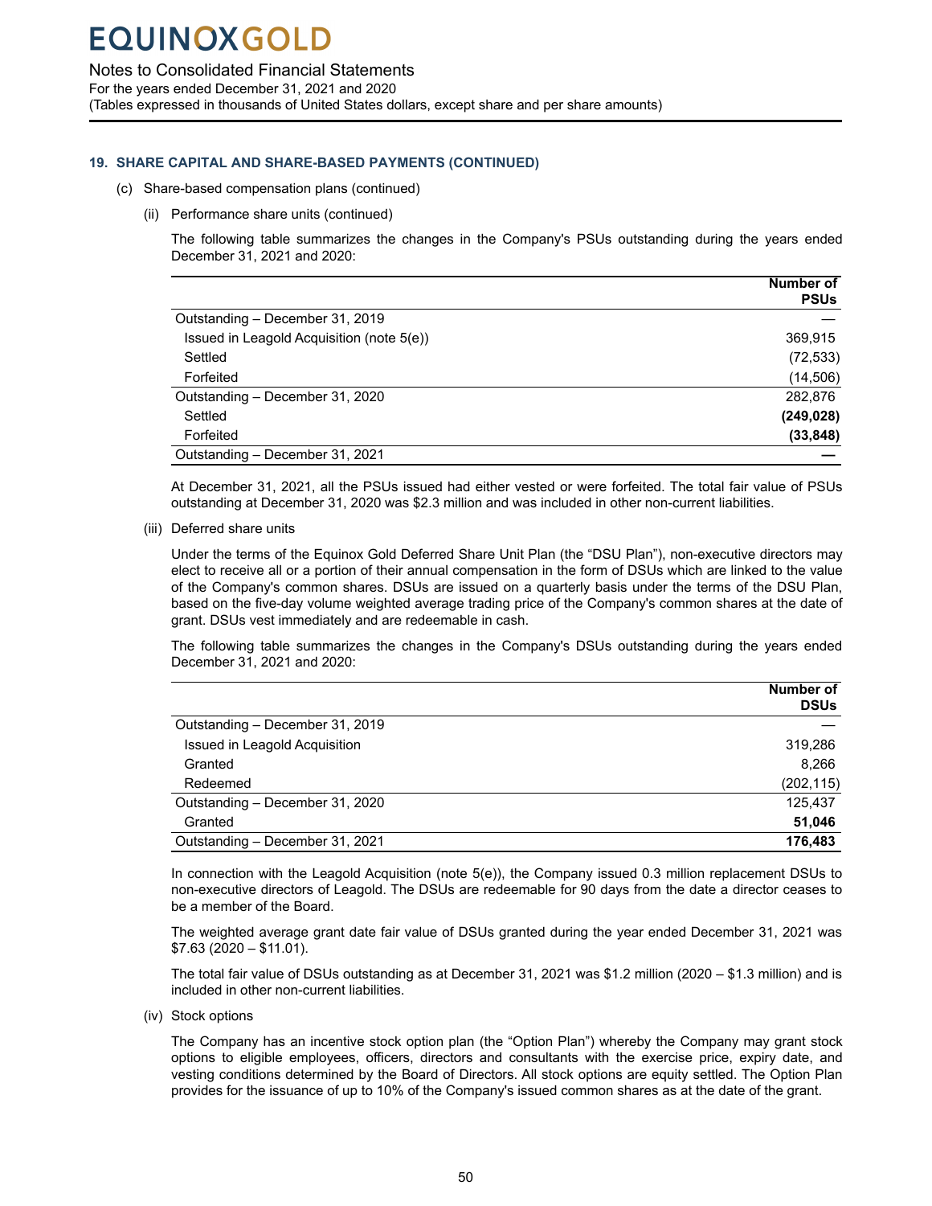## 19. SHARE CAPITAL AND SHARE-BASED PAYMENTS (CONTINUED)

(c) Share-based compensation plans (continued)

(ii) Performance share units (continued)

The following table summarizes the changes in the Company's PSUs outstanding during the years ended December 31, 2021 and 2020:

| | Number of PSUs |
|---|---|
| Outstanding – December 31, 2019 | — |
| Issued in Leagold Acquisition (note 5(e)) | 369,915 |
| Settled | (72,533) |
| Forfeited | (14,506) |
| Outstanding – December 31, 2020 | 282,876 |
| Settled | **(249,028)** |
| Forfeited | **(33,848)** |
| Outstanding – December 31, 2021 | **—** |

At December 31, 2021, all the PSUs issued had either vested or were forfeited. The total fair value of PSUs outstanding at December 31, 2020 was $2.3 million and was included in other non-current liabilities.

(iii) Deferred share units

Under the terms of the Equinox Gold Deferred Share Unit Plan (the "DSU Plan"), non-executive directors may elect to receive all or a portion of their annual compensation in the form of DSUs which are linked to the value of the Company's common shares. DSUs are issued on a quarterly basis under the terms of the DSU Plan, based on the five-day volume weighted average trading price of the Company's common shares at the date of grant. DSUs vest immediately and are redeemable in cash.

The following table summarizes the changes in the Company's DSUs outstanding during the years ended December 31, 2021 and 2020:

| | Number of DSUs |
|---|---|
| Outstanding – December 31, 2019 | — |
| Issued in Leagold Acquisition | 319,286 |
| Granted | 8,266 |
| Redeemed | (202,115) |
| Outstanding – December 31, 2020 | 125,437 |
| Granted | **51,046** |
| Outstanding – December 31, 2021 | **176,483** |

In connection with the Leagold Acquisition (note 5(e)), the Company issued 0.3 million replacement DSUs to non-executive directors of Leagold. The DSUs are redeemable for 90 days from the date a director ceases to be a member of the Board.

The weighted average grant date fair value of DSUs granted during the year ended December 31, 2021 was $7.63 (2020 – $11.01).

The total fair value of DSUs outstanding as at December 31, 2021 was $1.2 million (2020 – $1.3 million) and is included in other non-current liabilities.

(iv) Stock options

The Company has an incentive stock option plan (the "Option Plan") whereby the Company may grant stock options to eligible employees, officers, directors and consultants with the exercise price, expiry date, and vesting conditions determined by the Board of Directors. All stock options are equity settled. The Option Plan provides for the issuance of up to 10% of the Company's issued common shares as at the date of the grant.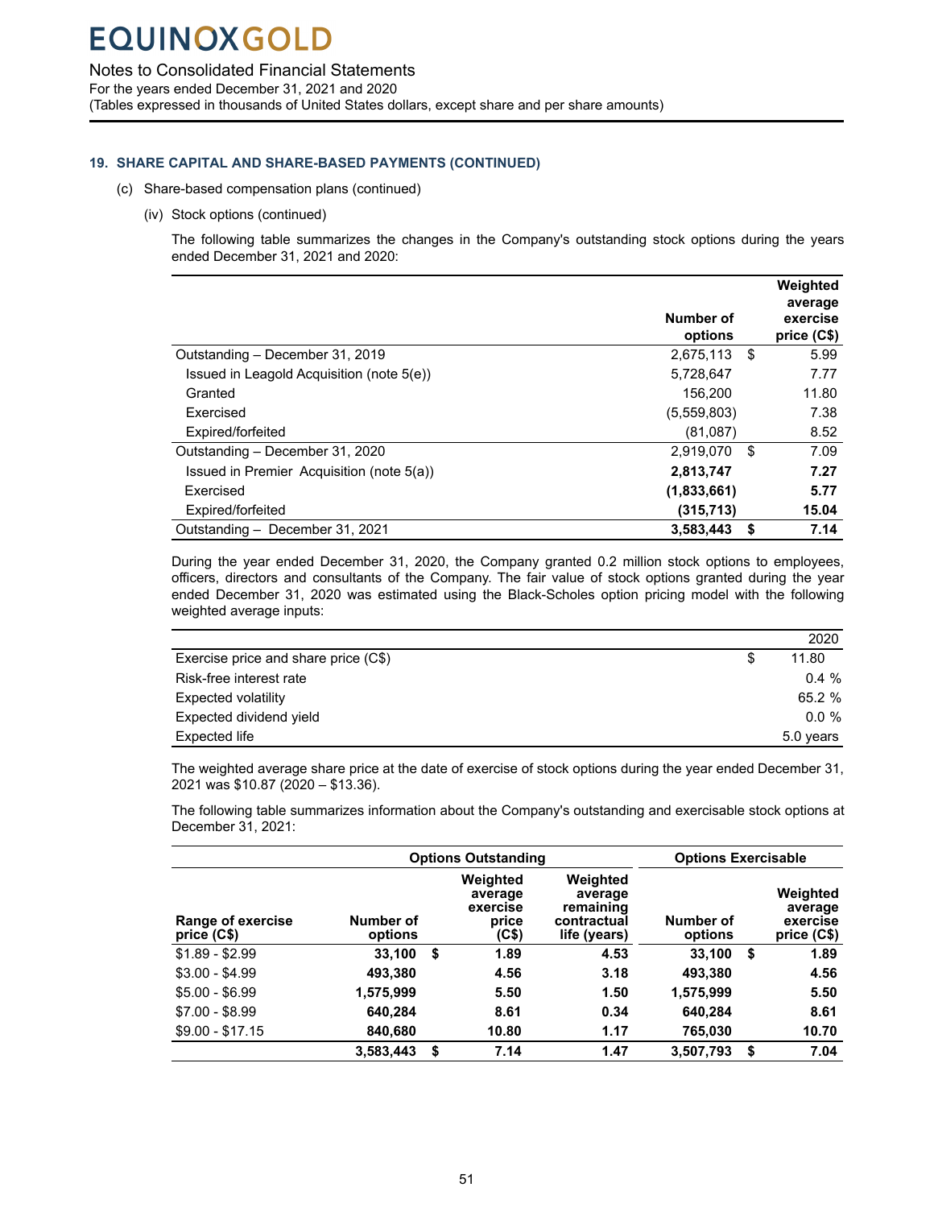## 19. SHARE CAPITAL AND SHARE-BASED PAYMENTS (CONTINUED)

(c) Share-based compensation plans (continued)

(iv) Stock options (continued)

The following table summarizes the changes in the Company's outstanding stock options during the years ended December 31, 2021 and 2020:

| | Number of options | Weighted average exercise price (C$) |
|---|---|---|
| Outstanding – December 31, 2019 | 2,675,113 | $ 5.99 |
| Issued in Leagold Acquisition (note 5(e)) | 5,728,647 | 7.77 |
| Granted | 156,200 | 11.80 |
| Exercised | (5,559,803) | 7.38 |
| Expired/forfeited | (81,087) | 8.52 |
| Outstanding – December 31, 2020 | 2,919,070 | $ 7.09 |
| Issued in Premier Acquisition (note 5(a)) | **2,813,747** | **7.27** |
| Exercised | **(1,833,661)** | **5.77** |
| Expired/forfeited | **(315,713)** | **15.04** |
| Outstanding – December 31, 2021 | **3,583,443** | **$ 7.14** |

During the year ended December 31, 2020, the Company granted 0.2 million stock options to employees, officers, directors and consultants of the Company. The fair value of stock options granted during the year ended December 31, 2020 was estimated using the Black-Scholes option pricing model with the following weighted average inputs:

| | 2020 |
|---|---|
| Exercise price and share price (C$) | $ 11.80 |
| Risk-free interest rate | 0.4 % |
| Expected volatility | 65.2 % |
| Expected dividend yield | 0.0 % |
| Expected life | 5.0 years |

The weighted average share price at the date of exercise of stock options during the year ended December 31, 2021 was $10.87 (2020 – $13.36).

The following table summarizes information about the Company's outstanding and exercisable stock options at December 31, 2021:

| | Options Outstanding | | | Options Exercisable | |
|---|---|---|---|---|---|
| Range of exercise price (C$) | Number of options | Weighted average exercise price (C$) | Weighted average remaining contractual life (years) | Number of options | Weighted average exercise price (C$) |
| $1.89 - $2.99 | **33,100** | **$ 1.89** | **4.53** | **33,100** | **$ 1.89** |
| $3.00 - $4.99 | **493,380** | **4.56** | **3.18** | **493,380** | **4.56** |
| $5.00 - $6.99 | **1,575,999** | **5.50** | **1.50** | **1,575,999** | **5.50** |
| $7.00 - $8.99 | **640,284** | **8.61** | **0.34** | **640,284** | **8.61** |
| $9.00 - $17.15 | **840,680** | **10.80** | **1.17** | **765,030** | **10.70** |
| | **3,583,443** | **$ 7.14** | **1.47** | **3,507,793** | **$ 7.04** |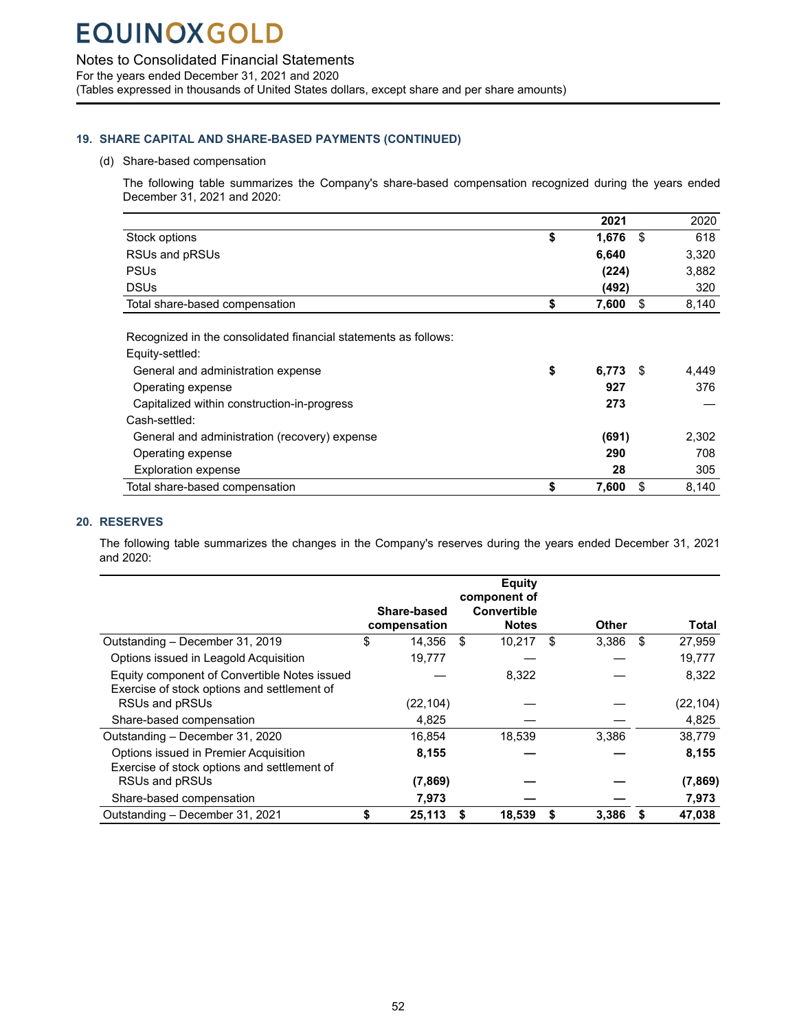## 19. SHARE CAPITAL AND SHARE-BASED PAYMENTS (CONTINUED)

(d) Share-based compensation

The following table summarizes the Company's share-based compensation recognized during the years ended December 31, 2021 and 2020:

| | 2021 | 2020 |
|---|---|---|
| Stock options | $ **1,676** | $ 618 |
| RSUs and pRSUs | **6,640** | 3,320 |
| PSUs | **(224)** | 3,882 |
| DSUs | **(492)** | 320 |
| Total share-based compensation | $ **7,600** | $ 8,140 |
| | | |
| Recognized in the consolidated financial statements as follows: | | |
| Equity-settled: | | |
| General and administration expense | $ **6,773** | $ 4,449 |
| Operating expense | **927** | 376 |
| Capitalized within construction-in-progress | **273** | — |
| Cash-settled: | | |
| General and administration (recovery) expense | **(691)** | 2,302 |
| Operating expense | **290** | 708 |
| Exploration expense | **28** | 305 |
| Total share-based compensation | $ **7,600** | $ 8,140 |

## 20. RESERVES

The following table summarizes the changes in the Company's reserves during the years ended December 31, 2021 and 2020:

| | Share-based compensation | Equity component of Convertible Notes | Other | Total |
|---|---|---|---|---|
| Outstanding – December 31, 2019 | $ 14,356 | $ 10,217 | $ 3,386 | $ 27,959 |
| Options issued in Leagold Acquisition | 19,777 | — | — | 19,777 |
| Equity component of Convertible Notes issued | — | 8,322 | — | 8,322 |
| Exercise of stock options and settlement of RSUs and pRSUs | (22,104) | — | — | (22,104) |
| Share-based compensation | 4,825 | — | — | 4,825 |
| Outstanding – December 31, 2020 | 16,854 | 18,539 | 3,386 | 38,779 |
| Options issued in Premier Acquisition | **8,155** | **—** | **—** | **8,155** |
| Exercise of stock options and settlement of RSUs and pRSUs | **(7,869)** | **—** | **—** | **(7,869)** |
| Share-based compensation | **7,973** | **—** | **—** | **7,973** |
| Outstanding – December 31, 2021 | **$ 25,113** | **$ 18,539** | **$ 3,386** | **$ 47,038** |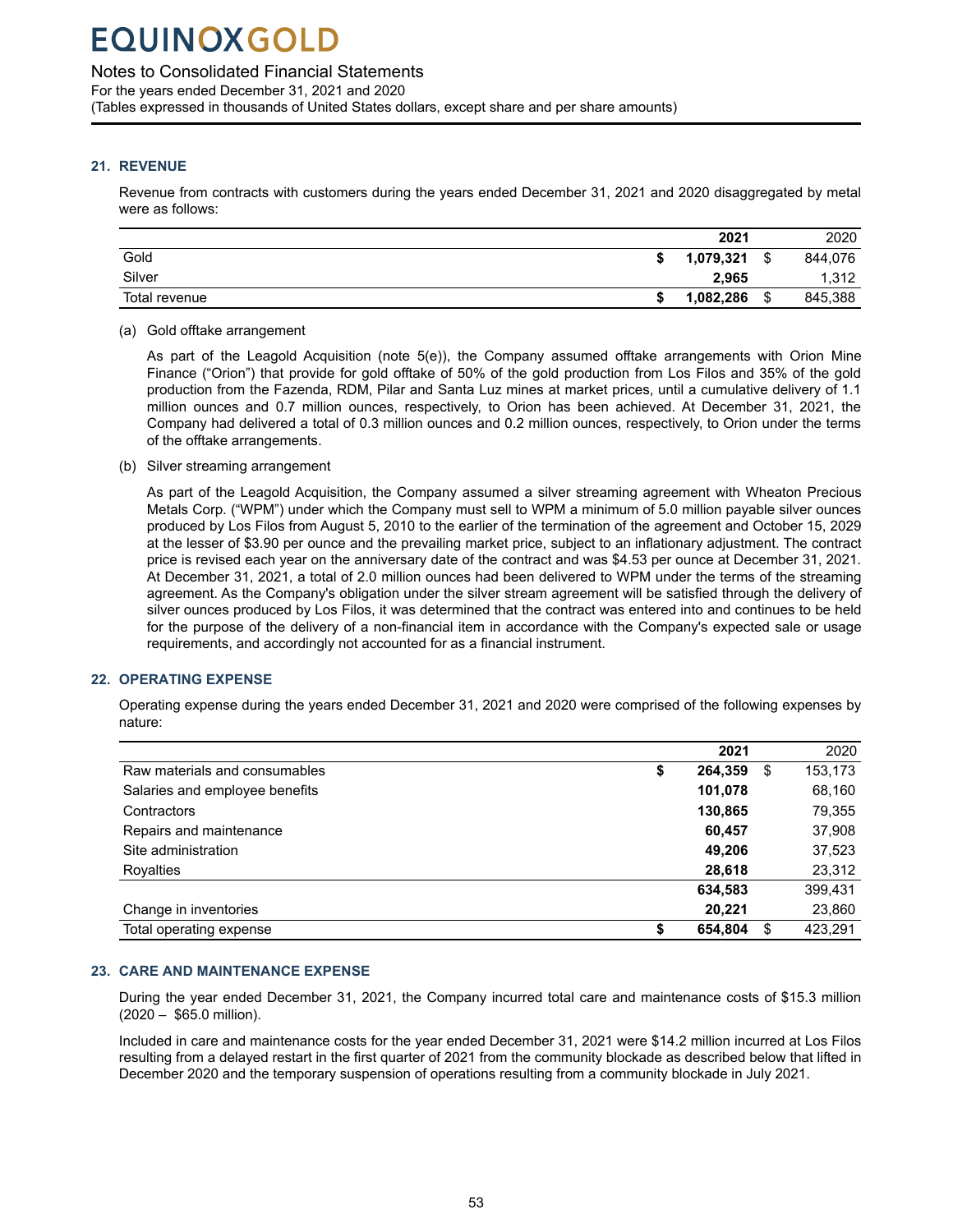## 21. REVENUE

Revenue from contracts with customers during the years ended December 31, 2021 and 2020 disaggregated by metal were as follows:

| | 2021 | 2020 |
|---|---|---|
| Gold | **$ 1,079,321** | $ 844,076 |
| Silver | **2,965** | 1,312 |
| Total revenue | **$ 1,082,286** | $ 845,388 |

(a) Gold offtake arrangement

As part of the Leagold Acquisition (note 5(e)), the Company assumed offtake arrangements with Orion Mine Finance ("Orion") that provide for gold offtake of 50% of the gold production from Los Filos and 35% of the gold production from the Fazenda, RDM, Pilar and Santa Luz mines at market prices, until a cumulative delivery of 1.1 million ounces and 0.7 million ounces, respectively, to Orion has been achieved. At December 31, 2021, the Company had delivered a total of 0.3 million ounces and 0.2 million ounces, respectively, to Orion under the terms of the offtake arrangements.

(b) Silver streaming arrangement

As part of the Leagold Acquisition, the Company assumed a silver streaming agreement with Wheaton Precious Metals Corp. ("WPM") under which the Company must sell to WPM a minimum of 5.0 million payable silver ounces produced by Los Filos from August 5, 2010 to the earlier of the termination of the agreement and October 15, 2029 at the lesser of $3.90 per ounce and the prevailing market price, subject to an inflationary adjustment. The contract price is revised each year on the anniversary date of the contract and was $4.53 per ounce at December 31, 2021. At December 31, 2021, a total of 2.0 million ounces had been delivered to WPM under the terms of the streaming agreement. As the Company's obligation under the silver stream agreement will be satisfied through the delivery of silver ounces produced by Los Filos, it was determined that the contract was entered into and continues to be held for the purpose of the delivery of a non-financial item in accordance with the Company's expected sale or usage requirements, and accordingly not accounted for as a financial instrument.

## 22. OPERATING EXPENSE

Operating expense during the years ended December 31, 2021 and 2020 were comprised of the following expenses by nature:

| | 2021 | 2020 |
|---|---|---|
| Raw materials and consumables | **$ 264,359** | $ 153,173 |
| Salaries and employee benefits | **101,078** | 68,160 |
| Contractors | **130,865** | 79,355 |
| Repairs and maintenance | **60,457** | 37,908 |
| Site administration | **49,206** | 37,523 |
| Royalties | **28,618** | 23,312 |
| | **634,583** | 399,431 |
| Change in inventories | **20,221** | 23,860 |
| Total operating expense | **$ 654,804** | $ 423,291 |

## 23. CARE AND MAINTENANCE EXPENSE

During the year ended December 31, 2021, the Company incurred total care and maintenance costs of $15.3 million (2020 – $65.0 million).

Included in care and maintenance costs for the year ended December 31, 2021 were $14.2 million incurred at Los Filos resulting from a delayed restart in the first quarter of 2021 from the community blockade as described below that lifted in December 2020 and the temporary suspension of operations resulting from a community blockade in July 2021.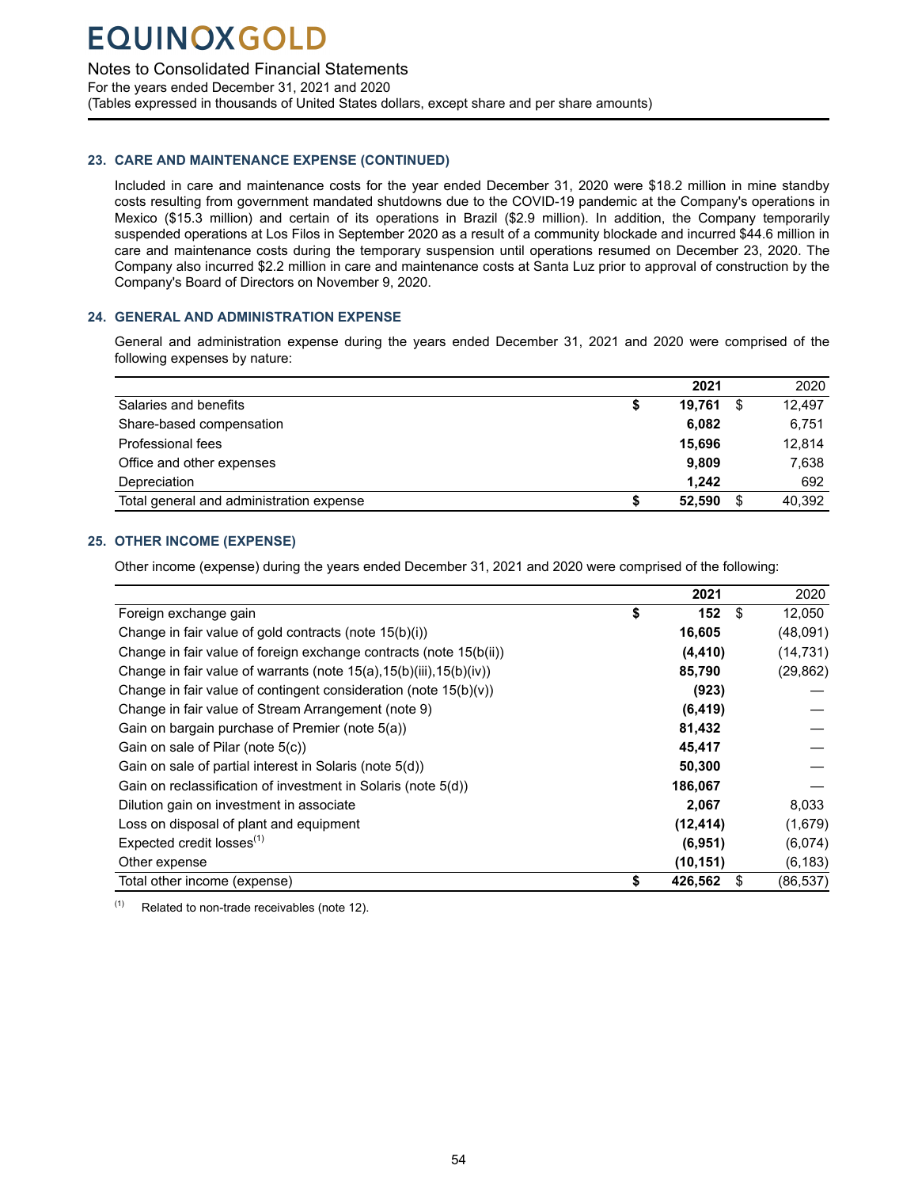## 23. CARE AND MAINTENANCE EXPENSE (CONTINUED)

Included in care and maintenance costs for the year ended December 31, 2020 were $18.2 million in mine standby costs resulting from government mandated shutdowns due to the COVID-19 pandemic at the Company's operations in Mexico ($15.3 million) and certain of its operations in Brazil ($2.9 million). In addition, the Company temporarily suspended operations at Los Filos in September 2020 as a result of a community blockade and incurred $44.6 million in care and maintenance costs during the temporary suspension until operations resumed on December 23, 2020. The Company also incurred $2.2 million in care and maintenance costs at Santa Luz prior to approval of construction by the Company's Board of Directors on November 9, 2020.

## 24. GENERAL AND ADMINISTRATION EXPENSE

General and administration expense during the years ended December 31, 2021 and 2020 were comprised of the following expenses by nature:

| | | 2021 | | 2020 |
|---|---|---|---|---|
| Salaries and benefits | $ | **19,761** | $ | 12,497 |
| Share-based compensation | | **6,082** | | 6,751 |
| Professional fees | | **15,696** | | 12,814 |
| Office and other expenses | | **9,809** | | 7,638 |
| Depreciation | | **1,242** | | 692 |
| Total general and administration expense | $ | **52,590** | $ | 40,392 |

## 25. OTHER INCOME (EXPENSE)

Other income (expense) during the years ended December 31, 2021 and 2020 were comprised of the following:

| | | 2021 | | 2020 |
|---|---|---|---|---|
| Foreign exchange gain | $ | **152** | $ | 12,050 |
| Change in fair value of gold contracts (note 15(b)(i)) | | **16,605** | | (48,091) |
| Change in fair value of foreign exchange contracts (note 15(b(ii)) | | **(4,410)** | | (14,731) |
| Change in fair value of warrants (note 15(a),15(b)(iii),15(b)(iv)) | | **85,790** | | (29,862) |
| Change in fair value of contingent consideration (note 15(b)(v)) | | **(923)** | | — |
| Change in fair value of Stream Arrangement (note 9) | | **(6,419)** | | — |
| Gain on bargain purchase of Premier (note 5(a)) | | **81,432** | | — |
| Gain on sale of Pilar (note 5(c)) | | **45,417** | | — |
| Gain on sale of partial interest in Solaris (note 5(d)) | | **50,300** | | — |
| Gain on reclassification of investment in Solaris (note 5(d)) | | **186,067** | | — |
| Dilution gain on investment in associate | | **2,067** | | 8,033 |
| Loss on disposal of plant and equipment | | **(12,414)** | | (1,679) |
| Expected credit losses[(1)] | | **(6,951)** | | (6,074) |
| Other expense | | **(10,151)** | | (6,183) |
| Total other income (expense) | $ | **426,562** | $ | (86,537) |

(1) Related to non-trade receivables (note 12).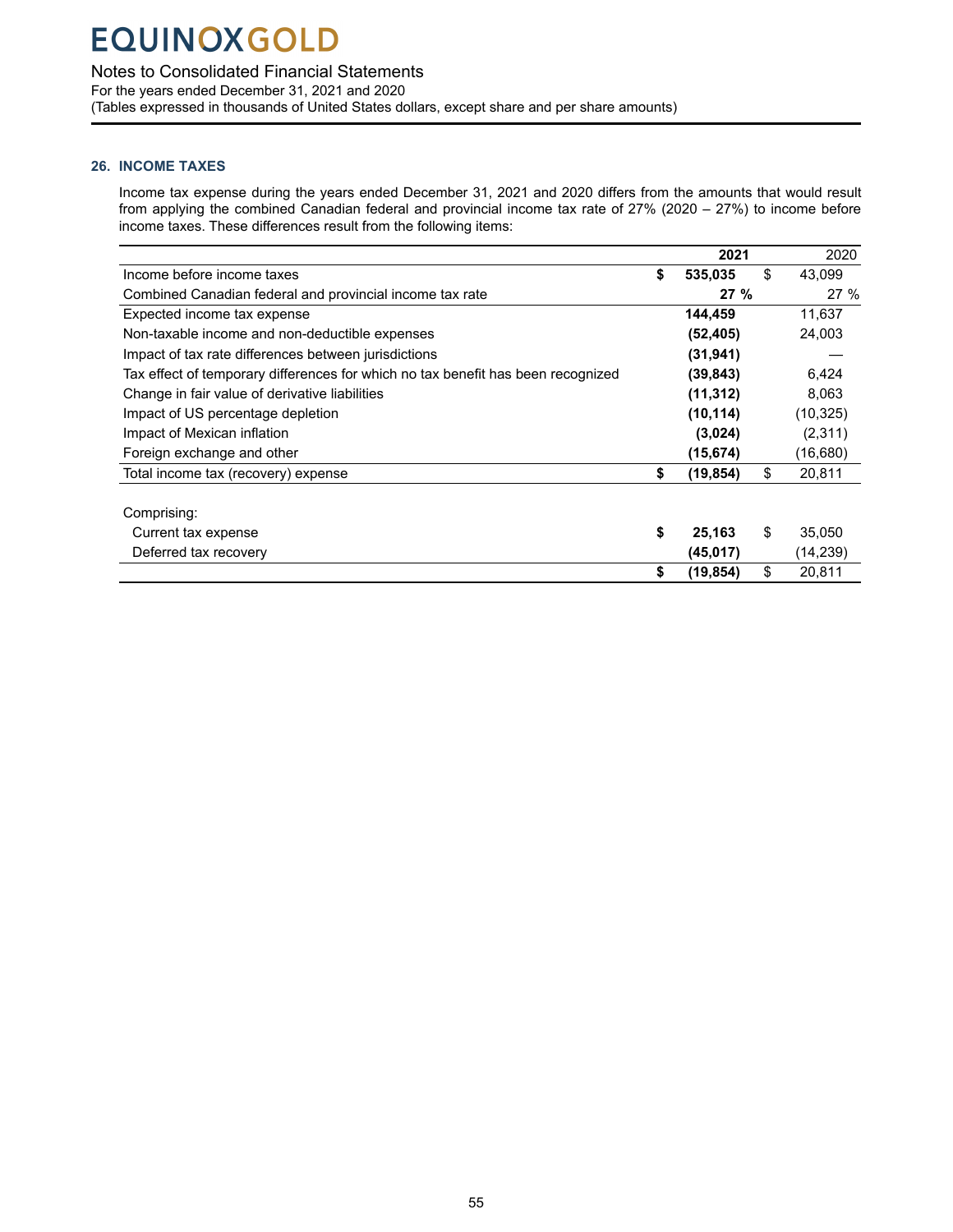## 26. INCOME TAXES

Income tax expense during the years ended December 31, 2021 and 2020 differs from the amounts that would result from applying the combined Canadian federal and provincial income tax rate of 27% (2020 – 27%) to income before income taxes. These differences result from the following items:

| | 2021 | 2020 |
|---|---|---|
| Income before income taxes | **$ 535,035** | $ 43,099 |
| Combined Canadian federal and provincial income tax rate | **27 %** | 27 % |
| Expected income tax expense | **144,459** | 11,637 |
| Non-taxable income and non-deductible expenses | **(52,405)** | 24,003 |
| Impact of tax rate differences between jurisdictions | **(31,941)** | — |
| Tax effect of temporary differences for which no tax benefit has been recognized | **(39,843)** | 6,424 |
| Change in fair value of derivative liabilities | **(11,312)** | 8,063 |
| Impact of US percentage depletion | **(10,114)** | (10,325) |
| Impact of Mexican inflation | **(3,024)** | (2,311) |
| Foreign exchange and other | **(15,674)** | (16,680) |
| Total income tax (recovery) expense | **$ (19,854)** | $ 20,811 |
| | | |
| Comprising: | | |
| Current tax expense | **$ 25,163** | $ 35,050 |
| Deferred tax recovery | **(45,017)** | (14,239) |
| | **$ (19,854)** | $ 20,811 |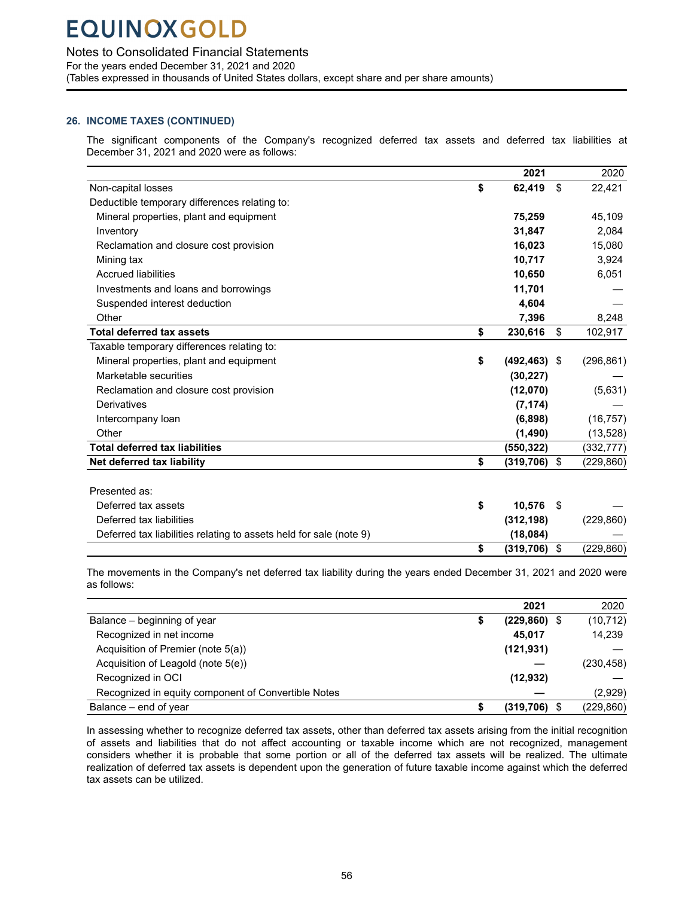### 26. INCOME TAXES (CONTINUED)

The significant components of the Company's recognized deferred tax assets and deferred tax liabilities at December 31, 2021 and 2020 were as follows:

| | 2021 | 2020 |
|---|---|---|
| Non-capital losses | $ 62,419 | $ 22,421 |
| Deductible temporary differences relating to: | | |
| Mineral properties, plant and equipment | 75,259 | 45,109 |
| Inventory | 31,847 | 2,084 |
| Reclamation and closure cost provision | 16,023 | 15,080 |
| Mining tax | 10,717 | 3,924 |
| Accrued liabilities | 10,650 | 6,051 |
| Investments and loans and borrowings | 11,701 | — |
| Suspended interest deduction | 4,604 | — |
| Other | 7,396 | 8,248 |
| **Total deferred tax assets** | $ 230,616 | $ 102,917 |
| Taxable temporary differences relating to: | | |
| Mineral properties, plant and equipment | $ (492,463) | $ (296,861) |
| Marketable securities | (30,227) | — |
| Reclamation and closure cost provision | (12,070) | (5,631) |
| Derivatives | (7,174) | — |
| Intercompany loan | (6,898) | (16,757) |
| Other | (1,490) | (13,528) |
| **Total deferred tax liabilities** | (550,322) | (332,777) |
| **Net deferred tax liability** | $ (319,706) | $ (229,860) |
| | | |
| Presented as: | | |
| Deferred tax assets | $ 10,576 | $ — |
| Deferred tax liabilities | (312,198) | (229,860) |
| Deferred tax liabilities relating to assets held for sale (note 9) | (18,084) | — |
| | $ (319,706) | $ (229,860) |

The movements in the Company's net deferred tax liability during the years ended December 31, 2021 and 2020 were as follows:

| | 2021 | 2020 |
|---|---|---|
| Balance – beginning of year | $ (229,860) | $ (10,712) |
| Recognized in net income | 45,017 | 14,239 |
| Acquisition of Premier (note 5(a)) | (121,931) | — |
| Acquisition of Leagold (note 5(e)) | — | (230,458) |
| Recognized in OCI | (12,932) | — |
| Recognized in equity component of Convertible Notes | — | (2,929) |
| Balance – end of year | $ (319,706) | $ (229,860) |

In assessing whether to recognize deferred tax assets, other than deferred tax assets arising from the initial recognition of assets and liabilities that do not affect accounting or taxable income which are not recognized, management considers whether it is probable that some portion or all of the deferred tax assets will be realized. The ultimate realization of deferred tax assets is dependent upon the generation of future taxable income against which the deferred tax assets can be utilized.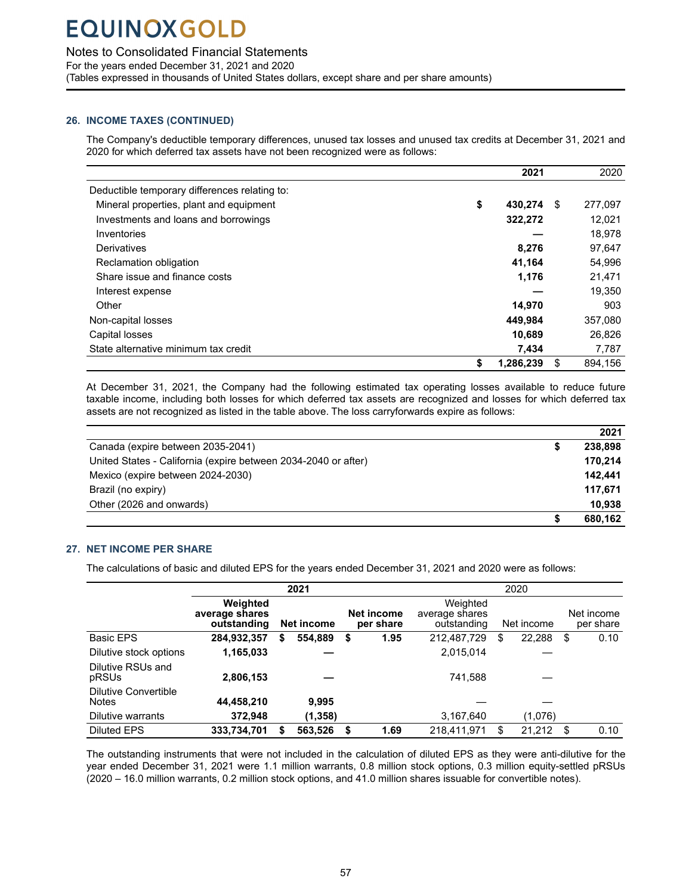## 26. INCOME TAXES (CONTINUED)

The Company's deductible temporary differences, unused tax losses and unused tax credits at December 31, 2021 and 2020 for which deferred tax assets have not been recognized were as follows:

| | 2021 | 2020 |
|---|---|---|
| Deductible temporary differences relating to: | | |
| Mineral properties, plant and equipment | $ 430,274 | $ 277,097 |
| Investments and loans and borrowings | 322,272 | 12,021 |
| Inventories | — | 18,978 |
| Derivatives | 8,276 | 97,647 |
| Reclamation obligation | 41,164 | 54,996 |
| Share issue and finance costs | 1,176 | 21,471 |
| Interest expense | — | 19,350 |
| Other | 14,970 | 903 |
| Non-capital losses | 449,984 | 357,080 |
| Capital losses | 10,689 | 26,826 |
| State alternative minimum tax credit | 7,434 | 7,787 |
| | $ 1,286,239 | $ 894,156 |

At December 31, 2021, the Company had the following estimated tax operating losses available to reduce future taxable income, including both losses for which deferred tax assets are recognized and losses for which deferred tax assets are not recognized as listed in the table above. The loss carryforwards expire as follows:

| | 2021 |
|---|---|
| Canada (expire between 2035-2041) | $ 238,898 |
| United States - California (expire between 2034-2040 or after) | 170,214 |
| Mexico (expire between 2024-2030) | 142,441 |
| Brazil (no expiry) | 117,671 |
| Other (2026 and onwards) | 10,938 |
| | $ 680,162 |

## 27. NET INCOME PER SHARE

The calculations of basic and diluted EPS for the years ended December 31, 2021 and 2020 were as follows:

| | 2021 | | | 2020 | | |
|---|---|---|---|---|---|---|
| | Weighted average shares outstanding | Net income | Net income per share | Weighted average shares outstanding | Net income | Net income per share |
| Basic EPS | 284,932,357 | $ 554,889 | $ 1.95 | 212,487,729 | $ 22,288 | $ 0.10 |
| Dilutive stock options | 1,165,033 | — | | 2,015,014 | — | |
| Dilutive RSUs and pRSUs | 2,806,153 | — | | 741,588 | — | |
| Dilutive Convertible Notes | 44,458,210 | 9,995 | | — | — | |
| Dilutive warrants | 372,948 | (1,358) | | 3,167,640 | (1,076) | |
| Diluted EPS | 333,734,701 | $ 563,526 | $ 1.69 | 218,411,971 | $ 21,212 | $ 0.10 |

The outstanding instruments that were not included in the calculation of diluted EPS as they were anti-dilutive for the year ended December 31, 2021 were 1.1 million warrants, 0.8 million stock options, 0.3 million equity-settled pRSUs (2020 – 16.0 million warrants, 0.2 million stock options, and 41.0 million shares issuable for convertible notes).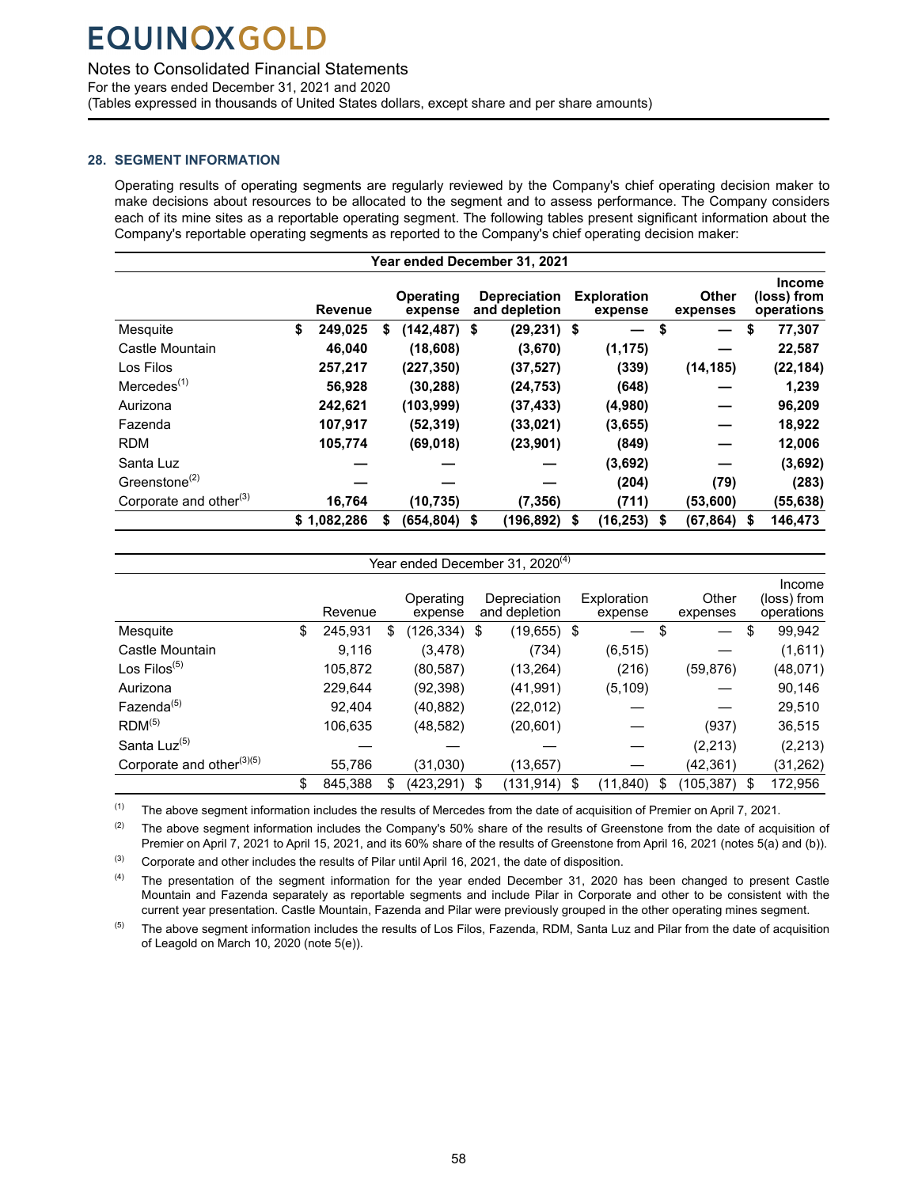## 28. SEGMENT INFORMATION

Operating results of operating segments are regularly reviewed by the Company's chief operating decision maker to make decisions about resources to be allocated to the segment and to assess performance. The Company considers each of its mine sites as a reportable operating segment. The following tables present significant information about the Company's reportable operating segments as reported to the Company's chief operating decision maker:

| Year ended December 31, 2021 | | | | | | |
|---|---|---|---|---|---|---|
| | **Revenue** | **Operating expense** | **Depreciation and depletion** | **Exploration expense** | **Other expenses** | **Income (loss) from operations** |
| Mesquite | **$ 249,025** | **$ (142,487)** | **$ (29,231)** | **$ —** | **$ —** | **$ 77,307** |
| Castle Mountain | **46,040** | **(18,608)** | **(3,670)** | **(1,175)** | **—** | **22,587** |
| Los Filos | **257,217** | **(227,350)** | **(37,527)** | **(339)** | **(14,185)** | **(22,184)** |
| Mercedes[(1)] | **56,928** | **(30,288)** | **(24,753)** | **(648)** | **—** | **1,239** |
| Aurizona | **242,621** | **(103,999)** | **(37,433)** | **(4,980)** | **—** | **96,209** |
| Fazenda | **107,917** | **(52,319)** | **(33,021)** | **(3,655)** | **—** | **18,922** |
| RDM | **105,774** | **(69,018)** | **(23,901)** | **(849)** | **—** | **12,006** |
| Santa Luz | **—** | **—** | **—** | **(3,692)** | **—** | **(3,692)** |
| Greenstone[(2)] | **—** | **—** | **—** | **(204)** | **(79)** | **(283)** |
| Corporate and other[(3)] | **16,764** | **(10,735)** | **(7,356)** | **(711)** | **(53,600)** | **(55,638)** |
| | **$ 1,082,286** | **$ (654,804)** | **$ (196,892)** | **$ (16,253)** | **$ (67,864)** | **$ 146,473** |

| Year ended December 31, 2020[(4)] | | | | | | |
|---|---|---|---|---|---|---|
| | Revenue | Operating expense | Depreciation and depletion | Exploration expense | Other expenses | Income (loss) from operations |
| Mesquite | $ 245,931 | $ (126,334) | $ (19,655) | $ — | $ — | $ 99,942 |
| Castle Mountain | 9,116 | (3,478) | (734) | (6,515) | — | (1,611) |
| Los Filos[(5)] | 105,872 | (80,587) | (13,264) | (216) | (59,876) | (48,071) |
| Aurizona | 229,644 | (92,398) | (41,991) | (5,109) | — | 90,146 |
| Fazenda[(5)] | 92,404 | (40,882) | (22,012) | — | — | 29,510 |
| RDM[(5)] | 106,635 | (48,582) | (20,601) | — | (937) | 36,515 |
| Santa Luz[(5)] | — | — | — | — | (2,213) | (2,213) |
| Corporate and other[(3)(5)] | 55,786 | (31,030) | (13,657) | — | (42,361) | (31,262) |
| | $ 845,388 | $ (423,291) | $ (131,914) | $ (11,840) | $ (105,387) | $ 172,956 |

(1) The above segment information includes the results of Mercedes from the date of acquisition of Premier on April 7, 2021.

(2) The above segment information includes the Company's 50% share of the results of Greenstone from the date of acquisition of Premier on April 7, 2021 to April 15, 2021, and its 60% share of the results of Greenstone from April 16, 2021 (notes 5(a) and (b)).

(3) Corporate and other includes the results of Pilar until April 16, 2021, the date of disposition.

(4) The presentation of the segment information for the year ended December 31, 2020 has been changed to present Castle Mountain and Fazenda separately as reportable segments and include Pilar in Corporate and other to be consistent with the current year presentation. Castle Mountain, Fazenda and Pilar were previously grouped in the other operating mines segment.

(5) The above segment information includes the results of Los Filos, Fazenda, RDM, Santa Luz and Pilar from the date of acquisition of Leagold on March 10, 2020 (note 5(e)).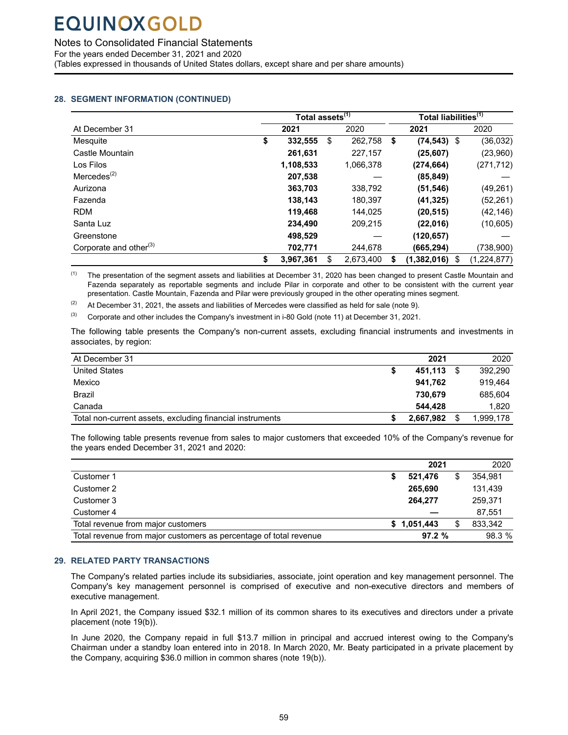## 28. SEGMENT INFORMATION (CONTINUED)

| | Total assets[(1)] | | Total liabilities[(1)] | |
|---|---|---|---|---|
| At December 31 | 2021 | 2020 | 2021 | 2020 |
| Mesquite | $ 332,555 | $ 262,758 | $ (74,543) | $ (36,032) |
| Castle Mountain | 261,631 | 227,157 | (25,607) | (23,960) |
| Los Filos | 1,108,533 | 1,066,378 | (274,664) | (271,712) |
| Mercedes[(2)] | 207,538 | — | (85,849) | — |
| Aurizona | 363,703 | 338,792 | (51,546) | (49,261) |
| Fazenda | 138,143 | 180,397 | (41,325) | (52,261) |
| RDM | 119,468 | 144,025 | (20,515) | (42,146) |
| Santa Luz | 234,490 | 209,215 | (22,016) | (10,605) |
| Greenstone | 498,529 | — | (120,657) | — |
| Corporate and other[(3)] | 702,771 | 244,678 | (665,294) | (738,900) |
| | $ 3,967,361 | $ 2,673,400 | $ (1,382,016) | $ (1,224,877) |

(1) The presentation of the segment assets and liabilities at December 31, 2020 has been changed to present Castle Mountain and Fazenda separately as reportable segments and include Pilar in corporate and other to be consistent with the current year presentation. Castle Mountain, Fazenda and Pilar were previously grouped in the other operating mines segment.

(2) At December 31, 2021, the assets and liabilities of Mercedes were classified as held for sale (note 9).

(3) Corporate and other includes the Company's investment in i-80 Gold (note 11) at December 31, 2021.

The following table presents the Company's non-current assets, excluding financial instruments and investments in associates, by region:

| At December 31 | 2021 | 2020 |
|---|---|---|
| United States | $ 451,113 | $ 392,290 |
| Mexico | 941,762 | 919,464 |
| Brazil | 730,679 | 685,604 |
| Canada | 544,428 | 1,820 |
| Total non-current assets, excluding financial instruments | $ 2,667,982 | $ 1,999,178 |

The following table presents revenue from sales to major customers that exceeded 10% of the Company's revenue for the years ended December 31, 2021 and 2020:

| | 2021 | 2020 |
|---|---|---|
| Customer 1 | $ 521,476 | $ 354,981 |
| Customer 2 | 265,690 | 131,439 |
| Customer 3 | 264,277 | 259,371 |
| Customer 4 | — | 87,551 |
| Total revenue from major customers | $ 1,051,443 | $ 833,342 |
| Total revenue from major customers as percentage of total revenue | 97.2 % | 98.3 % |

## 29. RELATED PARTY TRANSACTIONS

The Company's related parties include its subsidiaries, associate, joint operation and key management personnel. The Company's key management personnel is comprised of executive and non-executive directors and members of executive management.

In April 2021, the Company issued $32.1 million of its common shares to its executives and directors under a private placement (note 19(b)).

In June 2020, the Company repaid in full $13.7 million in principal and accrued interest owing to the Company's Chairman under a standby loan entered into in 2018. In March 2020, Mr. Beaty participated in a private placement by the Company, acquiring $36.0 million in common shares (note 19(b)).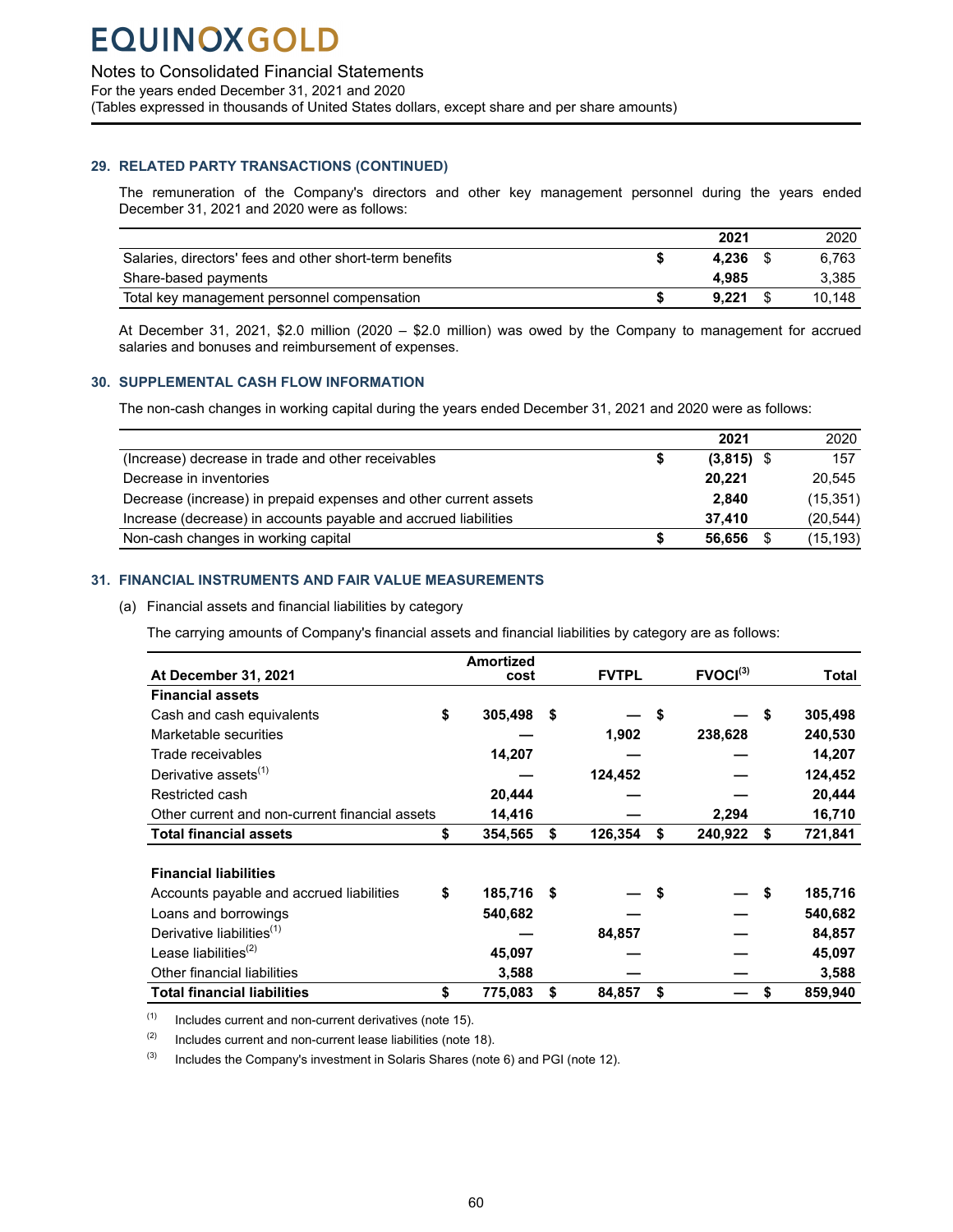## 29. RELATED PARTY TRANSACTIONS (CONTINUED)

The remuneration of the Company's directors and other key management personnel during the years ended December 31, 2021 and 2020 were as follows:

| | 2021 | 2020 |
|---|---|---|
| Salaries, directors' fees and other short-term benefits | $ 4,236 | $ 6,763 |
| Share-based payments | 4,985 | 3,385 |
| Total key management personnel compensation | $ 9,221 | $ 10,148 |

At December 31, 2021, $2.0 million (2020 – $2.0 million) was owed by the Company to management for accrued salaries and bonuses and reimbursement of expenses.

## 30. SUPPLEMENTAL CASH FLOW INFORMATION

The non-cash changes in working capital during the years ended December 31, 2021 and 2020 were as follows:

| | 2021 | 2020 |
|---|---|---|
| (Increase) decrease in trade and other receivables | $ (3,815) | $ 157 |
| Decrease in inventories | 20,221 | 20,545 |
| Decrease (increase) in prepaid expenses and other current assets | 2,840 | (15,351) |
| Increase (decrease) in accounts payable and accrued liabilities | 37,410 | (20,544) |
| Non-cash changes in working capital | $ 56,656 | $ (15,193) |

## 31. FINANCIAL INSTRUMENTS AND FAIR VALUE MEASUREMENTS

(a) Financial assets and financial liabilities by category

The carrying amounts of Company's financial assets and financial liabilities by category are as follows:

| At December 31, 2021 | Amortized cost | FVTPL | FVOCI[3] | Total |
|---|---|---|---|---|
| **Financial assets** | | | | |
| Cash and cash equivalents | $ 305,498 | $ — | $ — | $ 305,498 |
| Marketable securities | — | 1,902 | 238,628 | 240,530 |
| Trade receivables | 14,207 | — | — | 14,207 |
| Derivative assets[1] | — | 124,452 | — | 124,452 |
| Restricted cash | 20,444 | — | — | 20,444 |
| Other current and non-current financial assets | 14,416 | — | 2,294 | 16,710 |
| **Total financial assets** | $ 354,565 | $ 126,354 | $ 240,922 | $ 721,841 |
| | | | | |
| **Financial liabilities** | | | | |
| Accounts payable and accrued liabilities | $ 185,716 | $ — | $ — | $ 185,716 |
| Loans and borrowings | 540,682 | — | — | 540,682 |
| Derivative liabilities[1] | — | 84,857 | — | 84,857 |
| Lease liabilities[2] | 45,097 | — | — | 45,097 |
| Other financial liabilities | 3,588 | — | — | 3,588 |
| **Total financial liabilities** | $ 775,083 | $ 84,857 | $ — | $ 859,940 |

(1) Includes current and non-current derivatives (note 15).

(2) Includes current and non-current lease liabilities (note 18).

(3) Includes the Company's investment in Solaris Shares (note 6) and PGI (note 12).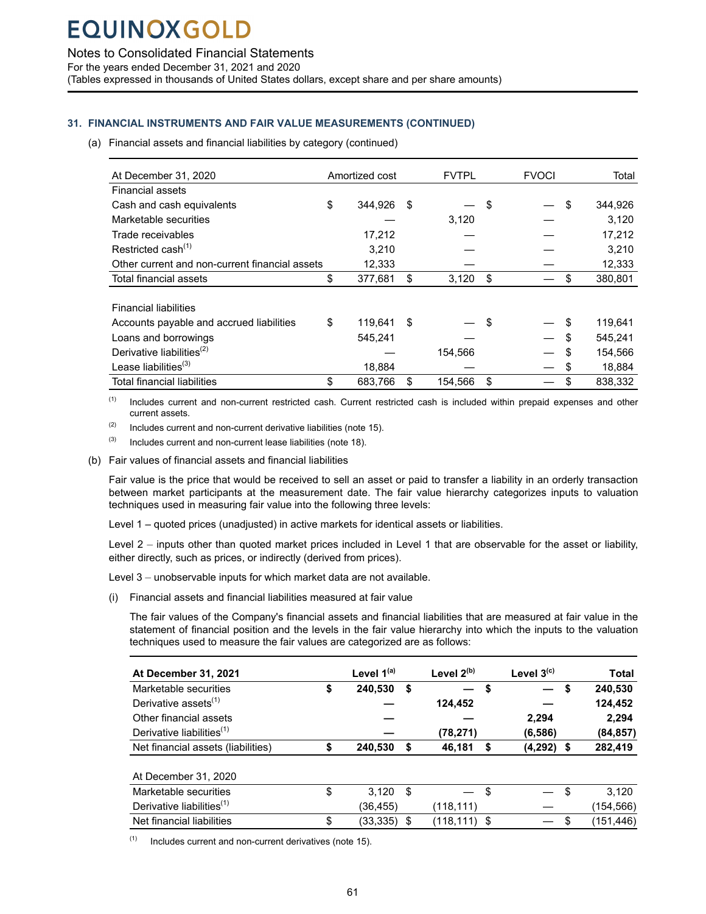## 31. FINANCIAL INSTRUMENTS AND FAIR VALUE MEASUREMENTS (CONTINUED)

(a) Financial assets and financial liabilities by category (continued)

| At December 31, 2020 | Amortized cost | FVTPL | FVOCI | Total |
|---|---|---|---|---|
| Financial assets | | | | |
| Cash and cash equivalents | $ 344,926 | $ — | $ — | $ 344,926 |
| Marketable securities | — | 3,120 | — | 3,120 |
| Trade receivables | 17,212 | — | — | 17,212 |
| Restricted cash[(1)] | 3,210 | — | — | 3,210 |
| Other current and non-current financial assets | 12,333 | — | — | 12,333 |
| Total financial assets | $ 377,681 | $ 3,120 | $ — | $ 380,801 |
| | | | | |
| Financial liabilities | | | | |
| Accounts payable and accrued liabilities | $ 119,641 | $ — | $ — | $ 119,641 |
| Loans and borrowings | 545,241 | — | — | $ 545,241 |
| Derivative liabilities[(2)] | — | 154,566 | — | $ 154,566 |
| Lease liabilities[(3)] | 18,884 | — | — | $ 18,884 |
| Total financial liabilities | $ 683,766 | $ 154,566 | $ — | $ 838,332 |

(1) Includes current and non-current restricted cash. Current restricted cash is included within prepaid expenses and other current assets.

(2) Includes current and non-current derivative liabilities (note 15).

(3) Includes current and non-current lease liabilities (note 18).

(b) Fair values of financial assets and financial liabilities

Fair value is the price that would be received to sell an asset or paid to transfer a liability in an orderly transaction between market participants at the measurement date. The fair value hierarchy categorizes inputs to valuation techniques used in measuring fair value into the following three levels:

Level 1 – quoted prices (unadjusted) in active markets for identical assets or liabilities.

Level 2 – inputs other than quoted market prices included in Level 1 that are observable for the asset or liability, either directly, such as prices, or indirectly (derived from prices).

Level 3 – unobservable inputs for which market data are not available.

(i) Financial assets and financial liabilities measured at fair value

The fair values of the Company's financial assets and financial liabilities that are measured at fair value in the statement of financial position and the levels in the fair value hierarchy into which the inputs to the valuation techniques used to measure the fair values are categorized are as follows:

| **At December 31, 2021** | **Level 1[(a)]** | **Level 2[(b)]** | **Level 3[(c)]** | **Total** |
|---|---|---|---|---|
| Marketable securities | **$ 240,530** | **$ —** | **$ —** | **$ 240,530** |
| Derivative assets[(1)] | **—** | **124,452** | **—** | **124,452** |
| Other financial assets | **—** | **—** | **2,294** | **2,294** |
| Derivative liabilities[(1)] | **—** | **(78,271)** | **(6,586)** | **(84,857)** |
| Net financial assets (liabilities) | **$ 240,530** | **$ 46,181** | **$ (4,292)** | **$ 282,419** |
| | | | | |
| At December 31, 2020 | | | | |
| Marketable securities | $ 3,120 | $ — | $ — | $ 3,120 |
| Derivative liabilities[(1)] | (36,455) | (118,111) | — | (154,566) |
| Net financial liabilities | $ (33,335) | $ (118,111) | $ — | $ (151,446) |

(1) Includes current and non-current derivatives (note 15).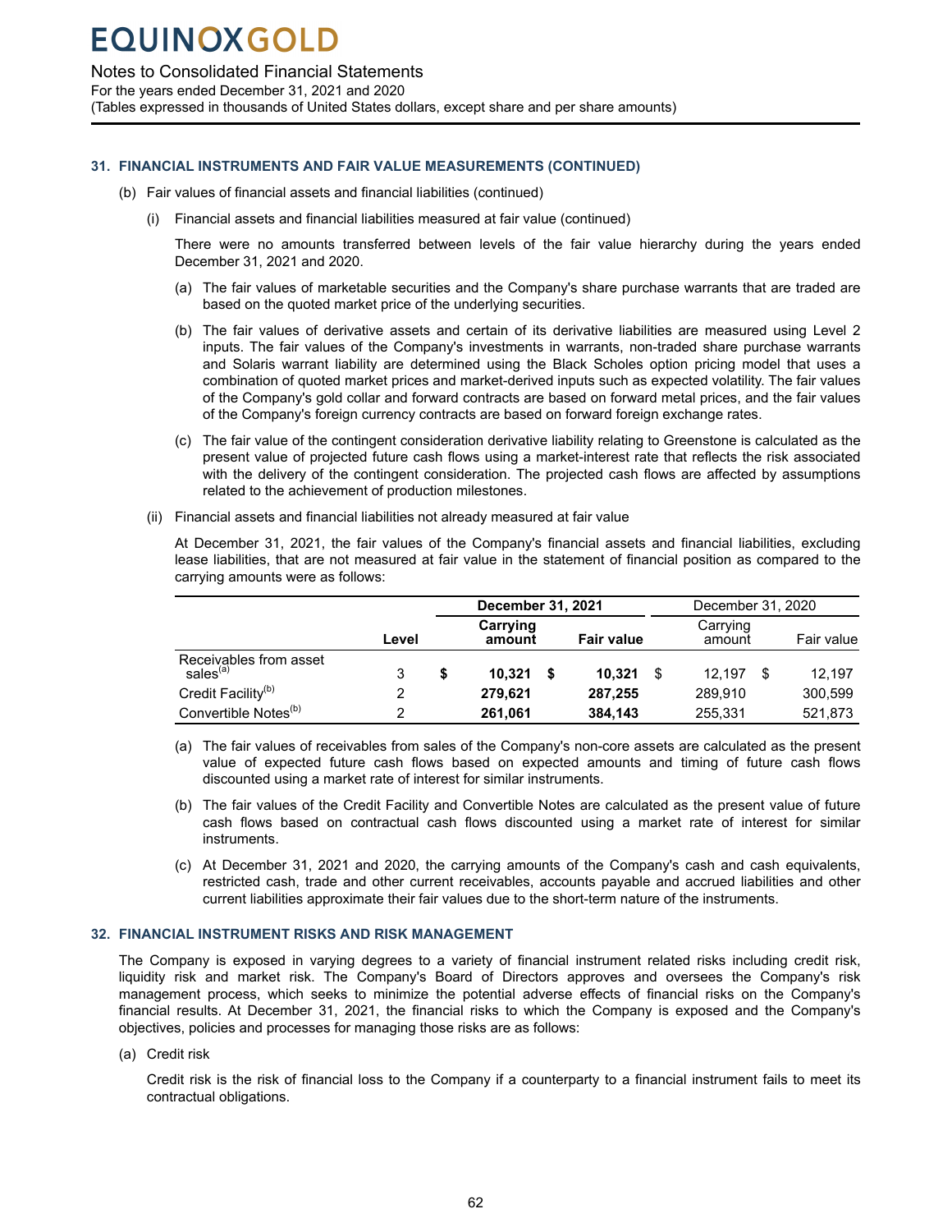## 31. FINANCIAL INSTRUMENTS AND FAIR VALUE MEASUREMENTS (CONTINUED)

(b) Fair values of financial assets and financial liabilities (continued)

(i) Financial assets and financial liabilities measured at fair value (continued)

There were no amounts transferred between levels of the fair value hierarchy during the years ended December 31, 2021 and 2020.

(a) The fair values of marketable securities and the Company's share purchase warrants that are traded are based on the quoted market price of the underlying securities.

(b) The fair values of derivative assets and certain of its derivative liabilities are measured using Level 2 inputs. The fair values of the Company's investments in warrants, non-traded share purchase warrants and Solaris warrant liability are determined using the Black Scholes option pricing model that uses a combination of quoted market prices and market-derived inputs such as expected volatility. The fair values of the Company's gold collar and forward contracts are based on forward metal prices, and the fair values of the Company's foreign currency contracts are based on forward foreign exchange rates.

(c) The fair value of the contingent consideration derivative liability relating to Greenstone is calculated as the present value of projected future cash flows using a market-interest rate that reflects the risk associated with the delivery of the contingent consideration. The projected cash flows are affected by assumptions related to the achievement of production milestones.

(ii) Financial assets and financial liabilities not already measured at fair value

At December 31, 2021, the fair values of the Company's financial assets and financial liabilities, excluding lease liabilities, that are not measured at fair value in the statement of financial position as compared to the carrying amounts were as follows:

| | | **December 31, 2021** | | December 31, 2020 | |
|---|---|---|---|---|---|
| | **Level** | **Carrying amount** | **Fair value** | Carrying amount | Fair value |
| Receivables from asset sales[(a)] | 3 | **$ 10,321** | **$ 10,321** | $ 12,197 | $ 12,197 |
| Credit Facility[(b)] | 2 | **279,621** | **287,255** | 289,910 | 300,599 |
| Convertible Notes[(b)] | 2 | **261,061** | **384,143** | 255,331 | 521,873 |

(a) The fair values of receivables from sales of the Company's non-core assets are calculated as the present value of expected future cash flows based on expected amounts and timing of future cash flows discounted using a market rate of interest for similar instruments.

(b) The fair values of the Credit Facility and Convertible Notes are calculated as the present value of future cash flows based on contractual cash flows discounted using a market rate of interest for similar instruments.

(c) At December 31, 2021 and 2020, the carrying amounts of the Company's cash and cash equivalents, restricted cash, trade and other current receivables, accounts payable and accrued liabilities and other current liabilities approximate their fair values due to the short-term nature of the instruments.

## 32. FINANCIAL INSTRUMENT RISKS AND RISK MANAGEMENT

The Company is exposed in varying degrees to a variety of financial instrument related risks including credit risk, liquidity risk and market risk. The Company's Board of Directors approves and oversees the Company's risk management process, which seeks to minimize the potential adverse effects of financial risks on the Company's financial results. At December 31, 2021, the financial risks to which the Company is exposed and the Company's objectives, policies and processes for managing those risks are as follows:

(a) Credit risk

Credit risk is the risk of financial loss to the Company if a counterparty to a financial instrument fails to meet its contractual obligations.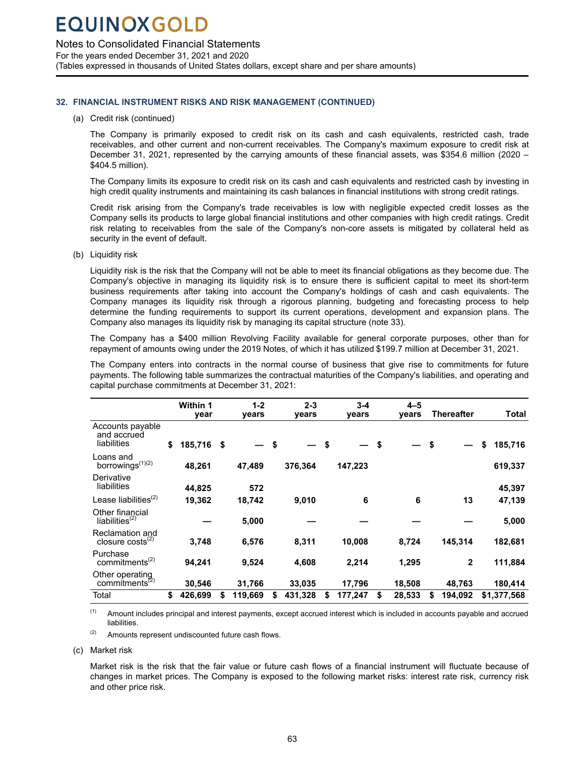## 32. FINANCIAL INSTRUMENT RISKS AND RISK MANAGEMENT (CONTINUED)

(a) Credit risk (continued)

The Company is primarily exposed to credit risk on its cash and cash equivalents, restricted cash, trade receivables, and other current and non-current receivables. The Company's maximum exposure to credit risk at December 31, 2021, represented by the carrying amounts of these financial assets, was $354.6 million (2020 – $404.5 million).

The Company limits its exposure to credit risk on its cash and cash equivalents and restricted cash by investing in high credit quality instruments and maintaining its cash balances in financial institutions with strong credit ratings.

Credit risk arising from the Company's trade receivables is low with negligible expected credit losses as the Company sells its products to large global financial institutions and other companies with high credit ratings. Credit risk relating to receivables from the sale of the Company's non-core assets is mitigated by collateral held as security in the event of default.

(b) Liquidity risk

Liquidity risk is the risk that the Company will not be able to meet its financial obligations as they become due. The Company's objective in managing its liquidity risk is to ensure there is sufficient capital to meet its short-term business requirements after taking into account the Company's holdings of cash and cash equivalents. The Company manages its liquidity risk through a rigorous planning, budgeting and forecasting process to help determine the funding requirements to support its current operations, development and expansion plans. The Company also manages its liquidity risk by managing its capital structure (note 33).

The Company has a $400 million Revolving Facility available for general corporate purposes, other than for repayment of amounts owing under the 2019 Notes, of which it has utilized $199.7 million at December 31, 2021.

The Company enters into contracts in the normal course of business that give rise to commitments for future payments. The following table summarizes the contractual maturities of the Company's liabilities, and operating and capital purchase commitments at December 31, 2021:

| | Within 1 year | 1-2 years | 2-3 years | 3-4 years | 4–5 years | Thereafter | Total |
|---|---|---|---|---|---|---|---|
| Accounts payable and accrued liabilities | $ 185,716 | $ — | $ — | $ — | $ — | $ — | $ 185,716 |
| Loans and borrowings[(1)(2)] | 48,261 | 47,489 | 376,364 | 147,223 | | | 619,337 |
| Derivative liabilities | 44,825 | 572 | | | | | 45,397 |
| Lease liabilities[(2)] | 19,362 | 18,742 | 9,010 | 6 | 6 | 13 | 47,139 |
| Other financial liabilities[(2)] | — | 5,000 | — | — | — | — | 5,000 |
| Reclamation and closure costs[(2)] | 3,748 | 6,576 | 8,311 | 10,008 | 8,724 | 145,314 | 182,681 |
| Purchase commitments[(2)] | 94,241 | 9,524 | 4,608 | 2,214 | 1,295 | 2 | 111,884 |
| Other operating commitments[(2)] | 30,546 | 31,766 | 33,035 | 17,796 | 18,508 | 48,763 | 180,414 |
| Total | $ 426,699 | $ 119,669 | $ 431,328 | $ 177,247 | $ 28,533 | $ 194,092 | $1,377,568 |

(1) Amount includes principal and interest payments, except accrued interest which is included in accounts payable and accrued liabilities.

(2) Amounts represent undiscounted future cash flows.

(c) Market risk

Market risk is the risk that the fair value or future cash flows of a financial instrument will fluctuate because of changes in market prices. The Company is exposed to the following market risks: interest rate risk, currency risk and other price risk.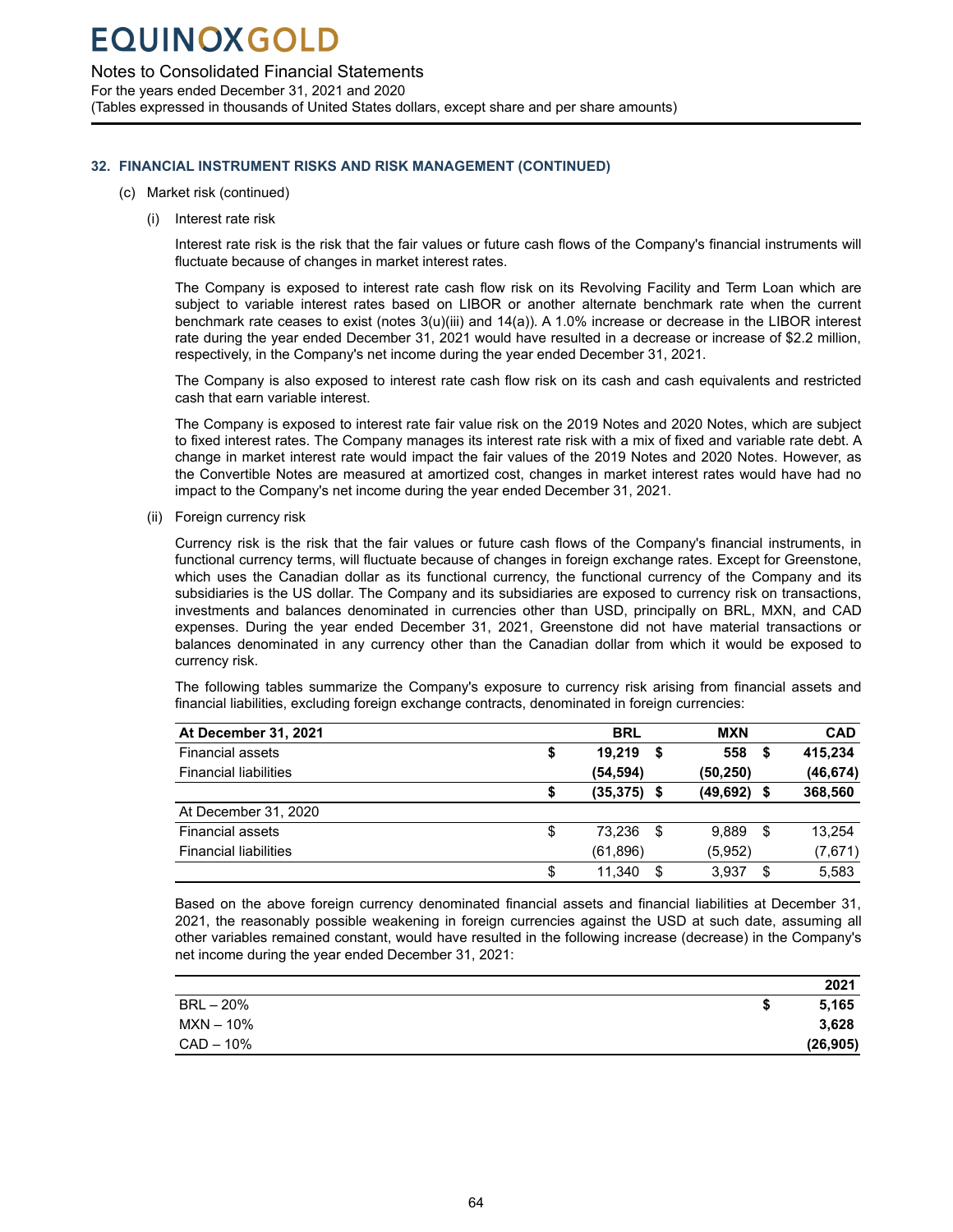## 32. FINANCIAL INSTRUMENT RISKS AND RISK MANAGEMENT (CONTINUED)

(c) Market risk (continued)

(i) Interest rate risk

Interest rate risk is the risk that the fair values or future cash flows of the Company's financial instruments will fluctuate because of changes in market interest rates.

The Company is exposed to interest rate cash flow risk on its Revolving Facility and Term Loan which are subject to variable interest rates based on LIBOR or another alternate benchmark rate when the current benchmark rate ceases to exist (notes 3(u)(iii) and 14(a)). A 1.0% increase or decrease in the LIBOR interest rate during the year ended December 31, 2021 would have resulted in a decrease or increase of $2.2 million, respectively, in the Company's net income during the year ended December 31, 2021.

The Company is also exposed to interest rate cash flow risk on its cash and cash equivalents and restricted cash that earn variable interest.

The Company is exposed to interest rate fair value risk on the 2019 Notes and 2020 Notes, which are subject to fixed interest rates. The Company manages its interest rate risk with a mix of fixed and variable rate debt. A change in market interest rate would impact the fair values of the 2019 Notes and 2020 Notes. However, as the Convertible Notes are measured at amortized cost, changes in market interest rates would have had no impact to the Company's net income during the year ended December 31, 2021.

(ii) Foreign currency risk

Currency risk is the risk that the fair values or future cash flows of the Company's financial instruments, in functional currency terms, will fluctuate because of changes in foreign exchange rates. Except for Greenstone, which uses the Canadian dollar as its functional currency, the functional currency of the Company and its subsidiaries is the US dollar. The Company and its subsidiaries are exposed to currency risk on transactions, investments and balances denominated in currencies other than USD, principally on BRL, MXN, and CAD expenses. During the year ended December 31, 2021, Greenstone did not have material transactions or balances denominated in any currency other than the Canadian dollar from which it would be exposed to currency risk.

The following tables summarize the Company's exposure to currency risk arising from financial assets and financial liabilities, excluding foreign exchange contracts, denominated in foreign currencies:

| **At December 31, 2021** | **BRL** | **MXN** | **CAD** |
|---|---|---|---|
| Financial assets | **$ 19,219** | **$ 558** | **$ 415,234** |
| Financial liabilities | **(54,594)** | **(50,250)** | **(46,674)** |
| | **$ (35,375)** | **$ (49,692)** | **$ 368,560** |
| At December 31, 2020 | | | |
| Financial assets | $ 73,236 | $ 9,889 | $ 13,254 |
| Financial liabilities | (61,896) | (5,952) | (7,671) |
| | $ 11,340 | $ 3,937 | $ 5,583 |

Based on the above foreign currency denominated financial assets and financial liabilities at December 31, 2021, the reasonably possible weakening in foreign currencies against the USD at such date, assuming all other variables remained constant, would have resulted in the following increase (decrease) in the Company's net income during the year ended December 31, 2021:

| | **2021** |
|---|---|
| BRL – 20% | **$ 5,165** |
| MXN – 10% | **3,628** |
| CAD – 10% | **(26,905)** |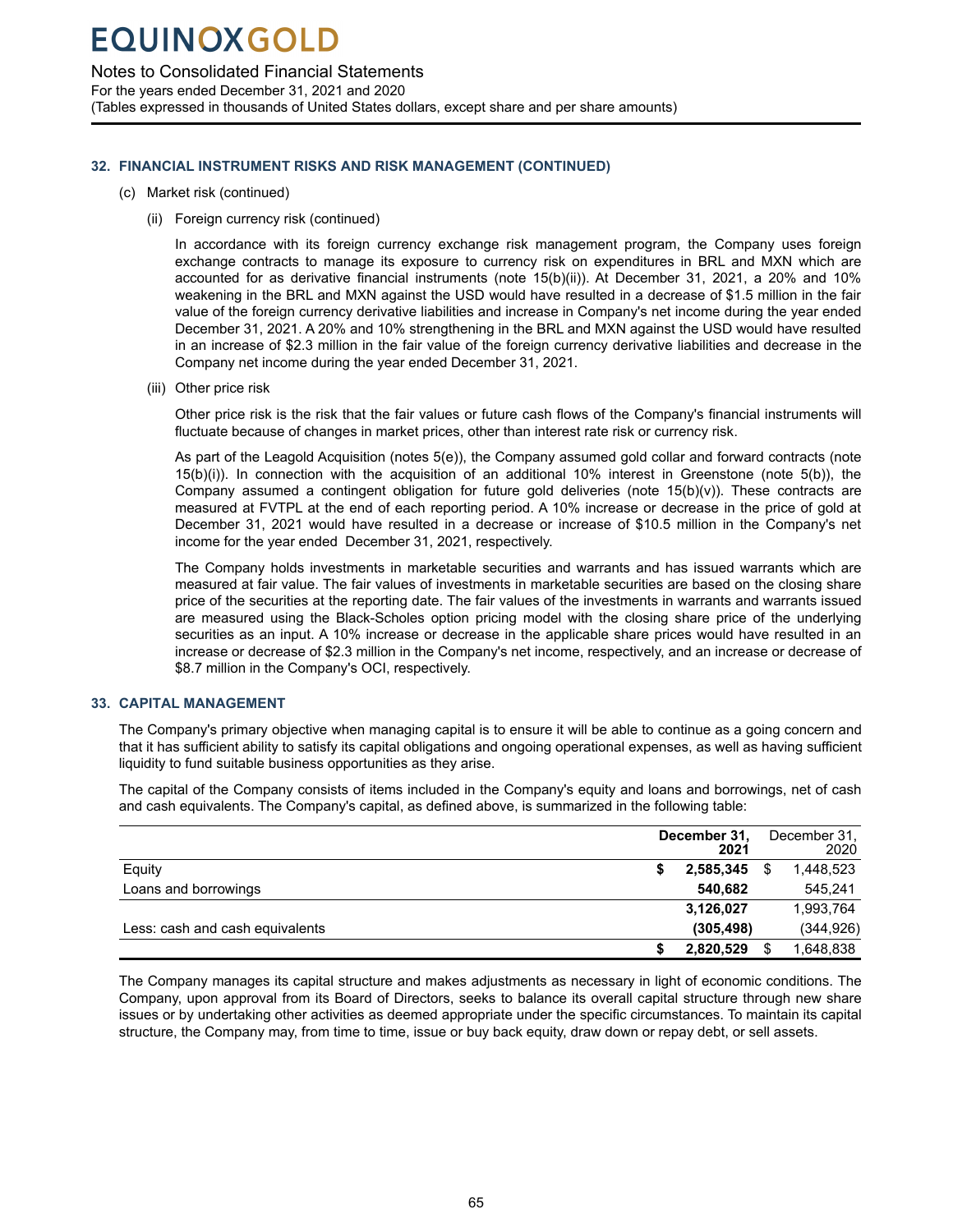## 32. FINANCIAL INSTRUMENT RISKS AND RISK MANAGEMENT (CONTINUED)

(c) Market risk (continued)

(ii) Foreign currency risk (continued)

In accordance with its foreign currency exchange risk management program, the Company uses foreign exchange contracts to manage its exposure to currency risk on expenditures in BRL and MXN which are accounted for as derivative financial instruments (note 15(b)(ii)). At December 31, 2021, a 20% and 10% weakening in the BRL and MXN against the USD would have resulted in a decrease of $1.5 million in the fair value of the foreign currency derivative liabilities and increase in Company's net income during the year ended December 31, 2021. A 20% and 10% strengthening in the BRL and MXN against the USD would have resulted in an increase of $2.3 million in the fair value of the foreign currency derivative liabilities and decrease in the Company net income during the year ended December 31, 2021.

(iii) Other price risk

Other price risk is the risk that the fair values or future cash flows of the Company's financial instruments will fluctuate because of changes in market prices, other than interest rate risk or currency risk.

As part of the Leagold Acquisition (notes 5(e)), the Company assumed gold collar and forward contracts (note 15(b)(i)). In connection with the acquisition of an additional 10% interest in Greenstone (note 5(b)), the Company assumed a contingent obligation for future gold deliveries (note 15(b)(v)). These contracts are measured at FVTPL at the end of each reporting period. A 10% increase or decrease in the price of gold at December 31, 2021 would have resulted in a decrease or increase of $10.5 million in the Company's net income for the year ended December 31, 2021, respectively.

The Company holds investments in marketable securities and warrants and has issued warrants which are measured at fair value. The fair values of investments in marketable securities are based on the closing share price of the securities at the reporting date. The fair values of the investments in warrants and warrants issued are measured using the Black-Scholes option pricing model with the closing share price of the underlying securities as an input. A 10% increase or decrease in the applicable share prices would have resulted in an increase or decrease of $2.3 million in the Company's net income, respectively, and an increase or decrease of $8.7 million in the Company's OCI, respectively.

## 33. CAPITAL MANAGEMENT

The Company's primary objective when managing capital is to ensure it will be able to continue as a going concern and that it has sufficient ability to satisfy its capital obligations and ongoing operational expenses, as well as having sufficient liquidity to fund suitable business opportunities as they arise.

The capital of the Company consists of items included in the Company's equity and loans and borrowings, net of cash and cash equivalents. The Company's capital, as defined above, is summarized in the following table:

| | **December 31, 2021** | December 31, 2020 |
|---|---|---|
| Equity | **$ 2,585,345** | $ 1,448,523 |
| Loans and borrowings | **540,682** | 545,241 |
| | **3,126,027** | 1,993,764 |
| Less: cash and cash equivalents | **(305,498)** | (344,926) |
| | **$ 2,820,529** | $ 1,648,838 |

The Company manages its capital structure and makes adjustments as necessary in light of economic conditions. The Company, upon approval from its Board of Directors, seeks to balance its overall capital structure through new share issues or by undertaking other activities as deemed appropriate under the specific circumstances. To maintain its capital structure, the Company may, from time to time, issue or buy back equity, draw down or repay debt, or sell assets.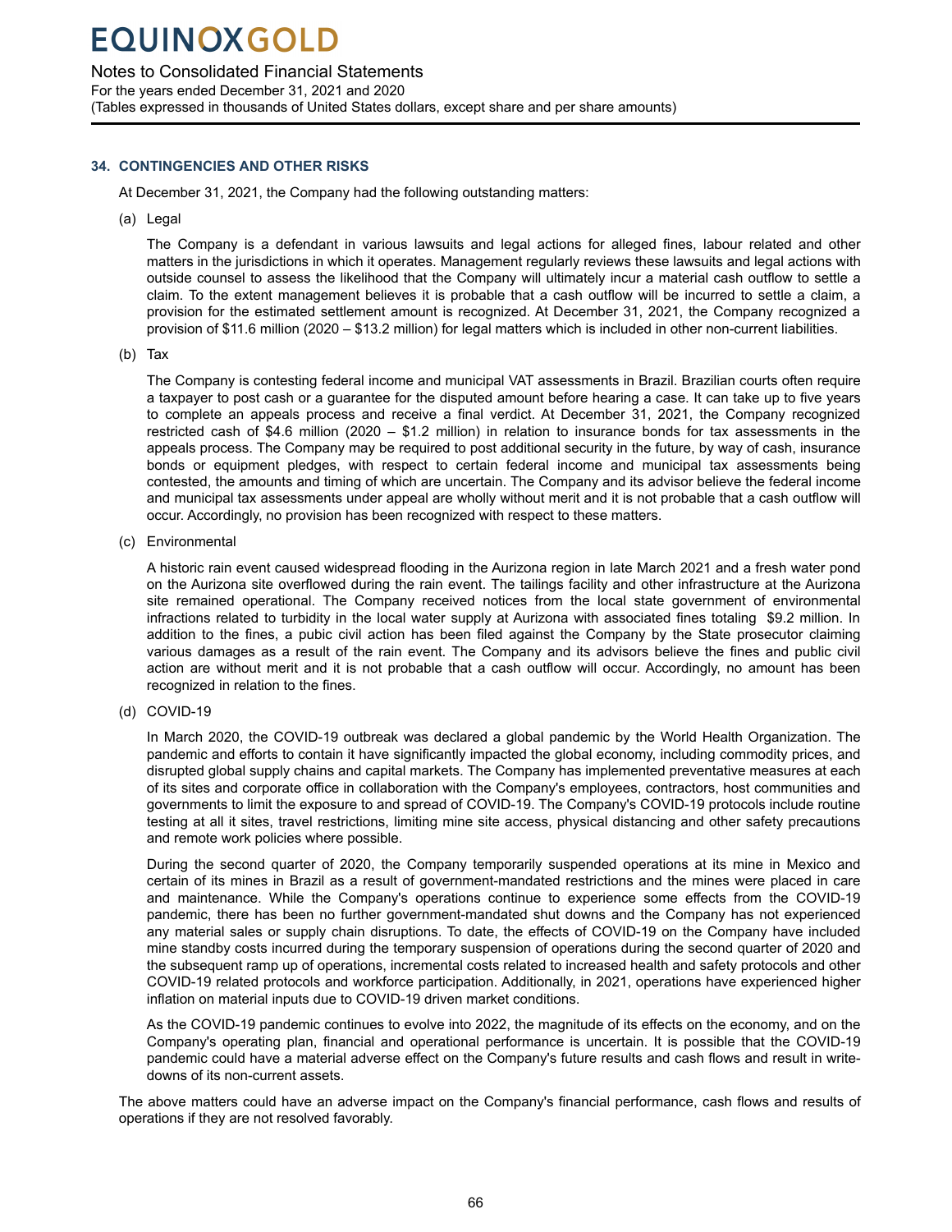## 34. CONTINGENCIES AND OTHER RISKS

At December 31, 2021, the Company had the following outstanding matters:

(a) Legal

The Company is a defendant in various lawsuits and legal actions for alleged fines, labour related and other matters in the jurisdictions in which it operates. Management regularly reviews these lawsuits and legal actions with outside counsel to assess the likelihood that the Company will ultimately incur a material cash outflow to settle a claim. To the extent management believes it is probable that a cash outflow will be incurred to settle a claim, a provision for the estimated settlement amount is recognized. At December 31, 2021, the Company recognized a provision of $11.6 million (2020 – $13.2 million) for legal matters which is included in other non-current liabilities.

(b) Tax

The Company is contesting federal income and municipal VAT assessments in Brazil. Brazilian courts often require a taxpayer to post cash or a guarantee for the disputed amount before hearing a case. It can take up to five years to complete an appeals process and receive a final verdict. At December 31, 2021, the Company recognized restricted cash of $4.6 million (2020 – $1.2 million) in relation to insurance bonds for tax assessments in the appeals process. The Company may be required to post additional security in the future, by way of cash, insurance bonds or equipment pledges, with respect to certain federal income and municipal tax assessments being contested, the amounts and timing of which are uncertain. The Company and its advisor believe the federal income and municipal tax assessments under appeal are wholly without merit and it is not probable that a cash outflow will occur. Accordingly, no provision has been recognized with respect to these matters.

(c) Environmental

A historic rain event caused widespread flooding in the Aurizona region in late March 2021 and a fresh water pond on the Aurizona site overflowed during the rain event. The tailings facility and other infrastructure at the Aurizona site remained operational. The Company received notices from the local state government of environmental infractions related to turbidity in the local water supply at Aurizona with associated fines totaling $9.2 million. In addition to the fines, a pubic civil action has been filed against the Company by the State prosecutor claiming various damages as a result of the rain event. The Company and its advisors believe the fines and public civil action are without merit and it is not probable that a cash outflow will occur. Accordingly, no amount has been recognized in relation to the fines.

(d) COVID-19

In March 2020, the COVID-19 outbreak was declared a global pandemic by the World Health Organization. The pandemic and efforts to contain it have significantly impacted the global economy, including commodity prices, and disrupted global supply chains and capital markets. The Company has implemented preventative measures at each of its sites and corporate office in collaboration with the Company's employees, contractors, host communities and governments to limit the exposure to and spread of COVID-19. The Company's COVID-19 protocols include routine testing at all it sites, travel restrictions, limiting mine site access, physical distancing and other safety precautions and remote work policies where possible.

During the second quarter of 2020, the Company temporarily suspended operations at its mine in Mexico and certain of its mines in Brazil as a result of government-mandated restrictions and the mines were placed in care and maintenance. While the Company's operations continue to experience some effects from the COVID-19 pandemic, there has been no further government-mandated shut downs and the Company has not experienced any material sales or supply chain disruptions. To date, the effects of COVID-19 on the Company have included mine standby costs incurred during the temporary suspension of operations during the second quarter of 2020 and the subsequent ramp up of operations, incremental costs related to increased health and safety protocols and other COVID-19 related protocols and workforce participation. Additionally, in 2021, operations have experienced higher inflation on material inputs due to COVID-19 driven market conditions.

As the COVID-19 pandemic continues to evolve into 2022, the magnitude of its effects on the economy, and on the Company's operating plan, financial and operational performance is uncertain. It is possible that the COVID-19 pandemic could have a material adverse effect on the Company's future results and cash flows and result in write-downs of its non-current assets.

The above matters could have an adverse impact on the Company's financial performance, cash flows and results of operations if they are not resolved favorably.